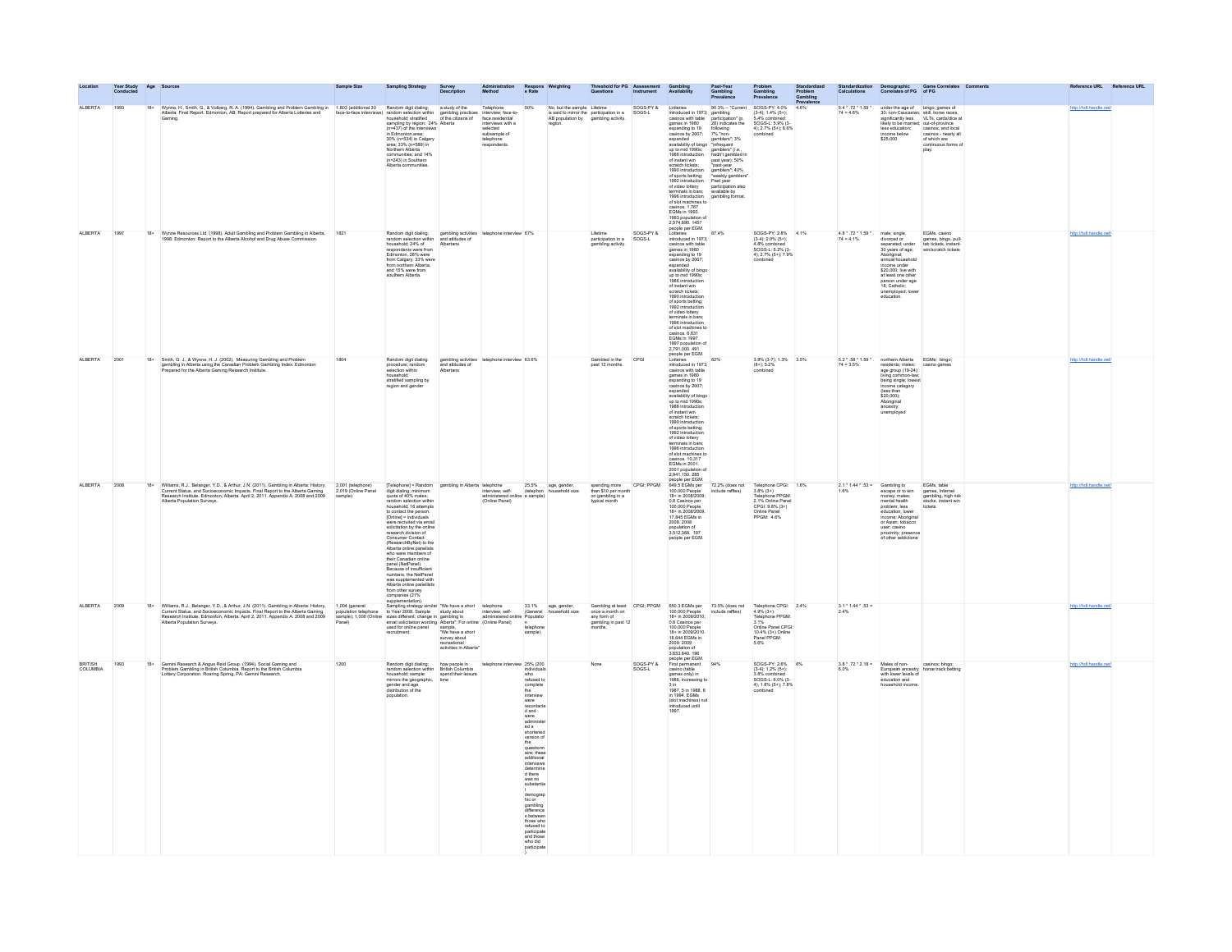| Location | Year Study Conducted | Age | Sources | Sample Size | Sampling Strategy | Survey Description | Administration Method | Response Rate | Weighting | Threshold for PG Questions | Assessment Instrument | Gambling Availability | Past-Year Gambling Prevalence | Problem Gambling Prevalence | Standardized Problem Gambling Prevalence | Standardization Calculations | Demographic Correlates of PG | Game Correlates of PG | Comments | Reference URL | Reference URL |
|---|---|---|---|---|---|---|---|---|---|---|---|---|---|---|---|---|---|---|---|---|---|
| ALBERTA | 1993 | 18+ | Wynne, H., Smith, G., & Volberg, R. A. (1994). Gambling and Problem Gambling in Alberta: Final Report. Edmonton, AB: Report prepared for Alberta Lotteries and Gaming. | 1,803 (additional 30 face-to-face interviews) | Random digit dialing; random selection within household; stratified sampling by region: 24% (n=437) of the interviews in Edmonton area; 30% (n=534) in Calgary area; 33% (n=589) in Northern Alberta communities; and 14% (n=243) in Southern Alberta communities. | a study of the gambling practices of the citizens of Alberta | Telephone interview; face-to-face residential interviews with a selected subsample of telephone respondents. | 50% | No, but the sample is said to mirror the AB population by region. | Lifetime participation in a gambling activity. | SOGS-PY & SOGS-L | Lotteries introduced in 1973; casinos with table games in 1980 expanding to 19 casinos by 2007; expanded availability of bingo up to mid 1990s; 1986 introduction of instant win scratch tickets; 1990 introduction of sports betting; 1992 introduction of video lottery terminals in bars; 1996 introduction of slot machines to casinos. 1,767 EGMs in 1993. 1993 population of 2,574,890. 1457 people per EGM. | 90.3% -- "Current gambling participation" (p. 28) indicates the following: 7% "non-gamblers"; 3% "infrequent gamblers" (i.e., hadn't gambled in past year); 50% "past-year gamblers"; 40% "weekly gamblers". Past year participation also available by gambling format. | SOGS-PY: 4.0% (3-4); 1.4% (5+); 5.4% combined SOGS-L: 5.9% (3-4); 2.7% (5+); 8.6% combined | 4.6% | 5.4 * .72 * 1.59 * .74 = 4.6% | under the age of 30; non-Caucasian; significantly less likely to be married; less education; income below $25,000 | bingo, games of skill, horse races, VLTs, cards/dice at out-of-province casinos, and local casinos - nearly all of which are continuous forms of play. | | http://hdl.handle.net/ | |
| ALBERTA | 1997 | 18+ | Wynne Resources Ltd. (1998). Adult Gambling and Problem Gambling in Alberta, 1998. Edmonton: Report to the Alberta Alcohol and Drug Abuse Commission. | 1821 | Random digit dialing; random selection within household; 24% of respondents were from Edmonton, 28% were from Calgary, 33% were from northern Alberta, and 15% were from southern Alberta. | gambling activities and attitudes of Albertans | telephone interview | 67% | | Lifetime participation in a gambling activity. | SOGS-PY & SOGS-L | Lotteries introduced in 1973; casinos with table games in 1980 expanding to 19 casinos by 2007; expanded availability of bingo up to mid 1990s; 1986 introduction of instant win scratch tickets; 1990 introduction of sports betting; 1992 introduction of video lottery terminals in bars; 1996 introduction of slot machines to casinos. 6,631 EGMs in 1997. 1997 population of 2,791,000. 491 people per EGM. | 87.4% | SOGS-PY: 2.8% (3-4); 2.0% (5+); 4.8% combined SOGS-L: 5.2% (3-4); 2.7% (5+); 7.9% combined | 4.1% | 4.8 * .72 * 1.59 * .74 = 4.1% | male; single, divorced or separated; under 30 years of age; Aboriginal; annual household income under $20,000; live with at least one other person under age 18; Catholic; unemployed; lower education. | EGMs, casino games, bingo, pull-tab tickets, instant-win/scratch tickets | | http://hdl.handle.net/ | |
| ALBERTA | 2001 | 18+ | Smith, G. J., & Wynne, H. J. (2002). Measuring Gambling and Problem gambling in Alberta using the Canadian Problem Gambling Index. Edmonton: Prepared for the Alberta Gaming Research Institute. | 1804 | Random digit dialing procedure; random selection within household; stratified sampling by region and gender | gambling activities and attitudes of Albertans | telephone interview | 63.6% | | Gambled in the past 12 months. | CPGI | Lotteries introduced in 1973; casinos with table games in 1980 expanding to 19 casinos by 2007; expanded availability of bingo up to mid 1990s; 1986 introduction of instant win scratch tickets; 1990 introduction of sports betting; 1992 introduction of video lottery terminals in bars; 1996 introduction of slot machines to casinos. 10,317 EGMs in 2001. 2001 population of 2,941,150. 285 people per EGM. | 82% | 3.9% (3-7); 1.3% (8+); 5.2% combined | 3.5% | 5.2 * .58 * 1.59 * .74 = 3.5% | northern Alberta residents; males; age group (19-24); living common-law; being single; lowest income category (less than $20,000); Aboriginal ancestry; unemployed | EGMs; bingo; casino games | | http://hdl.handle.net/ | |
| ALBERTA | 2008 | 18+ | Williams, R.J., Belanger, Y.D., & Arthur, J.N. (2011). Gambling in Alberta: History, Current Status, and Socioeconomic Impacts. Final Report to the Alberta Gaming Research Institute. Edmonton, Alberta. April 2, 2011. Appendix A: 2008 and 2009 Alberta Population Surveys. | 3,001 (telephone) 2,019 (Online Panel sample) | [Telephone] = Random digit dialing; minimum quota of 40% males; random selection within household; 16 attempts to contact the person. [Online] = individuals were recruited via email solicitation by the online research division of Consumer Contact (ResearchByNet) to the Alberta online panelists who were members of their Canadian online panel (NetPanel). Because of insufficient numbers, the NetPanel was supplemented with Alberta online panellists from other survey companies (21% supplementation). | gambling in Alberta | telephone interview; self-administered online (Online Panel) | 25.5% (telephone sample) | age, gender, household size | spending more than $10 per month on gambling in a typical month | CPGI; PPGM | 649.5 EGMs per 100,000 People 18+ in 2008/2009; 0.8 Casinos per 100,000 People 18+ in 2008/2009. 17,845 EGMs in 2008. 2008 population of 3,512,368. 197 people per EGM. | 72.2% (does not include raffles) | Telephone CPGI: 3.8% (3+) Telephone PPGM: 2.1% Online Panel CPGI: 9.8% (3+) Online Panel PPGM: 4.4% | 1.6% | 2.1 * 1.44 * .53 = 1.6% | Gambling to escape or to win money; males; mental health problem; less education; lower income; Aboriginal or Asian; tobacco user; casino proximity; presence of other addictions | EGMs, table games, Internet gambling, high risk stocks, instant win tickets | | http://hdl.handle.net/ | |
| ALBERTA | 2009 | 18+ | Williams, R.J., Belanger, Y.D., & Arthur, J.N. (2011). Gambling in Alberta: History, Current Status, and Socioeconomic Impacts. Final Report to the Alberta Gaming Research Institute. Edmonton, Alberta. April 2, 2011. Appendix A: 2008 and 2009 Alberta Population Surveys. | 1,004 (general population telephone sample); 1,000 (Online Panel) | Sampling strategy similar to Year 2008. Sample sizes different; change in email solicitation wording used for online panel recruitment. | "We have a short study about gambling in Alberta": For online sample, "We have a short survey about recreational activities in Alberta" | telephone interview; self-administered online (Online Panel) | 33.1% (General Population telephone sample) | age, gender, household size | Gambling at least once a month on any form of gambling in past 12 months. | CPGI; PPGM | 650.3 EGMs per 100,000 People 18+ in 2009/2010; 0.8 Casinos per 100,000 People 18+ in 2009/2010. 18,644 EGMs in 2009. 2009 population of 3,653,840. 196 people per EGM. | 73.5% (does not include raffles) | Telephone CPGI: 4.9% (3+) Telephone PPGM: 3.1% Online Panel CPGI: 10.4% (3+) Online Panel PPGM: 5.6% | 2.4% | 3.1 * 1.44 * .53 = 2.4% | | | | http://hdl.handle.net/ | |
| BRITISH COLUMBIA | 1993 | 18+ | Gemini Research & Angus Reid Group. (1994). Social Gaming and Problem Gambling in British Columbia. Report to the British Columbia Lottery Corporation. Roaring Spring, PA: Gemini Research. | 1200 | Random digit dialing; random selection within household; sample mirrors the geographic, gender and age distribution of the population. | how people in British Columbia spend their leisure time | telephone interview | 25% (200 individuals who refused to complete the interview were reconstacted and were administered a shortened version of the questionnaire; these additional interviews determined there was no substantial demographic or gambling differences between those who refused to participate and those who did participate). | | None | SOGS-PY & SOGS-L | First permanent casino (table games only) in 1986, increasing to 3 in 1987, 5 in 1988, 6 in 1994. EGMs (slot machines) not introduced until 1997. | 94% | SOGS-PY: 2.6% (3-4); 1.2% (5+); 3.8% combined SOGS-L: 6.0% (3-4); 1.8% (5+); 7.8% combined | 6% | 3.8 * .72 * 2.18 = 6.0% | Males of non-European ancestry with lower levels of education and household income. | casinos; bingo; horse track betting | | http://hdl.handle.net/ | |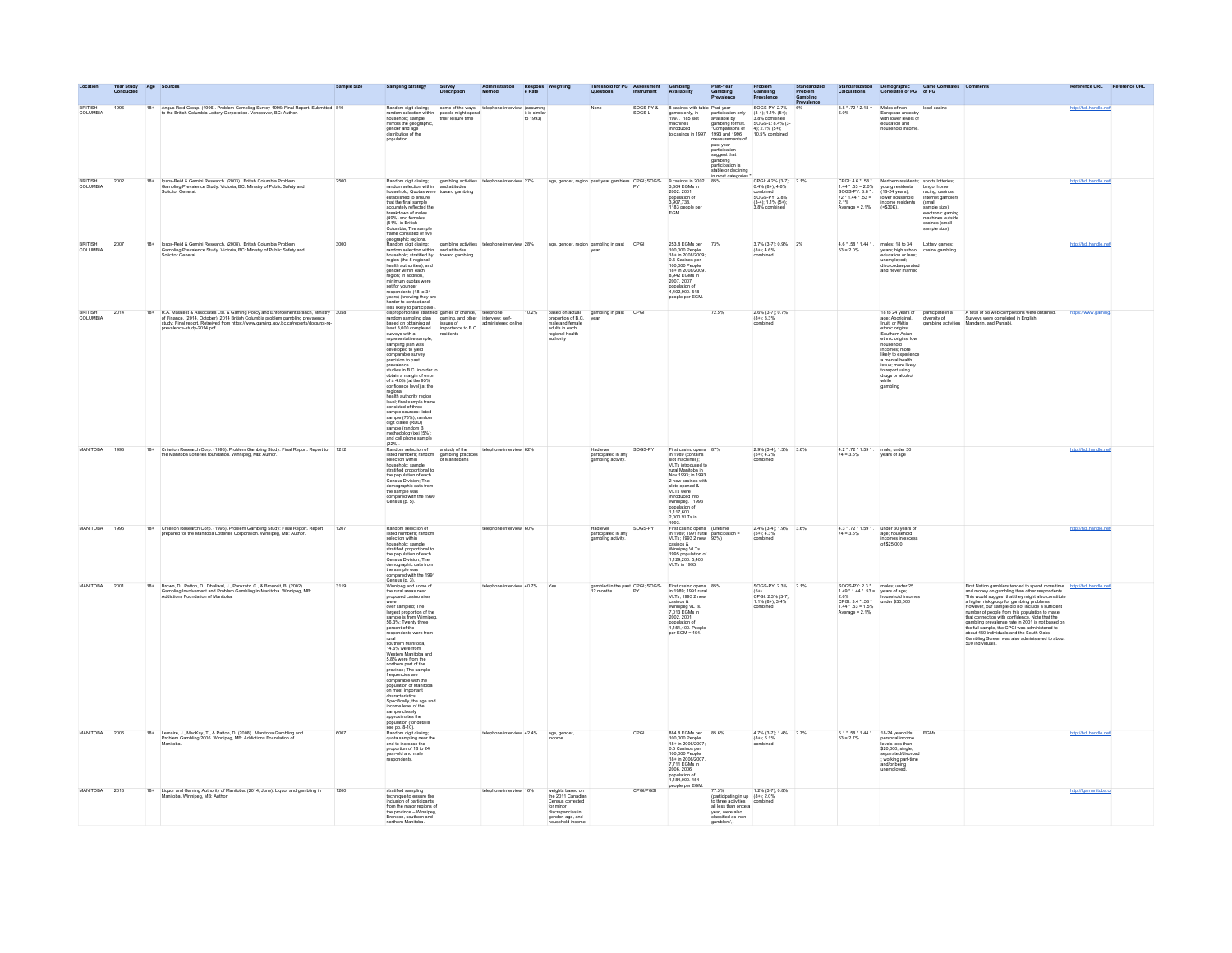| Location | Year Study Conducted | Age | Sources | Sample Size | Sampling Strategy | Survey Description | Administration Method | Response Rate | Weighting | Threshold for PG Questions | Assessment Instrument | Gambling Availability | Past-Year Gambling Prevalence | Problem Gambling Prevalence | Standardized Problem Gambling Prevalence | Standardization Calculations | Demographic Correlates of PG | Game Correlates of PG | Comments | Reference URL | Reference URL |
|---|---|---|---|---|---|---|---|---|---|---|---|---|---|---|---|---|---|---|---|---|---|
| BRITISH COLUMBIA | 1996 | 18+ | Angus Reid Group. (1996). Problem Gambling Survey 1996: Final Report. Submitted to the British Columbia Lottery Corporation. Vancouver, BC: Author. | 810 | Random digit dialing; random selection within household; sample mirrors the geographic, gender and age distribution of the population. | some of the ways people might spend their leisure time | telephone interview | (assuming it is similar to 1993) | | None | SOGS-PY & SOGS-L | 8 casinos with table games only, in 1997. 185 slot machines introduced to casinos in 1997. | Past year participation only available by gambling format. "Comparisons of 1993 and 1996 measurements of past year participation suggest that gambling participation is stable or declining in most categories." | SOGS-PY: 2.7% (3-4); 1.1% (5+); 3.8% combined SOGS-L: 8.4% (3-4); 2.1% (5+); 10.5% combined | 6% | 3.8 * .72 * 2.18 = 6.0% | Males of non-European ancestry with lower levels of education and household income. | local casino | | http://hdl.handle.net/ | |
| BRITISH COLUMBIA | 2002 | 18+ | Ipsos-Reid & Gemini Research. (2003). British Columbia Problem Gambling Prevalence Study. Victoria, BC: Ministry of Public Safety and Solicitor General. | 2500 | Random digit dialing; random selection within household; Quotas were established to ensure that the final sample accurately reflected the breakdown of males (49%) and females (51%) in British Columbia; The sample frame consisted of five geographic regions. | gambling activities and attitudes toward gambling | telephone interview | 27% | age, gender, region | past year gamblers | CPGI; SOGS-PY | 9 casinos in 2002. 3,304 EGMs in 2002. 2001 population of 3,907,738. 1183 people per EGM. | 85% | CPGI: 4.2% (3-7); 0.4% (8+); 4.6% combined SOGS-PY: 2.8% (3-4); 1.1% (5+); 3.8% combined | 2.1% | CPGI: 4.6 * .58 * 1.44 * .53 = 2.0% SOGS-PY: 3.8 * .72 * 1.44 * .53 = 2.1% Average = 2.1% | Northern residents; young residents (18-24 years); lower household income residents (<$30K). | sports lotteries; bingo; horse racing; casinos; Internet gamblers (small sample size); electronic gaming machines outside casinos (small sample size) | | http://hdl.handle.net/ | |
| BRITISH COLUMBIA | 2007 | 18+ | Ipsos-Reid & Gemini Research. (2008). British Columbia Problem Gambling Prevalence Study. Victoria, BC: Ministry of Public Safety and Solicitor General. | 3000 | Random digit dialing; random selection within household; stratified by region (the 5 regional health authorities), and gender within each region; in addition, minimum quotas were set for younger respondents (18 to 34 years) (knowing they are harder to contact and less likely to participate). | gambling activities and attitudes toward gambling | telephone interview | 28% | age, gender, region | gambling in past year | CPGI | 253.8 EGMs per 100,000 People 18+ in 2008/2009; 0.5 Casinos per 100,000 People 18+ in 2008/2009. 8,942 EGMs in 2007. 2007 population of 4,402,900. 518 people per EGM. | 73% | 3.7% (3-7); 0.9% (8+); 4.6% combined | 2% | 4.6 * .58 * 1.44 * .53 = 2.0% | males; 18 to 34 years; high school education or less; unemployed; divorced/separated and never married | Lottery games; casino gambling | | http://hdl.handle.net/ | |
| BRITISH COLUMBIA | 2014 | 18+ | R.A. Malatest & Associates Ltd. & Gaming Policy and Enforcement Branch, Ministry of Finance. (2014, October). 2014 British Columbia problem gambling prevalence study: Final report. Retrieved from https://www.gaming.gov.bc.ca/reports/docs/rpt-rg-prevalence-study-2014.pdf | 3058 | disproportionate stratified random sampling plan based on obtaining at least 3,000 completed surveys with a representative sample; sampling plan was developed to yield comparable survey precision to past prevalence studies in B.C. in order to obtain a margin of error of ± 4.0% (at the 95% confidence level) at the regional health authority region level; final sample frame consisted of three sample sources: listed sample (73%); random digit dialed (RDD) sample (random B methodology)(5%); and cell phone sample (22%). | games of chance, gaming, and other issues of importance to B.C. residents | telephone interview; self-administered online | 10.2% | based on actual proportion of B.C. male and female adults in each regional health authority | gambling in past year | CPGI | | 72.5% | 2.6% (3-7); 0.7% (8+); 3.3% combined | | | 18 to 24 years of age; Aboriginal, Inuit, or Métis ethnic origins; Southern Asian ethnic origins; low household incomes; more likely to experience a mental health issue; more likely to report using drugs or alcohol while gambling | participate in a diversity of gambling activities | A total of 58 web completions were obtained. Surveys were completed in English, Mandarin, and Punjabi. | https://www.gaming. | |
| MANITOBA | 1993 | 18+ | Criterion Research Corp. (1993). Problem Gambling Study: Final Report. Report to the Manitoba Lotteries foundation. Winnipeg, MB: Author. | 1212 | Random selection of listed numbers; random selection within household; sample stratified proportional to the population of each Census Division; The demographic data from the sample was compared with the 1990 Census (p. 5). | a study of the gambling practices of Manitobans | telephone interview | 62% | | Had ever participated in any gambling activity. | SOGS-PY | First casino opens in 1989 (contains slot machines); VLTs introduced to rural Manitoba in Nov 1993; in 1993 2 new casinos with slots opened & VLTs were introduced into Winnipeg. 1993 population of 1,117,600. 2,000 VLTs in 1993. | 67% | 2.9% (3-4); 1.3% (5+); 4.2% combined | 3.6% | 4.2 * .72 * 1.59 * .74 = 3.6% | male; under 30 years of age | | | http://hdl.handle.net/ | |
| MANITOBA | 1995 | 18+ | Criterion Research Corp. (1995). Problem Gambling Study: Final Report. Report prepared for the Manitoba Lotteries Corporation. Winnipeg, MB: Author. | 1207 | Random selection of listed numbers; random selection within household; sample stratified proportional to the population of each Census Division; The demographic data from the sample was compared with the 1991 Census (p. 3). | | telephone interview | 60% | | Had ever participated in any gambling activity. | SOGS-PY | First casino opens in 1989; 1991 rural VLTs; 1993 2 new casinos & Winnipeg VLTs. 1995 population of 1,129,200. 5,400 VLTs in 1995. | (Lifetime participation = 92%) | 2.4% (3-4); 1.9% (5+); 4.3% combined | 3.6% | 4.3 * .72 * 1.59 * .74 = 3.6% | under 30 years of age; household incomes in excess of $25,000 | | | http://hdl.handle.net/ | |
| MANITOBA | 2001 | 18+ | Brown, D., Patton, D., Dhaliwal, J., Pankratz, C., & Broszeit, B. (2002). Gambling Involvement and Problem Gambling in Manitoba. Winnipeg, MB: Addictions Foundation of Manitoba. | 3119 | Winnipeg and some of the rural areas near proposed casino sites were over sampled; The largest proportion of the sample is from Winnipeg, 56.3%; Twenty three percent of the respondents were from rural southern Manitoba, 14.6% were from Western Manitoba and 5.8% were from the northern part of the province; The sample frequencies are comparable with the population of Manitoba on most important characteristics. Specifically, the age and income level of the sample closely approximates the population (for details see pp. 8-10). | | telephone interview | 40.7% | Yes | gambled in the past 12 months | CPGI; SOGS-PY | First casino opens in 1989; 1991 rural VLTs; 1993 2 new casinos & Winnipeg VLTs. 7,013 EGMs in 2002. 2001 population of 1,151,400. People per EGM = 164. | 85% | SOGS-PY: 2.3% (5+) CPGI: 2.3% (3-7); 1.1% (8+); 3.4% combined | 2.1% | SOGS-PY: 2.3 * 1.49 * 1.44 * .53 = 2.6% CPGI: 3.4 * .58 * 1.44 * .53 = 1.5% Average = 2.1% | males; under 25 years of age; household incomes under $30,000 | | First Nation gamblers tended to spend more time and money on gambling than other respondents. This would suggest that they might also constitute a higher risk group for gambling problems. However, our sample did not include a sufficient number of people from this population to make that connection with confidence. Note that the gambling prevalence rate in 2001 is not based on the full sample, the CPGI was administered to about 450 individuals and the South Oaks Gambling Screen was also administered to about 500 individuals. | http://hdl.handle.net/ | |
| MANITOBA | 2006 | 18+ | Lemaire, J., MacKay, T., & Patton, D. (2008). Manitoba Gambling and Problem Gambling 2006. Winnipeg, MB: Addictions Foundation of Manitoba. | 6007 | Random digit dialing; quota sampling near the end to increase the proportion of 18 to 24 year-old and male respondents. | | telephone interview | 42.4% | age, gender, income | | CPGI | 884.8 EGMs per 100,000 People 18+ in 2006/2007; 0.5 Casinos per 100,000 People 18+ in 2006/2007. 7,711 EGMs in 2006. 2006 population of 1,184,000. 154 people per EGM. | 85.6% | 4.7% (3-7); 1.4% (8+); 6.1% combined | 2.7% | 6.1 * .58 * 1.44 * .53 = 2.7% | 18-24 year olds; personal income levels less than $20,000; single, separated/divorced ; working part-time and/or being unemployed. | EGMs | | http://hdl.handle.net/ | |
| MANITOBA | 2013 | 18+ | Liquor and Gaming Authority of Manitoba. (2014, June). Liquor and gambling in Manitoba. Winnipeg, MB: Author. | 1200 | stratified sampling technique to ensure the inclusion of participants from the major regions of the province – Winnipeg, Brandon, southern and northern Manitoba. | | telephone interview | 16% | weights based on the 2011 Canadian Census corrected for minor discrepancies in gender, age, and household income. | | CPGI/PGSI | | 77.3% (participating in up to three activities all less than once a year, were also classified as 'non-gamblers'.) | 1.2% (3-7); 0.8% (8+); 2.0% combined | | | | | | http://lgamanitoba.ca | |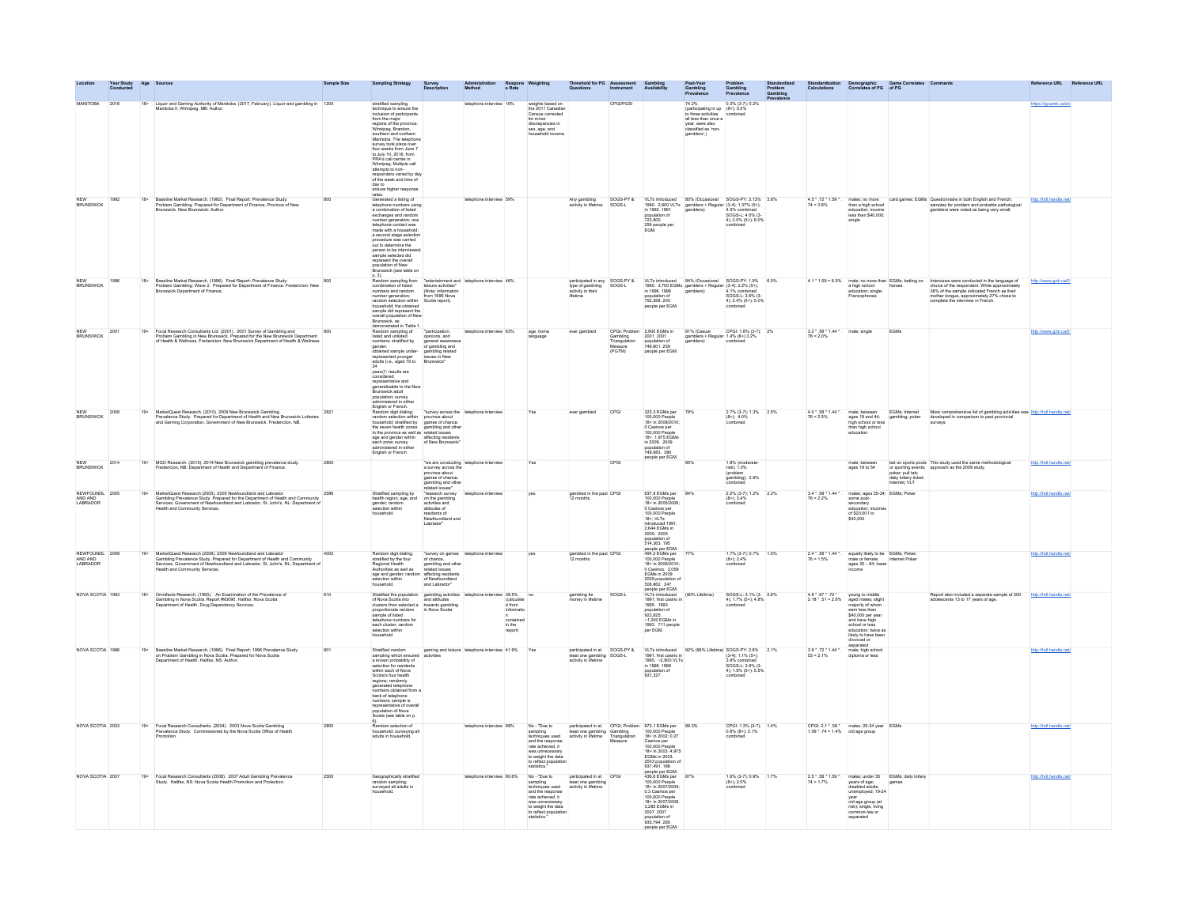| Location | Year Study Conducted | Age | Sources | Sample Size | Sampling Strategy | Survey Description | Administration Method | Response Rate | Weighting | Threshold for PG Questions | Assessment Instrument | Gambling Availability | Past-Year Gambling Prevalence | Problem Gambling Prevalence | Standardized Problem Gambling Prevalence | Standardization Calculations | Demographic Correlates of PG | Game Correlates of PG | Comments | Reference URL | Reference URL |
|---|---|---|---|---|---|---|---|---|---|---|---|---|---|---|---|---|---|---|---|---|---|
| MANITOBA | 2016 | 18+ | Liquor and Gaming Authority of Manitoba. (2017, February). Liquor and gambling in Manitoba II. Winnipeg, MB: Author. | 1200 | stratified sampling technique to ensure the inclusion of participants from the major regions of the province: Winnipeg, Brandon, southern and northern Manitoba. The telephone survey took place over four weeks from June 7 to July 10, 2016, from PRA's call centre in Winnipeg. Multiple call attempts to non-responders varied by day of the week and time of day to ensure higher response rates. | | telephone interview | 16% | weights based on the 2011 Canadian Census corrected for minor discrepancies in sex, age, and household income. | | CPGI/PGSI | | 74.2% (participating in up to three activities all less than once a year, were also classified as 'non-gamblers'.) | 0.3% (3-7); 0.2% (8+); 0.5% combined | | | | | | https://lgcamb.ca/do | |
| NEW BRUNSWICK | 1992 | 18+ | Baseline Market Research. (1992). Final Report: Prevalence Study: Problem Gambling. Prepared for Department of Finance, Province of New Brunswick. New Brunswick: Author. | 800 | Generated a listing of telephone numbers using a combination of listed exchanges and random number generation; one telephone contact was made with a household; a second stage selection procedure was carried out to determine the person to be interviewed; sample selected did represent the overall population of New Brunswick (see table on p. 3). | | telephone interview | 59% | | Any gambling activity in lifetime. | SOGS-PY & SOGS-L | VLTs introduced 1990. 2,800 VLTs in 1992. 1991 population of 723,900. 259 people per EGM. | 80% (Occasional gamblers + Regular gamblers) | SOGS-PY: 3.13% (3-4); 1.37% (5+); 4.5% combined SOGS-L: 4.0% (3-4); 2.0% (5+); 6.0% combined | 3.8% | 4.5 * .72 * 1.59 * .74 = 3.8% | males; no more than a high school education; income less than $40,000; single | card games; EGMs | Questionnaire in both English and French; samples for problem and probable pathological gamblers were noted as being very small. | http://hdl.handle.net/ | |
| NEW BRUNSWICK | 1996 | 18+ | Baseline Market Research. (1996). Final Report: Prevalence Study: Problem Gambling, Wave 2. Prepared for Department of Finance. Fredericton: New Brunswick Department of Finance. | 800 | Random sampling from combination of listed numbers and random number generation; random selection within household; the obtained sample did represent the overall population of New Brunswick, as demonstrated in Table 1. | "entertainment and leisure activities" (Note: information from 1996 Nova Scotia report). | telephone interview | 46% | | participated in any type of gambling activity in lifetime | SOGS-PY & SOGS-L | VLTs introduced 1990. 3,700 EGMs in 1996. 1996 population of 752,268. 203 people per EGM. | 84% (Occasional gamblers + Regular gamblers) | SOGS-PY: 1.9% (3-4); 2.2% (5+); 4.1% combined SOGS-L: 2.6% (3-4); 2.4% (5+); 5.0% combined | 6.5% | 4.1 * 1.59 = 6.5% | male; no more than a high school education; single; Francophones | EGMs; betting on horses | Interviews were conducted in the language of choice of the respondent. While approximately 38% of the sample indicated French as their mother tongue, approximately 27% chose to complete the interview in French. | http://www.gnb.ca/0/ | |
| NEW BRUNSWICK | 2001 | 19+ | Focal Research Consultants Ltd. (2001). 2001 Survey of Gambling and Problem Gambling in New Brunswick. Prepared for the New Brunswick Department of Health & Wellness. Fredericton: New Brunswick Department of Health & Wellness. | 800 | Random sampling of listed and unlisted numbers; stratified by gender; obtained sample under-represented younger adults (i.e., aged 19 to 24 years)*; results are considered representative and generalizable to the New Brunswick adult population; survey administered in either English or French. | "participation, opinions, and general awareness of gambling and gambling related issues in New Brunswick" | telephone interview | 63% | age, home language | ever gambled | CPGI; Problem Gambling Triangulation Measure (PGTM) | 2,900 EGMs in 2001. 2001 population of 749,801. 259 people per EGM. | 81% (Casual gamblers + Regular gamblers) | CPGI: 1.8% (3-7); 1.4% (8+);3.2% combined | 2% | 3.2 * .58 * 1.44 * .76 = 2.0% | male; single | EGMs | | http://www.gnb.ca/0/ | |
| NEW BRUNSWICK | 2009 | 19+ | MarketQuest Research. (2010). 2009 New Brunswick Gambling Prevalence Study. Prepared for Department of Health and New Brunswick Lotteries and Gaming Corporation, Government of New Brunswick. Fredericton, NB. | 2821 | Random digit dialing; random selection within household; stratified by the seven health zones in the province as well as age and gender within each zone; survey administered in either English or French | "survey across the province about games of chance, gambling and other related issues affecting residents of New Brunswick" | telephone interview | | Yes | ever gambled | CPGI | 323.3 EGMs per 100,000 People 18+ in 2009/2010; 0 Casinos per 100,000 People 18+; 1,979 EGMs in 2009. 2009 population of 749,983. 380 people per EGM. | 78% | 2.7% (3-7); 1.3% (8+); 4.0% combined | 2.5% | 4.0 * .58 * 1.44 * .76 = 2.5% | male; between ages 19 and 44; high school or less than high school education | EGMs; Internet gambling; poker | More comprehensive list of gambling activities was developed in comparison to past provincial surveys. | http://hdl.handle.net/ | |
| NEW BRUNSWICK | 2014 | 19+ | MQO Research. (2015). 2014 New Brunswick gambling prevalence study. Fredericton, NB: Department of Health and Department of Finance. | 2800 | | "we are conducting a survey across the province about games of chance, gambling and other related issues" | telephone interview | | Yes | | CPGI | | 85% | 1.8% (moderate-risk); 1.0% (problem gambling); 2.8% combined | | | male; between ages 19 to 54 | bet on sports pools or sporting events; poker; pull tab; daily lottery ticket; Internet; VLT | This study used the same methodological approach as the 2009 study. | http://hdl.handle.net/ | |
| NEWFOUNDLAND AND LABRADOR | 2005 | 19+ | MarketQuest Research(2005). 2005 Newfoundland and Labrador Gambling Prevalence Study. Prepared for the Department of Health and Community Services, Government of Newfoundland and Labrador. St. John's, NL: Department of Health and Community Services. | 2596 | Stratified sampling by health region, age, and gender; random selection within household. | "research survey on the gambling activities and attitudes of residents of Newfoundland and Labrador" | telephone interview | | yes | gambled in the past 12 months | CPGI | 637.9 EGMs per 100,000 People 18+ in 2005/2006; 0 Casinos per 100,000 People 18+; VLTs introduced 1991. 2,644 EGMs in 2005. 2005 population of 514,363. 195 people per EGM. | 84% | 2.2% (3-7); 1.2% (8+); 3.4% combined | 2.2% | 3.4 * .58 * 1.44 * .76 = 2.2% | males; ages 25-34; some post-secondary education; incomes of $20,001 to $40,000 | EGMs; Poker | | http://hdl.handle.net/ | |
| NEWFOUNDLAND AND LABRADOR | 2009 | 19+ | MarketQuest Research(2009). 2009 Newfoundland and Labrador Gambling Prevalence Study. Prepared for the Department of Health and Community Services, Government of Newfoundland and Labrador. St. John's, NL: Department of Health and Community Services. | 4002 | Random digit dialing; stratified by the four Regional Health Authorities as well as age and gender; random selection within household. | "survey on games of chance, gambling and other related issues affecting residents of Newfoundland and Labrador" | telephone interview | | yes | gambled in the past 12 months | CPGI | 494.2 EGMs per 100,000 People 18+ in 2009/2010; 0 Casinos; 2,059 EGMs in 2009. 2009 population of 508,662. 247 people per EGM. | 77% | 1.7% (3-7); 0.7% (8+); 2.4% combined | 1.5% | 2.4 * .58 * 1.44 * .76 = 1.5% | equally likely to be male or female; ages 35 – 64; lower income | EGMs; Poker; Internet Poker | | http://hdl.handle.net/ | |
| NOVA SCOTIA | 1993 | 18+ | Omnifacts Research. (1993). An Examination of the Prevalence of Gambling in Nova Scotia. Report #93090. Halifax: Nova Scotia Department of Health, Drug Dependency Services. | 810 | Stratified the population of Nova Scotia into clusters then selected a proportionate random sample of listed telephone numbers for each cluster; random selection within household | gambling activities and attitudes towards gambling in Nova Scotia | telephone interview | 39.5% (calculated from information contained in the report) | no | gambling for money in lifetime | SOGS-L | VLTs introduced 1991; first casino in 1995. 1993 population of 923,925. ~1,300 EGMs in 1993. 711 people per EGM. | (80% Lifetime) | SOGS-L: 3.1% (3-4); 1.7% (5+); 4.8% combined | 2.6% | 4.8 * .67 * .72 * 2.18 * .51 = 2.6% | young to middle aged males; slight majority of whom earn less than $40,000 per year and have high school or less education; twice as likely to have been divorced or separated | | Report also included a separate sample of 300 adolescents 13 to 17 years of age. | http://hdl.handle.net/ | |
| NOVA SCOTIA | 1996 | 19+ | Baseline Market Research. (1996). Final Report: 1996 Prevalence Study on Problem Gambling in Nova Scotia. Prepared for Nova Scotia Department of Health. Halifax, NS: Author. | 801 | Stratified random sampling which ensured a known probability of selection for residents within each of Nova Scotia's four health regions; randomly generated telephone numbers obtained from a bank of telephone numbers; sample is representative of overall population of Nova Scotia (see table on p. 6). | gaming and leisure activities | telephone interview | 41.9% | Yes | participated in at least one gambling activity in lifetime | SOGS-PY & SOGS-L | VLTs introduced 1991; first casino in 1995. ~2,900 VLTs in 1996. 1996 population of 931,327. | 92% (96% Lifetime) | SOGS-PY: 2.8% (3-4); 1.1% (5+); 3.9% combined SOGS-L: 3.6% (3-4); 1.9% (5+); 5.5% combined | 2.1% | 3.9 * .72 * 1.44 * .53 = 2.1% | male; high school diploma or less | | | http://hdl.handle.net/ | |
| NOVA SCOTIA | 2003 | 19+ | Focal Research Consultants. (2004). 2003 Nova Scotia Gambling Prevalence Study. Commissioned by the Nova Scotia Office of Health Promotion. | 2800 | Random selection of household; surveying all adults in household. | | telephone interview | 68% | No - "Due to sampling techniques used and the response rate achieved, it was unnecessary to weight the data to reflect population statistics." | participated in at least one gambling activity in lifetime | CPGI; Problem Gambling Triangulation Measure | 673.1 EGMs per 100,000 People 18+ in 2002; 0.27 Casinos per 100,000 People 18+ in 2003. 4,975 EGMs in 2003. 2003 population of 937,491. 188 people per EGM. | 89.3% | CPGI: 1.3% (3-7); 0.8% (8+); 2.1% combined | 1.4% | CPGI: 2.1 * .58 * 1.59 * .74 = 1.4% | males; 25-34 year old age group | EGMs | | http://hdl.handle.net/ | |
| NOVA SCOTIA | 2007 | 19+ | Focal Research Consultants (2008). 2007 Adult Gambling Prevalence Study. Halifax, NS: Nova Scotia Health Promotion and Protection. | 2500 | Geographically stratified random sampling; surveyed all adults in household. | | telephone interview | 60.6% | No - "Due to sampling techniques used and the response rate achieved, it was unnecessary to weight the data to reflect population statistics." | participated in at least one gambling activity in lifetime | CPGI | 436.6 EGMs per 100,000 People 18+ in 2007/2008; 0.3 Casinos per 100,000 People 18+ in 2007/2008. 3,285 EGMs in 2007. 2007 population of 935,794. 285 people per EGM. | 87% | 1.6% (3-7); 0.9% (8+); 2.5% combined | 1.7% | 2.5 * .58 * 1.59 * .74 = 1.7% | males; under 35 years of age; disabled adults; unemployed; 19-24 year old age group (at risk); single, living common-law or separated | EGMs; daily lottery games | | http://hdl.handle.net/ | |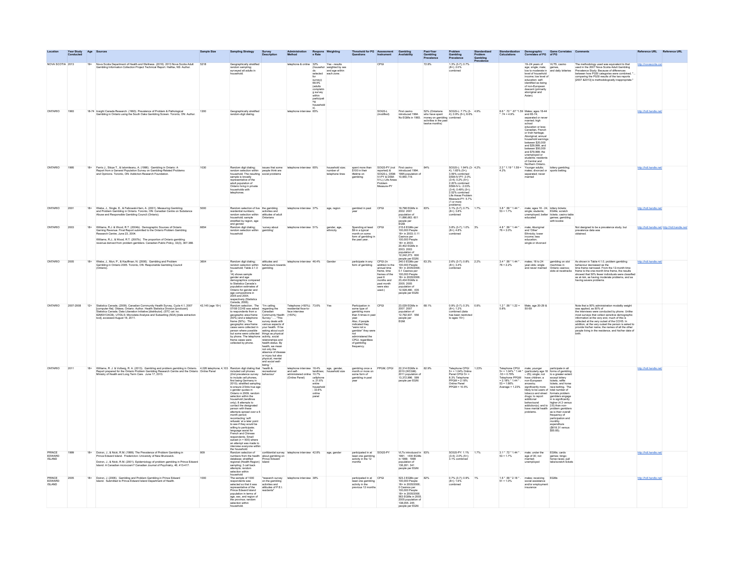| Location | Year Study Conducted | Age | Sources | Sample Size | Sampling Strategy | Survey Description | Administration Method | Response Rate | Weighting | Threshold for PG Questions | Assessment Instrument | Gambling Availability | Past-Year Gambling Prevalence | Problem Gambling Prevalence | Standardized Problem Gambling Prevalence | Standardization Calculations | Demographic Correlates of PG | Game Correlates of PG | Comments | Reference URL | Reference URL |
|---|---|---|---|---|---|---|---|---|---|---|---|---|---|---|---|---|---|---|---|---|---|
| NOVA SCOTIA | 2013 | 19+ | Nova Scotia Department of Health and Wellness. (2016). 2013 Nova Scotia Adult Gambling Information Collection Project Technical Report. Halifax, NS: Author. | 5218 | Geographically stratified random sampling; surveyed all adults in household. | | telephone & online | 32% (household selected for survey); 68.9% (adults completing survey within participating households). | Yes - results weighted by sex and age within each zone. | | CPGI | | 72.8% | 1.3% (3-7); 0.7% (8+); 2.0% combined | | | 19–24 years of age; single; male; low to moderate in level of household income; low level of education; self-identified as being of non-European descent (primarily aboriginal and Asian). | VLTs, casino games, and daily lotteries | The methodology used was equivalent to that used in the 2007 Nova Scotia Adult Gambling Prevalence Study. Because of differences between how PGSI categories were combined, "...comparing the PGSI results of the two reports [2007 &2013] is methodologically inappropriate." | http://novascotia.ca/ | |
| ONTARIO | 1993 | 18-74 | Insight Canada Research. (1993). Prevalence of Problem & Pathological Gambling in Ontario using the South Oaks Gambling Screen. Toronto, ON: Author. | 1200 | Geographically stratified random-digit dialing. | | telephone interview | 65% | | | SOGS-L (modified) | First casino introduced 1994. No EGMs in 1993. | 52% (Ontarians who have spent money on gambling activities in the past twelve months) | SOGS-L: 7.7% (3-4); 0.9% (5+); 8.6% combined | 4.9% | 8.6 * .72 * .67 * 1.59 * .74 = 4.9% | Males; ages 18-44 and 65-74; separated or never married; high school education or less; Canadian, French or Irish heritage; Aboriginal; annual household earnings between $20,000 and $29,999, and between $50,000 and $79,999; the unemployed or students; residents of Central and Northern Ontario. | | | http://hdl.handle.net/ | |
| ONTARIO | 1995 | 18+ | Ferris J., Stirpe T., & Ialomiteanu, A. (1996). Gambling in Ontario: A Report from a General Population Survey on Gambling-Related Problems and Opinions. Toronto, ON: Addiction Research Foundation. | 1030 | Random digit dialing; random selection within household. The resulting sample is broadly representative of the adult population of Ontario living in private households with telephones. | issues that some people think are social problems | telephone interview | 65% | household size; number of telephone lines | spent more than $100 in their lifetime on gambling | SOGS-PY (not reported) & SOGS-L; DSM-IV-PY & DSM-IV-L; Life Areas Problem Measure-PY | First casino introduced 1994. 1995 population of 10,950,119. | 84% | SOGS-L: 1.94% (3-4); 1.65% (5+); 3.59% combined DSM-IV-PY: 2.0% (3-4); 0.2% (5+); 2.20% combined DSM-IV-L: 2.03% (3-4); 0.49% (5+); 2.52% combined Life Areas Problem Measure-PY: 5.7% (1 or more problems) | 4.2% | 2.2 * 1.19 * 1.59 = 4.2% | Younger adults; males; divorced or separated; never married | lottery gambling; sports betting | | http://hdl.handle.net/ | |
| ONTARIO | 2001 | 18+ | Wiebe, J., Single, E., & Falkowski-Ham, A. (2001). Measuring Gambling and Problem Gambling in Ontario. Toronto, ON: Canadian Centre on Substance Abuse and Responsible Gambling Council (Ontario). | 5000 | Random selection of live residential numbers; random selection within household; sample stratified by region, age and gender | the gambling activities and attitudes of adult Ontarians | telephone interview | 37% | age, region | gambled in past year | CPGI | 19,798 EGMs in 2002. 2001 population of 11,896,663. 601 people per EGM. | 83% | 3.1% (3-7); 0.7% (8+); 3.8% combined | 1.7% | 3.8 * .58 * 1.44 * .53 = 1.7% | male; ages 18 - 24; single; students; unemployed; better educated | lottery tickets; EGMs; scratch tickets; casino table games; gambling with bookie | | http://hdl.handle.net/ | |
| ONTARIO | 2003 | 18+ | Williams, R.J. & Wood, R.T. (2004b). Demographic Sources of Ontario Gaming Revenue. Final Report submitted to the Ontario Problem Gambling Research Centre, June 23, 2004.<br><br>Williams, R.J., & Wood, R.T. (2007b). The proportion of Ontario gambling revenue derived from problem gamblers. Canadian Public Policy, 33(3), 367-386. | 6654 | Random digit dialing; random selection within household | "survey about gambling" | telephone interview | 51% | gender, age, ethnicity | Spending at least $9 in a typical month on some form of gambling in the past year. | CPGI | 215.6 EGMs per 100,000 People 18+ in 2003; 0.11 Casinos per 100,000 People 18+ in 2003. 20,402 EGMs in 2003. 2003 population of 12,242,273. 600 people per EGM. | | 3.8% (3-7); 1.0% (8+); 4.8% combined | 3% | 4.8 * .58 * 1.44 * .76 = 3.0% | male; Aboriginal and 'Other' Ethnicity; lower income; less education; single or divorced | | Not designed to be a prevalence study, but prevalence data was obtained. | http://hdl.handle.net/ | http://hdl.handle.net/ |
| ONTARIO | 2005 | 18+ | Wiebe, J., Mun, P., & Kauffman, N. (2006). Gambling and Problem Gambling in Ontario 2005. Toronto, ON: Responsible Gambling Council (Ontario). | 3604 | Random digit dialing; random selection within household; Table 2.1.0 (p. 14) shows sample gender and age demographics compared to Statistics Canada's population estimates of Ontario for gender and age compositions in 2005 and 2004, respectively (Statistics Canada, 2006). | attitudes and behaviours towards gambling | telephone interview | 46.4% | Gender | participate in any form of gambling | CPGI (In addition to the annual time frame, time frames of the past 6 months and past month were also used.) | 240.0 EGMs per 100,000 People 18+ in 2005/2006; 0.1 Casinos per 100,000 People 18+ in 2005/2006. 23,434 EGMs in 2005. 2005 population of 12,528,480. 435 people per EGM. | 63.3% | 2.6% (3-7); 0.8% (8+); 3.4% combined | 2.2% | 3.4 * .58 * 1.44 * .76 = 2.2% | males; 18 to 24 year-olds; single and never married | gambling on slot machines in Ontario casinos; slots at racetracks | As shown in Table 4.1.0, problem gambling behaviour decreased as the time frame narrowed. From the 12-month time frame to the one-month time frame, the results showed that 50% fewer individuals were classified as at risk, as having moderate problems, and as having severe problems. | http://hdl.handle.net/ | |
| ONTARIO | 2007-2008 | 12+ | Statistics Canada. (2009). Canadian Community Health Survey, Cycle 4.1, 2007 [computer file]. Ottawa, Ontario: Author. Health Statistics Division [producer]. Statistics Canada. Data Liberation Initiative [distributor]. (STC cat. no. 82M0013XCB). UTIOLS: Microdata Analysis and Subsetting (SDA) [data extraction tool], accessed August 18, 2011. | 42,145 (age 15+) | Random selection. The 07/08 CCHS was asked to respondents from a geographic area frame (50%) and a telephone frame (50%). The geographic area frame cases were collected in person where possible but some were collected by phone. The telephone frame cases were collected by phone. | "I'm calling regarding the Canadian Community Health Survey." ..."This survey deals with various aspects of your health. I'll be asking about such things as physical activity, social relationships and health status. By health, we mean not only the absence of disease or injury but also physical, mental and social well-being." | Telephone (≈50%); residential face-to-face interview (≈50%) | 73.6% | Yes | Participation in some type of gambling more than 5 times in past year. Also, if people indicated they "were not a gambler" they were not administered the CPGI, regardless of gambling frequency. | CPGI | 23,029 EGMs in 2007. 2007 population of 12,792,937. 556 people per EGM. | 68.1% | 0.9% (3-7); 0.3% (8+); 1.2% combined (data has been restricted to ages 15+) | 0.8% | 1.2 * .58 * 1.22 = 0.8% | Male, age 20-29 & 50-59 | | Note that a 50% administration modality weight was applied, as 50% of the interviews were conducted by phone. Unlike most surveys that collect sensitive demographic information at the very end, much of this is collected at the very outset of the CCHS. In addition, at the very outset the person is asked to provide his/her name, the names of all the other people living in the residence, and his/her date of birth. | http://hdl.handle.net/ | |
| ONTARIO | 2011 | 18+ | Williams, R. J. & Volberg, R. A. (2013). Gambling and problem gambling in Ontario. Report prepared for the Ontario Problem Gambling Research Centre and the Ontario Ministry of Health and Long Term Care. June 17, 2013. | 4,026 telephone; 4,103 Online Panel | Random digit dialing that included cell phones (2nd prevalence survey to include cell phones, first being Germany in 2010); stratified sampling to ensure 2/3rds true age x gender quotas in Ontario in 2009; random selection within the household (landlines only); 8 attempts to contact the designated person with these attempts spread over a 6 month period; recontacting 'soft refusals' at a later point to see if they would be willing to participate; language assist for French and Chinese respondents. Small subset (n = 500) where an attempt was made to interview everyone within the household. | 'health & recreational behaviour' | telephone interview and self-administered online (Online Panel) | 18.4% landlines; 10.7% cellphones; 21.6% entire household; 33.6% online panel | age, gender, household size | gambling once a month or more on some form of gambling in past year | PPGM, CPGI | 22,314 EGMs in 2010 (WCGM). 2011 population of 13,372,996. 599 people per EGM. | 82.9% | Telephone CPGI 5+ = 1.04% Online Panel CPGI 5+ = 8.3% Telephone PPGM = 2.18% Online Panel PPGM = 10.5% | 1.23% | Telephone CPGI 5+ = 1.04% * 1.44 * .53 = 0.79% Telephone PPGM = 2.18% * 1.44 * .53 = 1.66% Average = 1.23% | male; younger (particularly age 18 - 25); single; not have children; a non-European ancestry; significantly more likely to be users of tobacco and street drugs; to report additional behavioural addiction(s); and to have mental health problems. | participate in all forms of gambling to a greater extent except lottery tickets, raffle tickets, and horse race betting. The total number of formats problem gamblers engage in is significantly higher (4.3 versus 2.6) than non-problem gamblers as is their overall frequency of participation and monthly expenditure ($618.31 versus $55.85). | | http://hdl.handle.net/ | |
| PRINCE EDWARD ISLAND | 1999 | 18+ | Doiron, J., & Nicki, R.M. (1999). The Prevalence of Problem Gambling in Prince Edward Island. Fredericton: University of New Brunswick.<br><br>Doiron, J., & Nicki, R.M. (2001). Epidemiology of problem gambling in Prince Edward Island: A Canadian microcosm? Canadian Journal of Psychiatry, 46, 413-417. | 809 | Random selection of numbers from the health database; stratified regional (Health Region) sampling; 3 call back attempts; random selection within household | confidential survey about gambling on Prince Edward Island | telephone interview | 42.8% | age, gender | participated in at least one gambling activity in the 12 months | SOGS-PY | VLTs introduced in 1991. ~400 EGMs in 1999. 1999 population of 136,281. 341 people per EGM. | 83% | SOGS-PY: 1.1% (3-4); 2.0% (5+); 3.1% combined | 1.7% | 3.1 * .72 * 1.44 * .53 = 1.7% | male; under the age of 30; not married; unemployed | EGMs; cards games; bingo; horse races; pull tabs/scratch tickets | | http://hdl.handle.net/ | |
| PRINCE EDWARD ISLAND | 2005 | 18+ | Doiron, J. (2006). Gambling and Problem Gambling in Prince Edward Island. Submitted to Prince Edward Island Department of Health. | 1000 | The sample of 1000 respondents was selected so that it was representative of the Prince Edward Island population in terms of age, sex, and region of the province; random selection within household. | "research survey on the gambling activities and attitudes of P.E.I. residents" | telephone interview | 38% | | participated in at least one gambling activity in the previous 12 months | CPGI | 523.3 EGMs per 100,000 People 18+ in 2005/2006; 0 Casinos per 100,000 People 18+ in 2005/2006. 563 EGMs in 2005. 2005 population of 138,055. 245 people per EGM. | 82% | 0.7% (3-7); 0.9% (8+); 1.6% combined | 1% | 1.6 * .58 * 2.18 * .51 = 1.0% | males; receiving social assistance and/or employment insurance | EGMs | | http://hdl.handle.net/ | |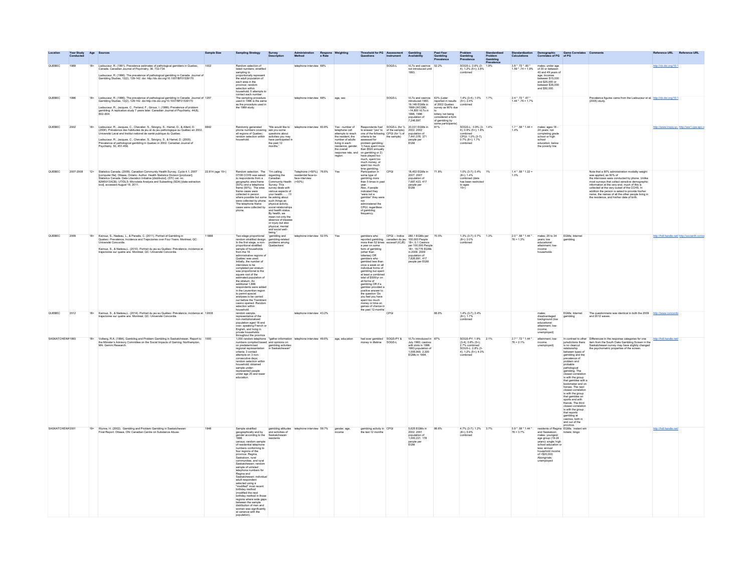| Location | Year Study Conducted | Age | Sources | Sample Size | Sampling Strategy | Survey Description | Administration Method | Response Rate | Weighting | Threshold for PG Questions | Assessment Instrument | Gambling Availability | Past-Year Gambling Prevalence | Problem Gambling Prevalence | Standardized Problem Gambling Prevalence | Standardization Calculations | Demographic Correlates of PG | Game Correlates of PG | Comments | Reference URL | Reference URL |
|---|---|---|---|---|---|---|---|---|---|---|---|---|---|---|---|---|---|---|---|---|---|
| QUEBEC | 1989 | 18+ | Ladouceur, R. (1991). Prevalence estimates of pathological gamblers in Quebec, Canada. Canadian Journal of Psychiatry, 36, 732-734. Ladouceur, R. (1996). The prevalence of pathological gambling in Canada. Journal of Gambling Studies, 12(2), 129-142. doi: http://dx.doi.org/10.1007/BF01539170 | 1002 | Random selection of listed numbers; stratified sampling to proportionally represent the adult population of each area in the province; random selection within household; 5 attempts to contact each number. | | telephone interview | 68% | | | SOGS-L | VLTs and casinos not introduced until 1993. | 52.2% | SOGS-L: 2.6% (3-4); 1.2% (5+); 3.8% combined | 1.9% | 3.8 * .72 * .60 * 1.59 * .74 = 1.9% | males; under age of 30 or between 40 and 49 years of age; incomes between $15,000 and $25,000 or between $35,000 and $50,000. | | | http://dx.doi.org/10.1 | |
| QUEBEC | 1996 | 18+ | Ladouceur, R. (1996). The prevalence of pathological gambling in Canada. Journal of Gambling Studies, 12(2), 129-142. doi: http://dx.doi.org/10.1007/BF01539170 Ladouceur, R., Jacques, C., Ferland, F., Giroux, I. (1999). Prevalence of problem gambling: A replication study 7 years later. Canadian Journal of Psychiatry, 44(8), 802–804. | 1257 | The sampling procedure used in 1996 is the same as the procedure used in the 1989 study. | | telephone interview | 68% | age, sex | | SOGS-L | VLTs and casinos introduced 1993. 19,149 EGMs in 1999 (WCGM). ~14,800 VLTs in 1996. 1996 population of 7,246,897. | 63% (Later reported in results of 2002 Quebec survey as 90% due to lottery not being considered a form of gambling by some participants). | 1.4% (3-4); 1.0% (5+); 2.4% combined | 1.7% | 2.4 * .72 * .67 * 1.44 * .76 = 1.7% | | | Prevalence figures came from the Ladouceur et al. (2005) study. | http://dx.doi.org/10.1 | |
| QUEBEC | 2002 | 18+ | Ladouceur, R., Jacques, C., Chevalier, S., Sévigny, S., Hamel, D., & Allard, D. (2004). Prévalence des habitudes de jeu et du jeu pathologique au Québec en 2002. Université Laval and Institut national de santé publique du Québec. Ladouceur, R., Jacques, C., Chevalier, S., Sévigny, S., & Hamel, D. (2005). Prevalence of pathological gambling in Quebec in 2002. Canadian Journal of Psychiatry, 50, 451-456. | 8842 | Randomly generated phone numbers covering all regions of Quebec; random selection within household. | "We would like to ask you some questions about activities you may have participated in the past 12 months." | telephone interview | 60.8% | Yes - number of telephone call attempts to reach the resident, the number of adults living in each residence, gender, the overall response rate, and region. | Respondents had to answer "yes" to one of the following criteria to be assessed for problem gambling: 1) have spent more than $520 annually on gambling or 2) have played too much, spent too much money, or spent too much time gambling. | SOGS-L (for ½ of the sample) CPGI (for ½ of the sample) | 20,031 EGMs in 2002. 2002 population of 7,441,076. 371 people per EGM. | 81% | SOGS-L: 0.9% (3-4); 0.9% (5+); 1.8% combined CPGI: 1.0% (3-7); 0.7% (8+); 1.7% combined | 1.4% | 1.7 * .58 * 1.44 = 1.4% | males; ages 18 - 24 years; not completing grade school or high school education; below the poverty line | | | http://www.inspq.qc. | http://ww1.cpa-apc.o |
| QUEBEC | 2007-2008 | 12+ | Statistics Canada. (2009). Canadian Community Health Survey, Cycle 4.1, 2007 [computer file]. Ottawa, Ontario: Author. Health Statistics Division [producer]. Statistics Canada. Data Liberation Initiative [distributor]. (STC cat. no. 82M0013XCB). UTDLS: Microdata Analysis and Subsetting (SDA) [data extraction tool], accessed August 18, 2011. | 22,614 (age 15+) | Random selection. The 07/08 CCHS was asked to respondents from a geographic area frame (50%) and a telephone frame (50%). The area frame cases were collected in person where possible but some were collected by phone. The telephone frame cases were collected by phone. | "I'm calling regarding the Canadian Community Health Survey. This survey deals with various aspects of your health. ... I'll be asking about such things as physical activity, social relationships and health status. By health, we mean not only the absence of disease or injury but also physical, mental and social well-being." | Telephone (>50%); residential face-to-face interview (<50%) | 76.6% | Yes | Participation in some type of gambling more than 5 times in past year. Also, if people indicated they "were not a gambler" they were not administered the CPGI, regardless of gambling frequency. | CPGI | 18,453 EGMs in 2007. 2007 population of 7,687,423. 417 people per EGM. | 71.8% | 1.0% (3-7); 0.4% (8+); 1.4% combined (data has been restricted to ages 15+) | 1% | 1.4 * .58 * 1.22 = 1.0% | | | Note that a 50% administration modality weight was applied, as 50% of the interviews were conducted by phone. Unlike most surveys that collect sensitive demographic information at the very end, much of this is collected at the very outset of the CCHS. In addition the person is asked to provide his/her name, the names of all the other people living in the residence, and his/her date of birth. | | |
| QUEBEC | 2009 | 18+ | Kairouz, S., Nadeau, L., & Paradis, C. (2011). Portrait of Gambling in Quebec: Prevalence, Incidence and Trajectories over Four Years. Montreal, QC: Université Concordia. Kairouz, S., & Nadeau,L. (2010). Portrait du jeu au Québec: Prévalence, incidence et trajectoires sur quatre ans. Montreal, QC: Université Concordia. | 11888 | Two-stage proportional random stratified design. In the first stage, a non-proportional stratified sample of households from the 16 administrative regions of Quebec was used. Initially, the number of interviews to be completed per stratum was proportional to the square root of the estimated population of the stratum. An additional 1,888 respondents were added in the Laurentian region to permit special analyses to be carried out before the Tremblant casino opened. Random selection within household. | "gambling and gambling-related problems among Quebeckers" | telephone interview | 52.5% | Yes | gamblers who reported gambling more than 52 times a year on some form of gambling (other than lotteries) OR gamblers who gambled less than once a week on all individual forms of gambling but spent at least a combined total of $500/yr on all forms of gambling OR if a gambler provided a positive answer to the question 'Do you feel you have spent too much money or time on games of chance in the past 12 months' | CPGI -- Indice canadien du jeu excessif (ICJE) | 280.1 EGMs per 100,000 People 18+; 0.1 Casinos per 100,000 People 18+. 16,776 EGMs in 2009. 2009 population of 7,826,891. 417 people per EGM. | 70.5% | 1.3% (3-7); 0.7% (8+); 2.0% combined | 1.3% | 2.0 * .58 * 1.44 * .76 = 1.3% | males; 25 to 34 years; low educational attainment; low-income households | EGMs; Internet gambling | | http://hdl.handle.net/ | http://socianth.conco |
| QUEBEC | 2012 | 18+ | Kairouz, S., & Nadeau,L. (2014). Portrait du jeu au Québec: Prévalence, incidence et trajectoires sur quatre ans. Montreal, QC: Université Concordia. | 12008 | random sample, representative of the non-institutionalized population aged 18 and over, speaking French or English, and living in private households throughout the province | | telephone interview | 43.2% | | | CPGI | | 66.6% | 1.4% (3-7); 0.4% (8+); 1.7% combined | | | males; disadvantaged background (low educational attainment, low-income, unemployed) | EGMs; Internet gambling | The questionnaire was identical in both the 2009 and 2012 waves. | http://www.concordi | |
| SASKATCHEWAN | 1993 | 18+ | Volberg, R.A. (1994). Gambling and Problem Gambling in Saskatchewan. Report to the Minister's Advisory Committee on the Social Impacts of Gaming. Northampton, MA: Gemini Research. | 1000 | 1,000 random telephone numbers compiled based on predetermined regional representation criteria; 3 contact attempts on 3 non-consecutive days; random selection within household; obtained sample under-represented people under age 25 and lower education. | "gather information and opinions on gambling activities in Saskatchewan" | telephone interview | 49.6% | age, education | had ever gambled money in lifetime | SOGS-PY & SOGS-L | VLTs introduced in July 1993; casinos with slots in 1996. 1993 population of 1,006,900. 2,300 EGMs in 1994. | 67% | SOGS-PY: 1.9% (3-4); 0.8% (5+); 2.7% combined SOGS-L: 2.8% (3-4); 1.2% (5+); 4.0% combined | 2.1% | 2.7 * .72 * 1.44 * .76 = 2.1% | attainment, low-income, unemployed) | In contrast to other jurisdictions there is no clearcut relationship between types of gambling and the prevalence of problem and probable pathological gambling. The closest correlation is with the group that gambles with a bookmaker and on horses. The next closest correlation is with the group that gambles on sports and with friends. The third closest correlation is with the group that reports gambling at casinos, both in and out of the province. | Differences in the response categories for one item from the South Oaks Gambling Screen in the Saskatchewan survey may have slightly changed the psychometric properties of the screen. | http://hdl.handle.net/ | |
| SASKATCHEWAN | 2001 | 19+ | Wynne, H. (2002). Gambling and Problem Gambling in Saskatchewan: Final Report. Ottawa, ON: Canadian Centre on Substance Abuse. | 1848 | Sample stratified geographically and by gender according to the 1996 census; random sample of residential telephone numbers conforming to four regions of the province: Regina, Saskatoon, rural communities, and rural Saskatchewan; random sample of unlisted telephone numbers for Regina and Saskatchewan; individual adult respondent selected using a "modified" most recent birthday method (modified the next birthday method in those regions where wide gaps between the sample distribution of men and woman was significantly at variance with the population). | gambling attitudes and activities of Saskatchewan residents | telephone interview | 59.7% | gender, age, income | gambling activity in the last 12 months | CPGI | 5,625 EGMs in 2002. 2001 population of 1,000,221. 178 people per EGM. | 86.6% | 4.7% (3-7); 1.2% (8+); 5.9% combined | 3.7% | 5.9 * .58 * 1.44 * .76 = 3.7% | residents of Regina and Saskatoon; males; youngest age group (19-24 years); single; high school education or less; annual household income of <$20,000; Aboriginals; unemployed | EGMs; instant win tickets; bingo | | http://hdl.handle.net/ | |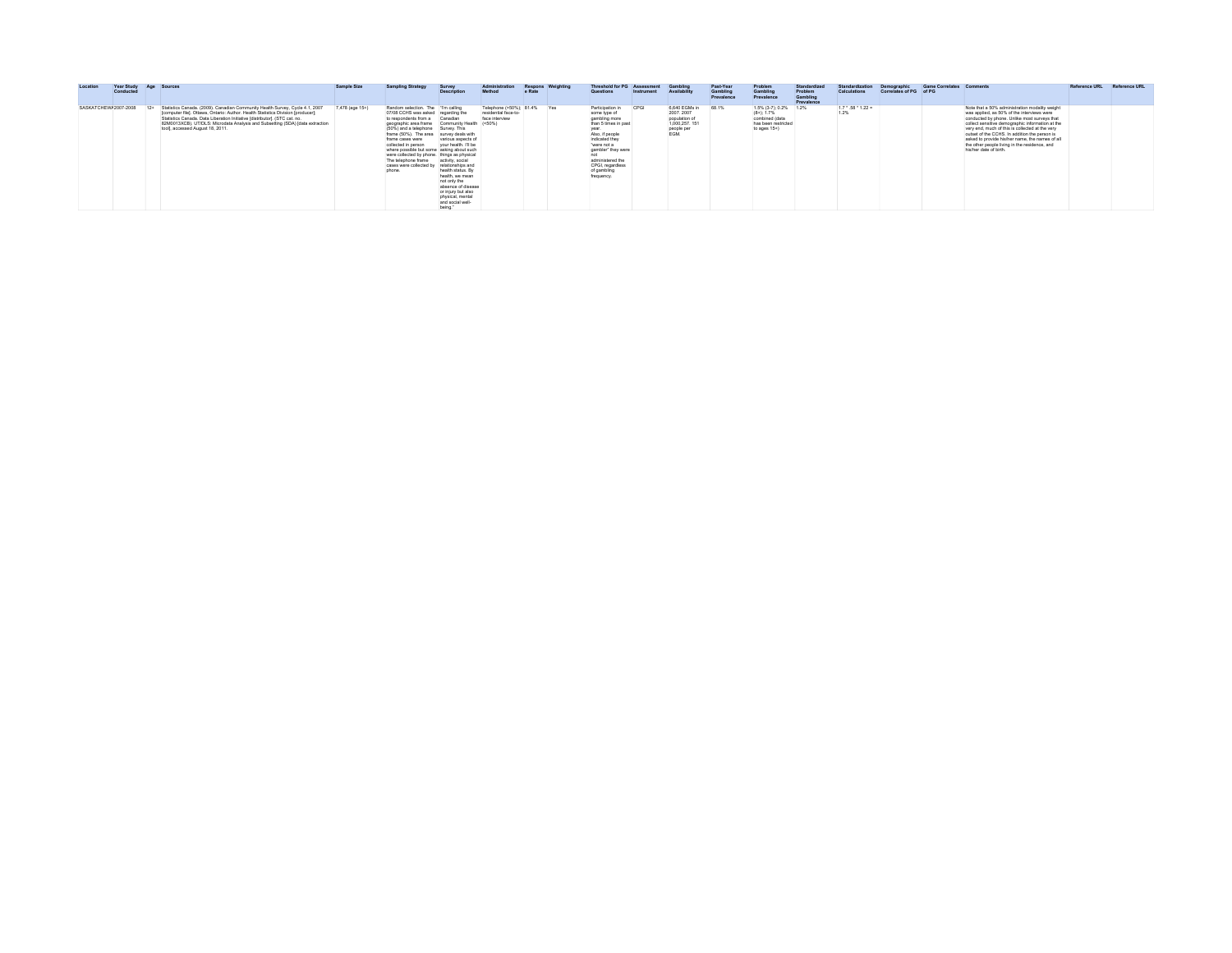| Location | Year Study Conducted | Age | Sources | Sample Size | Sampling Strategy | Survey Description | Administration Method | Response Rate | Weighting | Threshold for PG Questions | Assessment Instrument | Gambling Availability | Past-Year Gambling Prevalence | Problem Gambling Prevalence | Standardized Problem Gambling Prevalence | Standardization Calculations | Demographic Correlates of PG | Game Correlates of PG | Comments | Reference URL | Reference URL |
|---|---|---|---|---|---|---|---|---|---|---|---|---|---|---|---|---|---|---|---|---|---|
| SASKATCHEWAN | 2007-2008 | 12+ | Statistics Canada. (2009). Canadian Community Health Survey, Cycle 4.1, 2007 [computer file]. Ottawa, Ontario: Author. Health Statistics Division [producer]; Statistics Canada. Data Liberation Initiative [distributor]. (STC cat. no. 82M0013XCB). UT/DLS: Microdata Analysis and Subsetting (SDA) [data extraction tool], accessed August 18, 2011. | 7,478 (age 15+) | Random selection. The 07/08 CCHS was asked to respondents from a geographic area frame (50%) and a telephone frame (50%). The area frame cases were collected in person where possible but some were collected by phone. The telephone frame cases were collected by phone. | "I'm calling regarding the Canadian Community Health Survey. This survey deals with various aspects of your health. I'll be asking about such things as physical activity, social relationships and health status. By health, we mean not only the absence of disease or injury but also physical, mental and social well-being." | Telephone (>50%); residential face-to-face interview (<50%) | 81.4% | Yes | Participation in some type of gambling more than 5 times in past year. Also, if people indicated they "were not a gambler" they were not administered the CPGI, regardless of gambling frequency. | CPGI | 6,640 EGMs in 2007. 2007 population of 1,000,257. 151 people per EGM. | 68.1% | 1.5% (3-7); 0.2% (8+); 1.7% combined (data has been restricted to ages 15+) | 1.2% | 1.7 * .58 * 1.22 = 1.2% | | | Note that a 50% administration modality weight was applied, as 50% of the interviews were conducted by phone. Unlike most surveys that collect sensitive demographic information at the very end, much of this is collected at the very outset of the CCHS. In addition the person is asked to provide his/her name, the names of all the other people living in the residence, and his/her date of birth. | | |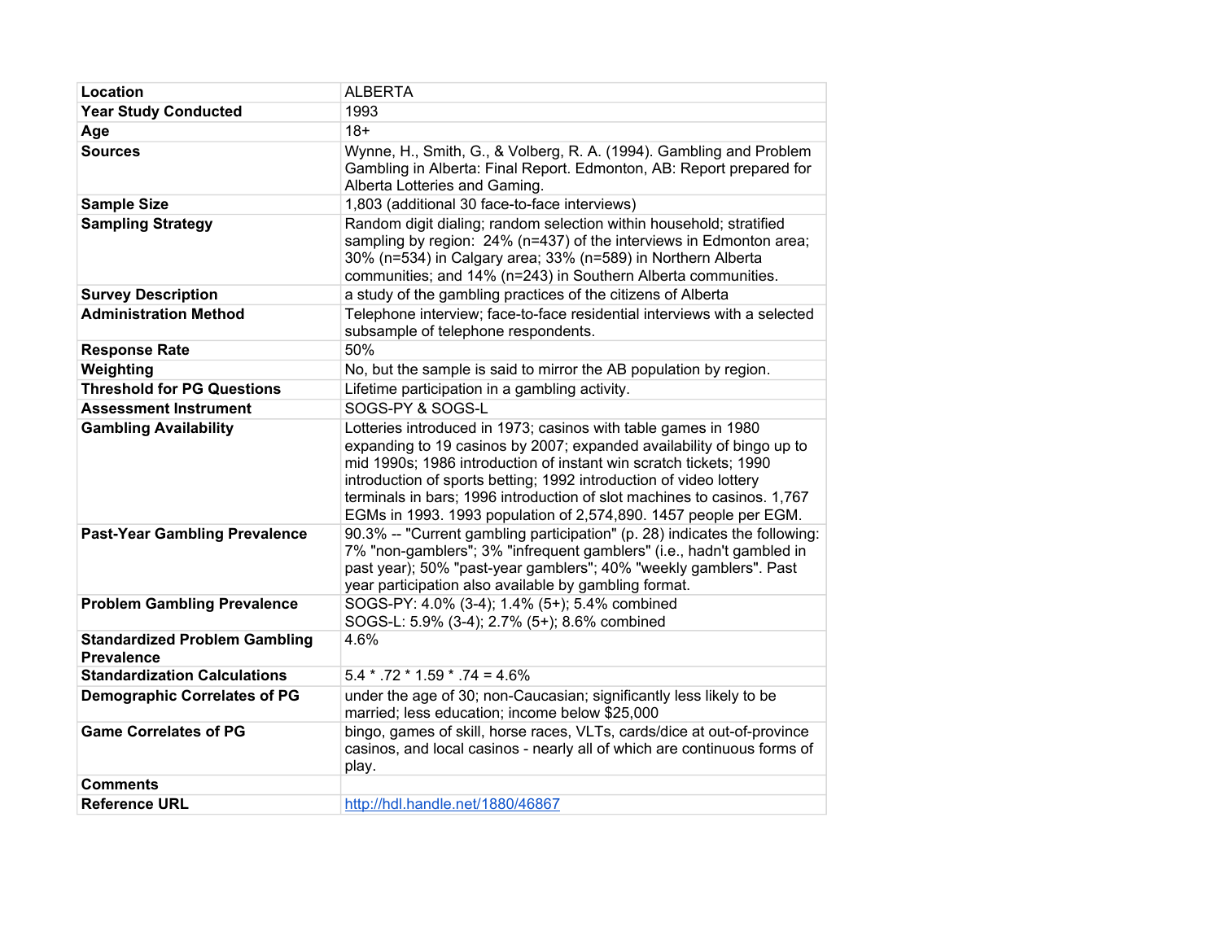| Location | ALBERTA |
|---|---|
| Year Study Conducted | 1993 |
| Age | 18+ |
| Sources | Wynne, H., Smith, G., & Volberg, R. A. (1994). Gambling and Problem Gambling in Alberta: Final Report. Edmonton, AB: Report prepared for Alberta Lotteries and Gaming. |
| Sample Size | 1,803 (additional 30 face-to-face interviews) |
| Sampling Strategy | Random digit dialing; random selection within household; stratified sampling by region: 24% (n=437) of the interviews in Edmonton area; 30% (n=534) in Calgary area; 33% (n=589) in Northern Alberta communities; and 14% (n=243) in Southern Alberta communities. |
| Survey Description | a study of the gambling practices of the citizens of Alberta |
| Administration Method | Telephone interview; face-to-face residential interviews with a selected subsample of telephone respondents. |
| Response Rate | 50% |
| Weighting | No, but the sample is said to mirror the AB population by region. |
| Threshold for PG Questions | Lifetime participation in a gambling activity. |
| Assessment Instrument | SOGS-PY & SOGS-L |
| Gambling Availability | Lotteries introduced in 1973; casinos with table games in 1980 expanding to 19 casinos by 2007; expanded availability of bingo up to mid 1990s; 1986 introduction of instant win scratch tickets; 1990 introduction of sports betting; 1992 introduction of video lottery terminals in bars; 1996 introduction of slot machines to casinos. 1,767 EGMs in 1993. 1993 population of 2,574,890. 1457 people per EGM. |
| Past-Year Gambling Prevalence | 90.3% -- "Current gambling participation" (p. 28) indicates the following: 7% "non-gamblers"; 3% "infrequent gamblers" (i.e., hadn't gambled in past year); 50% "past-year gamblers"; 40% "weekly gamblers". Past year participation also available by gambling format. |
| Problem Gambling Prevalence | SOGS-PY: 4.0% (3-4); 1.4% (5+); 5.4% combined<br>SOGS-L: 5.9% (3-4); 2.7% (5+); 8.6% combined |
| Standardized Problem Gambling Prevalence | 4.6% |
| Standardization Calculations | 5.4 * .72 * 1.59 * .74 = 4.6% |
| Demographic Correlates of PG | under the age of 30; non-Caucasian; significantly less likely to be married; less education; income below $25,000 |
| Game Correlates of PG | bingo, games of skill, horse races, VLTs, cards/dice at out-of-province casinos, and local casinos - nearly all of which are continuous forms of play. |
| Comments | |
| Reference URL | http://hdl.handle.net/1880/46867 |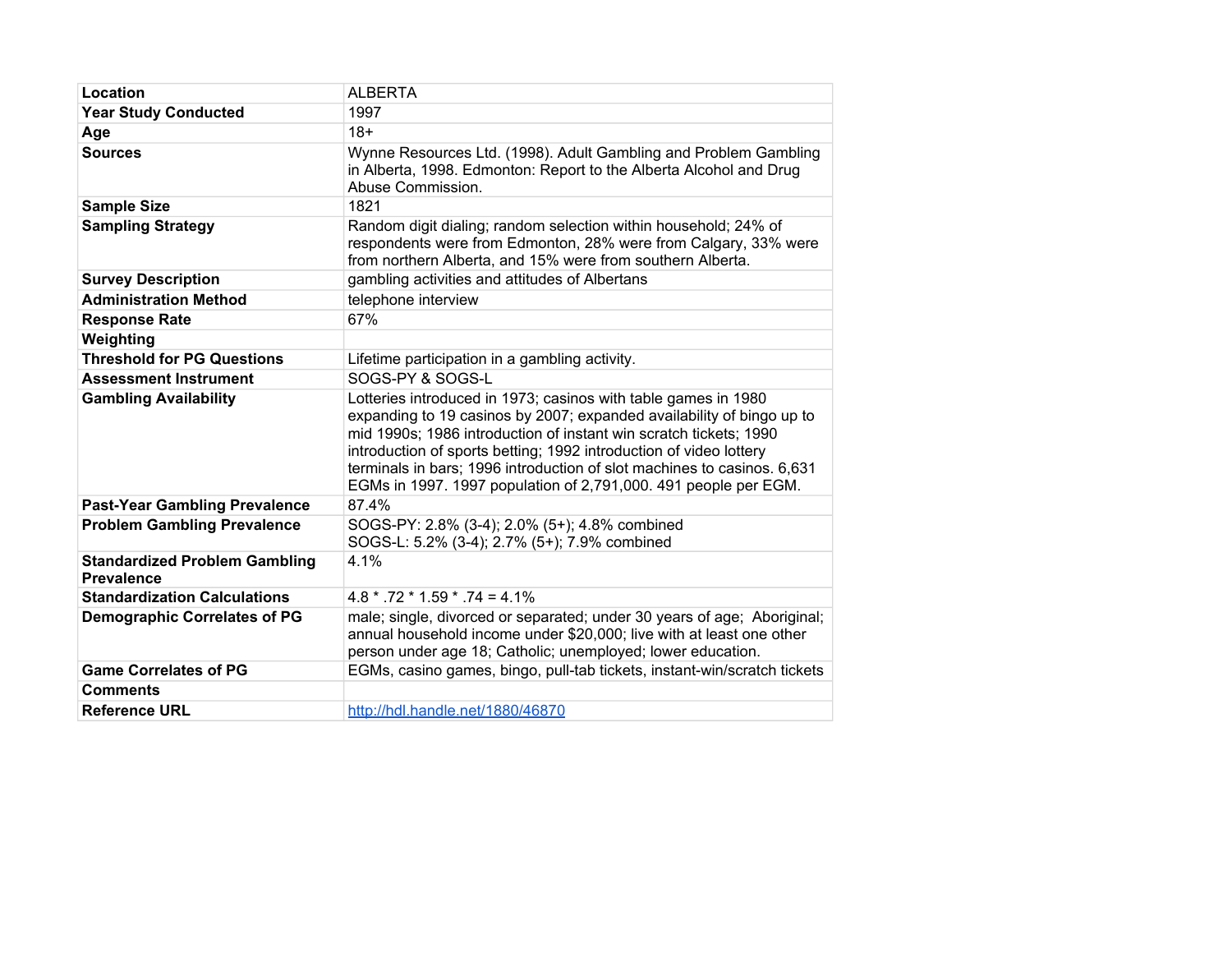| | |
|---|---|
| **Location** | ALBERTA |
| **Year Study Conducted** | 1997 |
| **Age** | 18+ |
| **Sources** | Wynne Resources Ltd. (1998). Adult Gambling and Problem Gambling in Alberta, 1998. Edmonton: Report to the Alberta Alcohol and Drug Abuse Commission. |
| **Sample Size** | 1821 |
| **Sampling Strategy** | Random digit dialing; random selection within household; 24% of respondents were from Edmonton, 28% were from Calgary, 33% were from northern Alberta, and 15% were from southern Alberta. |
| **Survey Description** | gambling activities and attitudes of Albertans |
| **Administration Method** | telephone interview |
| **Response Rate** | 67% |
| **Weighting** | |
| **Threshold for PG Questions** | Lifetime participation in a gambling activity. |
| **Assessment Instrument** | SOGS-PY & SOGS-L |
| **Gambling Availability** | Lotteries introduced in 1973; casinos with table games in 1980 expanding to 19 casinos by 2007; expanded availability of bingo up to mid 1990s; 1986 introduction of instant win scratch tickets; 1990 introduction of sports betting; 1992 introduction of video lottery terminals in bars; 1996 introduction of slot machines to casinos. 6,631 EGMs in 1997. 1997 population of 2,791,000. 491 people per EGM. |
| **Past-Year Gambling Prevalence** | 87.4% |
| **Problem Gambling Prevalence** | SOGS-PY: 2.8% (3-4); 2.0% (5+); 4.8% combined<br>SOGS-L: 5.2% (3-4); 2.7% (5+); 7.9% combined |
| **Standardized Problem Gambling Prevalence** | 4.1% |
| **Standardization Calculations** | 4.8 * .72 * 1.59 * .74 = 4.1% |
| **Demographic Correlates of PG** | male; single, divorced or separated; under 30 years of age; Aboriginal; annual household income under $20,000; live with at least one other person under age 18; Catholic; unemployed; lower education. |
| **Game Correlates of PG** | EGMs, casino games, bingo, pull-tab tickets, instant-win/scratch tickets |
| **Comments** | |
| **Reference URL** | http://hdl.handle.net/1880/46870 |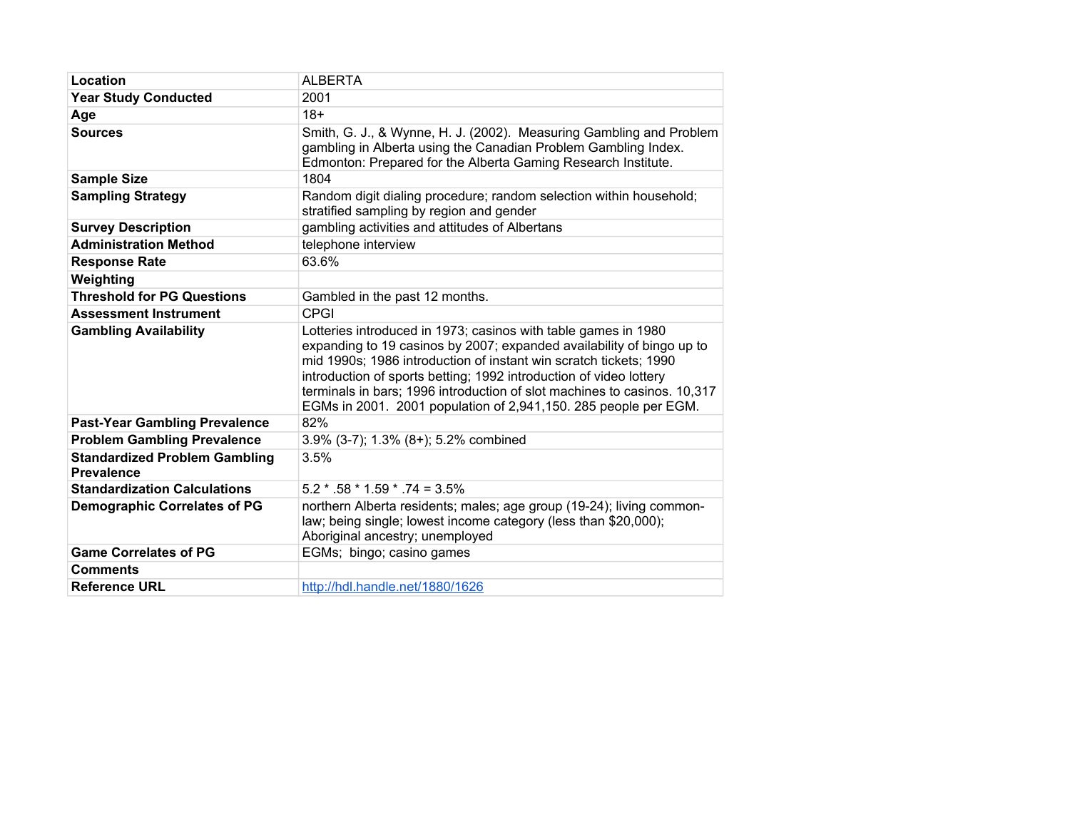| | |
|---|---|
| **Location** | ALBERTA |
| **Year Study Conducted** | 2001 |
| **Age** | 18+ |
| **Sources** | Smith, G. J., & Wynne, H. J. (2002). Measuring Gambling and Problem gambling in Alberta using the Canadian Problem Gambling Index. Edmonton: Prepared for the Alberta Gaming Research Institute. |
| **Sample Size** | 1804 |
| **Sampling Strategy** | Random digit dialing procedure; random selection within household; stratified sampling by region and gender |
| **Survey Description** | gambling activities and attitudes of Albertans |
| **Administration Method** | telephone interview |
| **Response Rate** | 63.6% |
| **Weighting** | |
| **Threshold for PG Questions** | Gambled in the past 12 months. |
| **Assessment Instrument** | CPGI |
| **Gambling Availability** | Lotteries introduced in 1973; casinos with table games in 1980 expanding to 19 casinos by 2007; expanded availability of bingo up to mid 1990s; 1986 introduction of instant win scratch tickets; 1990 introduction of sports betting; 1992 introduction of video lottery terminals in bars; 1996 introduction of slot machines to casinos. 10,317 EGMs in 2001. 2001 population of 2,941,150. 285 people per EGM. |
| **Past-Year Gambling Prevalence** | 82% |
| **Problem Gambling Prevalence** | 3.9% (3-7); 1.3% (8+); 5.2% combined |
| **Standardized Problem Gambling Prevalence** | 3.5% |
| **Standardization Calculations** | 5.2 * .58 * 1.59 * .74 = 3.5% |
| **Demographic Correlates of PG** | northern Alberta residents; males; age group (19-24); living common-law; being single; lowest income category (less than $20,000); Aboriginal ancestry; unemployed |
| **Game Correlates of PG** | EGMs; bingo; casino games |
| **Comments** | |
| **Reference URL** | [http://hdl.handle.net/1880/1626](http://hdl.handle.net/1880/1626) |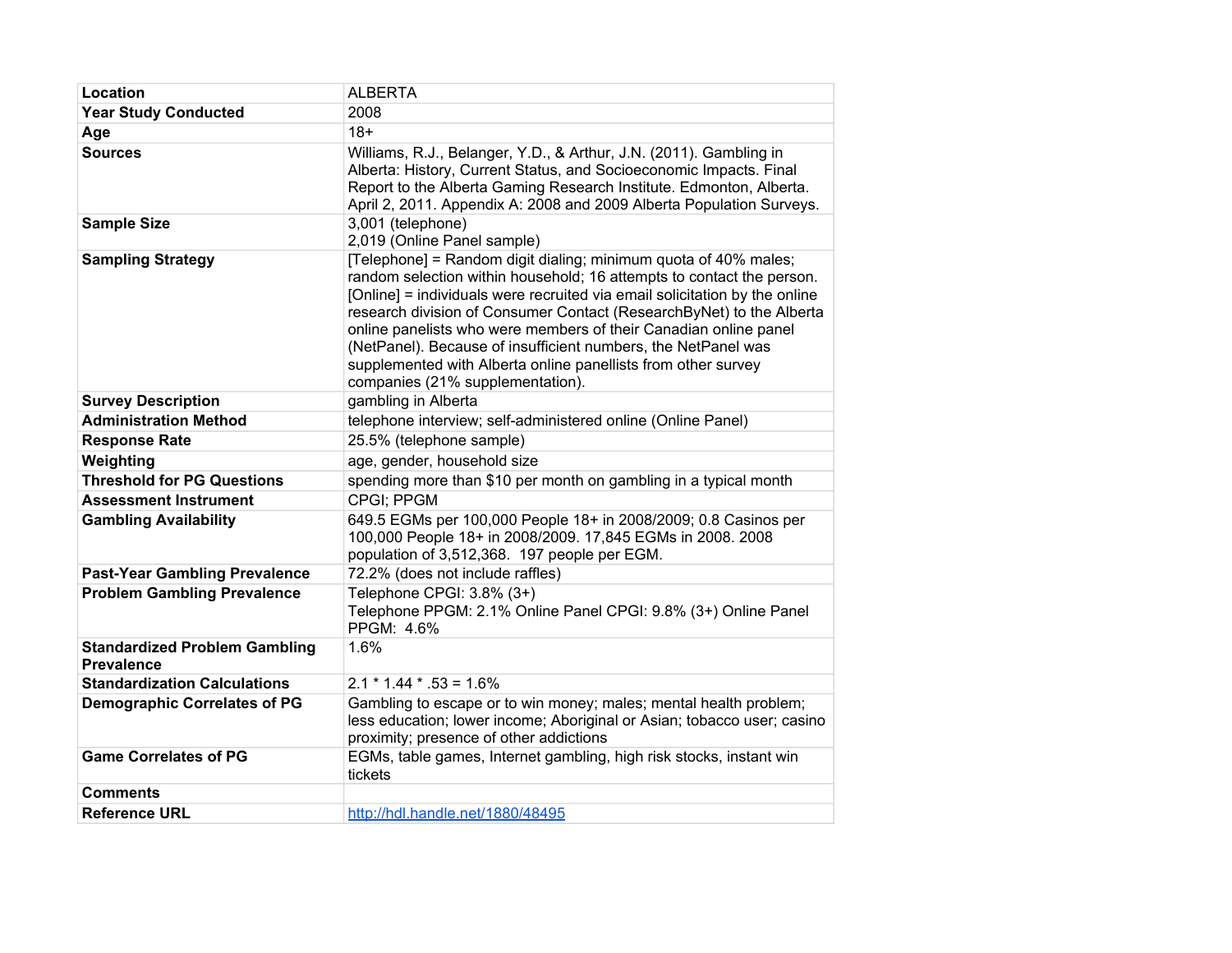| Location | ALBERTA |
|---|---|
| **Year Study Conducted** | 2008 |
| **Age** | 18+ |
| **Sources** | Williams, R.J., Belanger, Y.D., & Arthur, J.N. (2011). Gambling in Alberta: History, Current Status, and Socioeconomic Impacts. Final Report to the Alberta Gaming Research Institute. Edmonton, Alberta. April 2, 2011. Appendix A: 2008 and 2009 Alberta Population Surveys. |
| **Sample Size** | 3,001 (telephone)<br>2,019 (Online Panel sample) |
| **Sampling Strategy** | [Telephone] = Random digit dialing; minimum quota of 40% males; random selection within household; 16 attempts to contact the person. [Online] = individuals were recruited via email solicitation by the online research division of Consumer Contact (ResearchByNet) to the Alberta online panelists who were members of their Canadian online panel (NetPanel). Because of insufficient numbers, the NetPanel was supplemented with Alberta online panellists from other survey companies (21% supplementation). |
| **Survey Description** | gambling in Alberta |
| **Administration Method** | telephone interview; self-administered online (Online Panel) |
| **Response Rate** | 25.5% (telephone sample) |
| **Weighting** | age, gender, household size |
| **Threshold for PG Questions** | spending more than $10 per month on gambling in a typical month |
| **Assessment Instrument** | CPGI; PPGM |
| **Gambling Availability** | 649.5 EGMs per 100,000 People 18+ in 2008/2009; 0.8 Casinos per 100,000 People 18+ in 2008/2009. 17,845 EGMs in 2008. 2008 population of 3,512,368. 197 people per EGM. |
| **Past-Year Gambling Prevalence** | 72.2% (does not include raffles) |
| **Problem Gambling Prevalence** | Telephone CPGI: 3.8% (3+)<br>Telephone PPGM: 2.1% Online Panel CPGI: 9.8% (3+) Online Panel PPGM: 4.6% |
| **Standardized Problem Gambling Prevalence** | 1.6% |
| **Standardization Calculations** | 2.1 * 1.44 * .53 = 1.6% |
| **Demographic Correlates of PG** | Gambling to escape or to win money; males; mental health problem; less education; lower income; Aboriginal or Asian; tobacco user; casino proximity; presence of other addictions |
| **Game Correlates of PG** | EGMs, table games, Internet gambling, high risk stocks, instant win tickets |
| **Comments** | |
| **Reference URL** | http://hdl.handle.net/1880/48495 |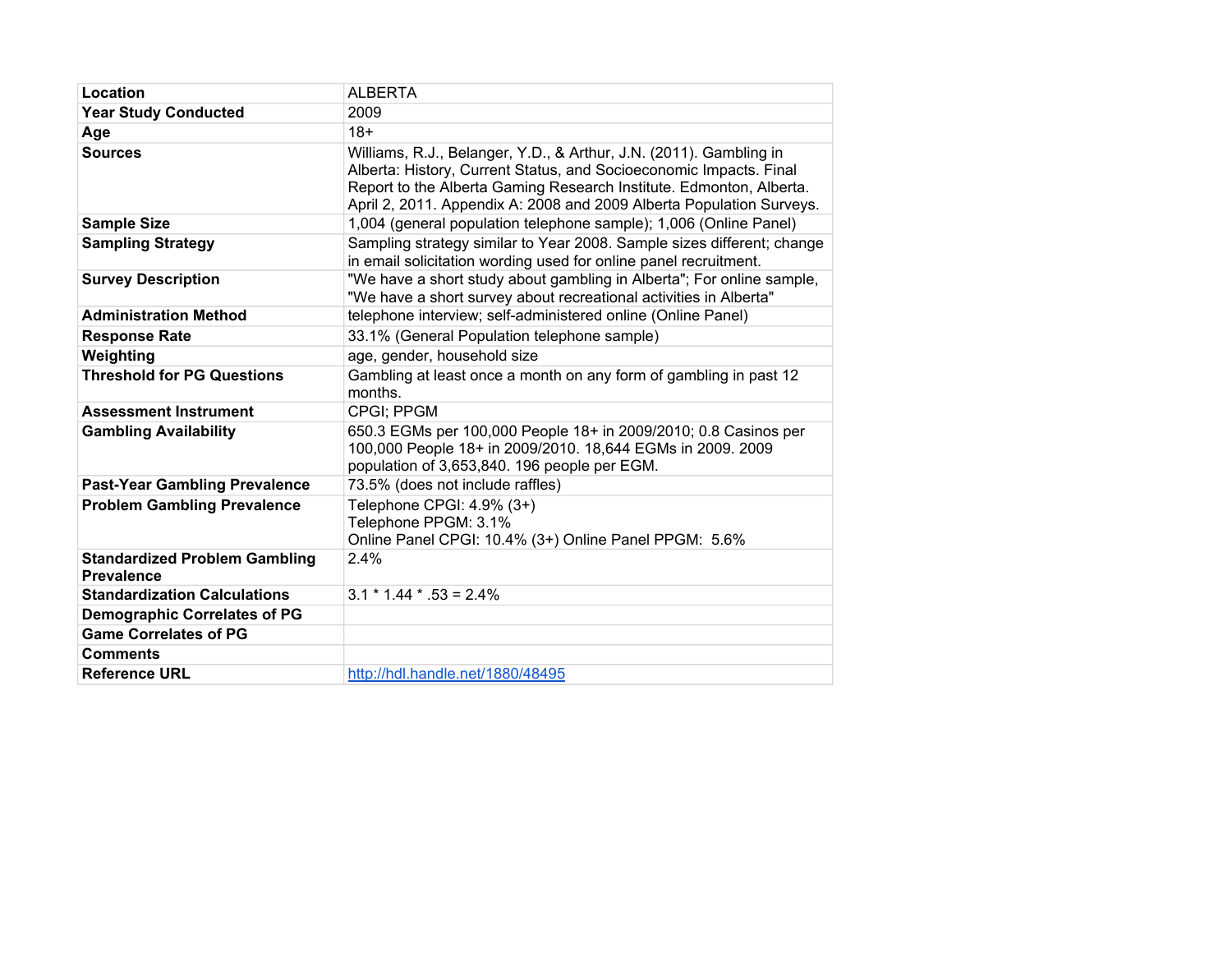| Location | ALBERTA |
|---|---|
| Year Study Conducted | 2009 |
| Age | 18+ |
| Sources | Williams, R.J., Belanger, Y.D., & Arthur, J.N. (2011). Gambling in Alberta: History, Current Status, and Socioeconomic Impacts. Final Report to the Alberta Gaming Research Institute. Edmonton, Alberta. April 2, 2011. Appendix A: 2008 and 2009 Alberta Population Surveys. |
| Sample Size | 1,004 (general population telephone sample); 1,006 (Online Panel) |
| Sampling Strategy | Sampling strategy similar to Year 2008. Sample sizes different; change in email solicitation wording used for online panel recruitment. |
| Survey Description | "We have a short study about gambling in Alberta"; For online sample, "We have a short survey about recreational activities in Alberta" |
| Administration Method | telephone interview; self-administered online (Online Panel) |
| Response Rate | 33.1% (General Population telephone sample) |
| Weighting | age, gender, household size |
| Threshold for PG Questions | Gambling at least once a month on any form of gambling in past 12 months. |
| Assessment Instrument | CPGI; PPGM |
| Gambling Availability | 650.3 EGMs per 100,000 People 18+ in 2009/2010; 0.8 Casinos per 100,000 People 18+ in 2009/2010. 18,644 EGMs in 2009. 2009 population of 3,653,840. 196 people per EGM. |
| Past-Year Gambling Prevalence | 73.5% (does not include raffles) |
| Problem Gambling Prevalence | Telephone CPGI: 4.9% (3+)<br>Telephone PPGM: 3.1%<br>Online Panel CPGI: 10.4% (3+) Online Panel PPGM: 5.6% |
| Standardized Problem Gambling Prevalence | 2.4% |
| Standardization Calculations | 3.1 * 1.44 * .53 = 2.4% |
| Demographic Correlates of PG | |
| Game Correlates of PG | |
| Comments | |
| Reference URL | http://hdl.handle.net/1880/48495 |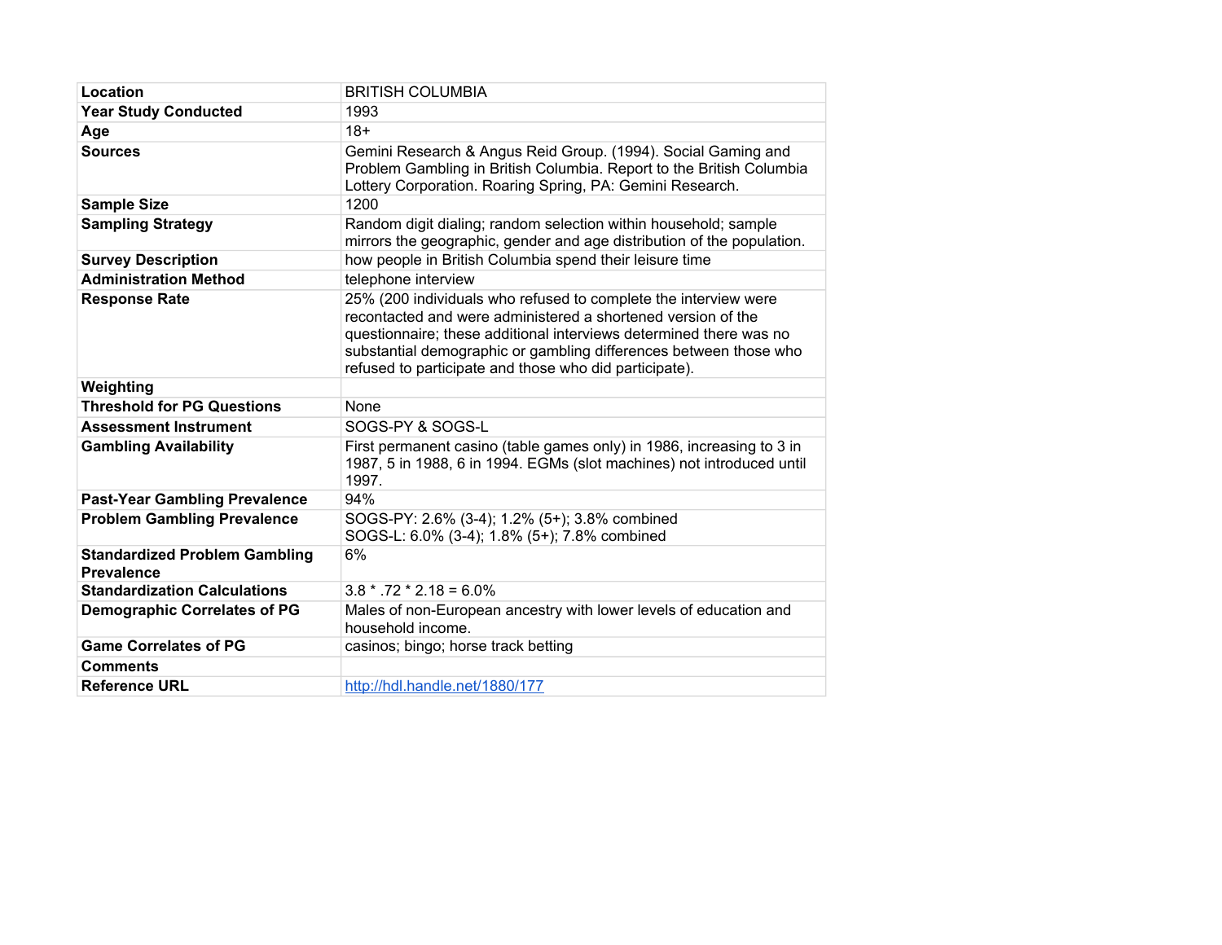| Location | BRITISH COLUMBIA |
|---|---|
| **Year Study Conducted** | 1993 |
| **Age** | 18+ |
| **Sources** | Gemini Research & Angus Reid Group. (1994). Social Gaming and Problem Gambling in British Columbia. Report to the British Columbia Lottery Corporation. Roaring Spring, PA: Gemini Research. |
| **Sample Size** | 1200 |
| **Sampling Strategy** | Random digit dialing; random selection within household; sample mirrors the geographic, gender and age distribution of the population. |
| **Survey Description** | how people in British Columbia spend their leisure time |
| **Administration Method** | telephone interview |
| **Response Rate** | 25% (200 individuals who refused to complete the interview were recontacted and were administered a shortened version of the questionnaire; these additional interviews determined there was no substantial demographic or gambling differences between those who refused to participate and those who did participate). |
| **Weighting** | |
| **Threshold for PG Questions** | None |
| **Assessment Instrument** | SOGS-PY & SOGS-L |
| **Gambling Availability** | First permanent casino (table games only) in 1986, increasing to 3 in 1987, 5 in 1988, 6 in 1994. EGMs (slot machines) not introduced until 1997. |
| **Past-Year Gambling Prevalence** | 94% |
| **Problem Gambling Prevalence** | SOGS-PY: 2.6% (3-4); 1.2% (5+); 3.8% combined<br>SOGS-L: 6.0% (3-4); 1.8% (5+); 7.8% combined |
| **Standardized Problem Gambling Prevalence** | 6% |
| **Standardization Calculations** | 3.8 * .72 * 2.18 = 6.0% |
| **Demographic Correlates of PG** | Males of non-European ancestry with lower levels of education and household income. |
| **Game Correlates of PG** | casinos; bingo; horse track betting |
| **Comments** | |
| **Reference URL** | http://hdl.handle.net/1880/177 |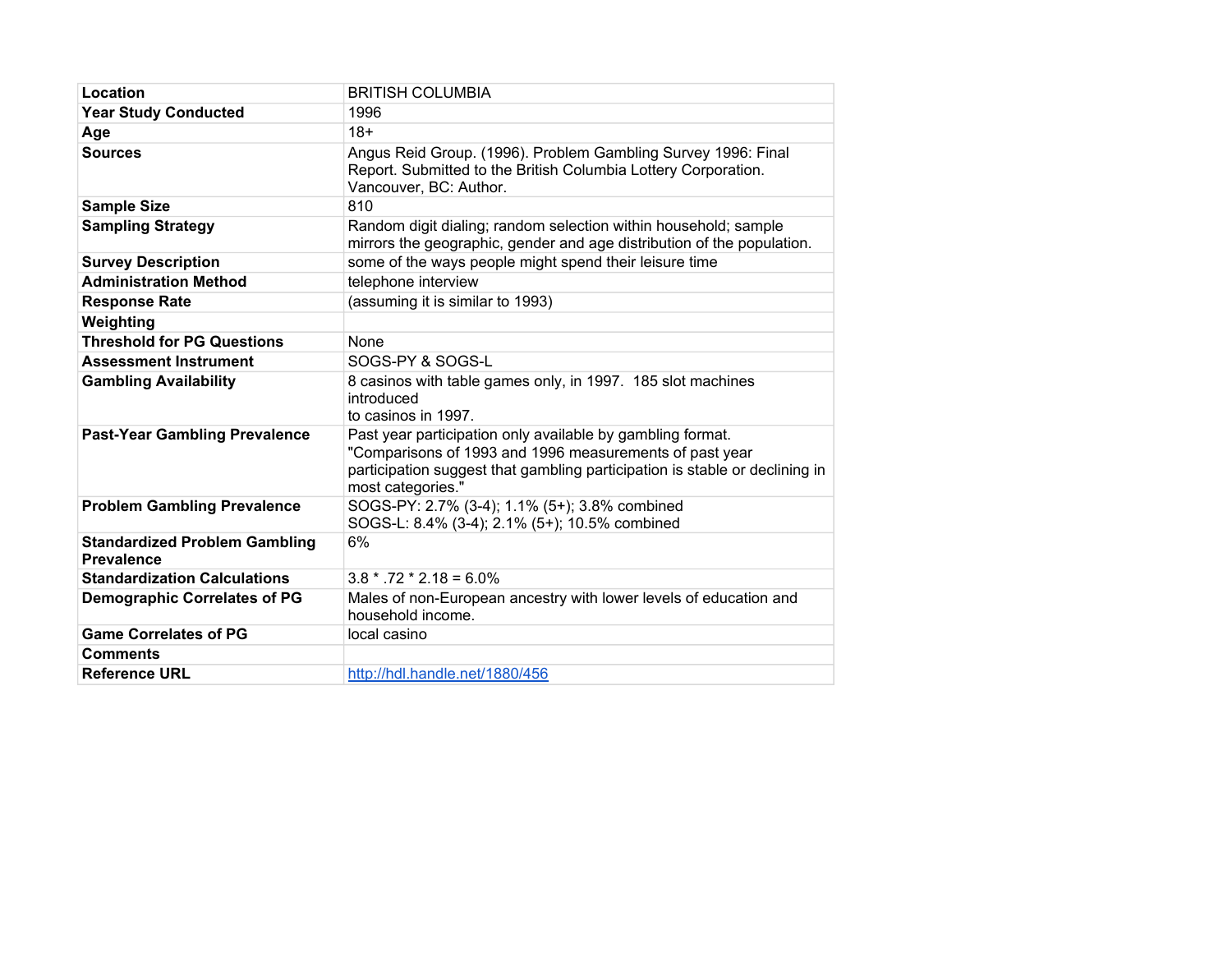| | |
|---|---|
| **Location** | BRITISH COLUMBIA |
| **Year Study Conducted** | 1996 |
| **Age** | 18+ |
| **Sources** | Angus Reid Group. (1996). Problem Gambling Survey 1996: Final Report. Submitted to the British Columbia Lottery Corporation. Vancouver, BC: Author. |
| **Sample Size** | 810 |
| **Sampling Strategy** | Random digit dialing; random selection within household; sample mirrors the geographic, gender and age distribution of the population. |
| **Survey Description** | some of the ways people might spend their leisure time |
| **Administration Method** | telephone interview |
| **Response Rate** | (assuming it is similar to 1993) |
| **Weighting** | |
| **Threshold for PG Questions** | None |
| **Assessment Instrument** | SOGS-PY & SOGS-L |
| **Gambling Availability** | 8 casinos with table games only, in 1997. 185 slot machines introduced to casinos in 1997. |
| **Past-Year Gambling Prevalence** | Past year participation only available by gambling format. "Comparisons of 1993 and 1996 measurements of past year participation suggest that gambling participation is stable or declining in most categories." |
| **Problem Gambling Prevalence** | SOGS-PY: 2.7% (3-4); 1.1% (5+); 3.8% combined<br>SOGS-L: 8.4% (3-4); 2.1% (5+); 10.5% combined |
| **Standardized Problem Gambling Prevalence** | 6% |
| **Standardization Calculations** | 3.8 * .72 * 2.18 = 6.0% |
| **Demographic Correlates of PG** | Males of non-European ancestry with lower levels of education and household income. |
| **Game Correlates of PG** | local casino |
| **Comments** | |
| **Reference URL** | http://hdl.handle.net/1880/456 |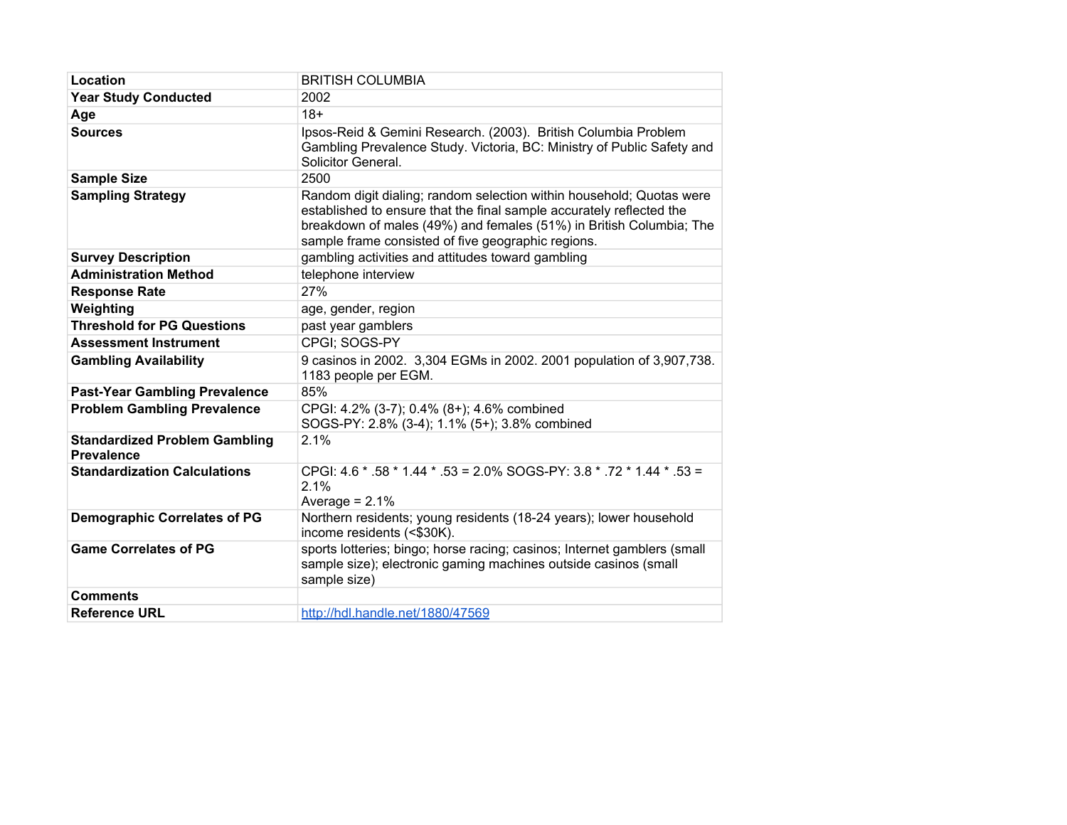| Location | BRITISH COLUMBIA |
|---|---|
| **Year Study Conducted** | 2002 |
| **Age** | 18+ |
| **Sources** | Ipsos-Reid & Gemini Research. (2003). British Columbia Problem Gambling Prevalence Study. Victoria, BC: Ministry of Public Safety and Solicitor General. |
| **Sample Size** | 2500 |
| **Sampling Strategy** | Random digit dialing; random selection within household; Quotas were established to ensure that the final sample accurately reflected the breakdown of males (49%) and females (51%) in British Columbia; The sample frame consisted of five geographic regions. |
| **Survey Description** | gambling activities and attitudes toward gambling |
| **Administration Method** | telephone interview |
| **Response Rate** | 27% |
| **Weighting** | age, gender, region |
| **Threshold for PG Questions** | past year gamblers |
| **Assessment Instrument** | CPGI; SOGS-PY |
| **Gambling Availability** | 9 casinos in 2002. 3,304 EGMs in 2002. 2001 population of 3,907,738. 1183 people per EGM. |
| **Past-Year Gambling Prevalence** | 85% |
| **Problem Gambling Prevalence** | CPGI: 4.2% (3-7); 0.4% (8+); 4.6% combined<br>SOGS-PY: 2.8% (3-4); 1.1% (5+); 3.8% combined |
| **Standardized Problem Gambling Prevalence** | 2.1% |
| **Standardization Calculations** | CPGI: 4.6 * .58 * 1.44 * .53 = 2.0% SOGS-PY: 3.8 * .72 * 1.44 * .53 = 2.1%<br>Average = 2.1% |
| **Demographic Correlates of PG** | Northern residents; young residents (18-24 years); lower household income residents (<$30K). |
| **Game Correlates of PG** | sports lotteries; bingo; horse racing; casinos; Internet gamblers (small sample size); electronic gaming machines outside casinos (small sample size) |
| **Comments** | |
| **Reference URL** | http://hdl.handle.net/1880/47569 |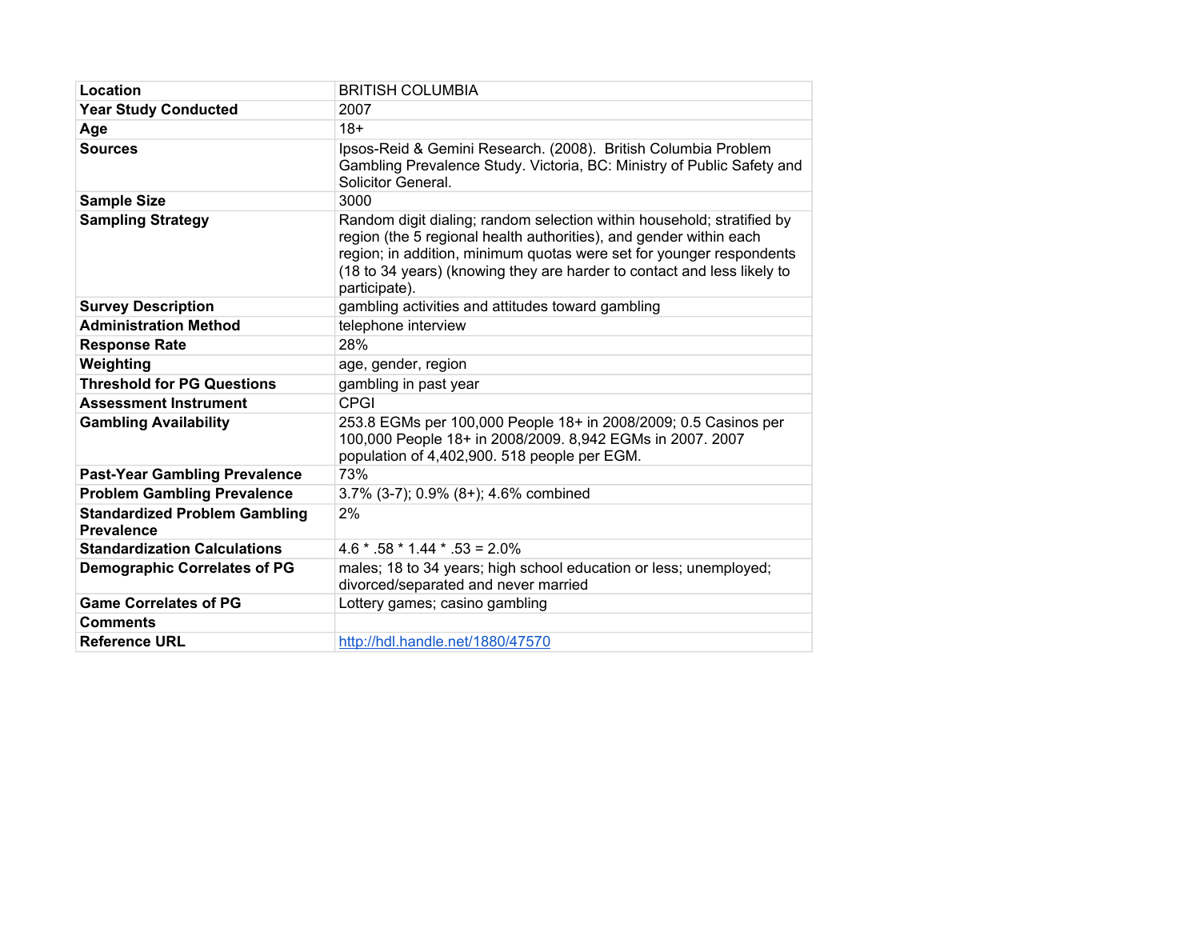| | |
|---|---|
| **Location** | BRITISH COLUMBIA |
| **Year Study Conducted** | 2007 |
| **Age** | 18+ |
| **Sources** | Ipsos-Reid & Gemini Research. (2008). British Columbia Problem Gambling Prevalence Study. Victoria, BC: Ministry of Public Safety and Solicitor General. |
| **Sample Size** | 3000 |
| **Sampling Strategy** | Random digit dialing; random selection within household; stratified by region (the 5 regional health authorities), and gender within each region; in addition, minimum quotas were set for younger respondents (18 to 34 years) (knowing they are harder to contact and less likely to participate). |
| **Survey Description** | gambling activities and attitudes toward gambling |
| **Administration Method** | telephone interview |
| **Response Rate** | 28% |
| **Weighting** | age, gender, region |
| **Threshold for PG Questions** | gambling in past year |
| **Assessment Instrument** | CPGI |
| **Gambling Availability** | 253.8 EGMs per 100,000 People 18+ in 2008/2009; 0.5 Casinos per 100,000 People 18+ in 2008/2009. 8,942 EGMs in 2007. 2007 population of 4,402,900. 518 people per EGM. |
| **Past-Year Gambling Prevalence** | 73% |
| **Problem Gambling Prevalence** | 3.7% (3-7); 0.9% (8+); 4.6% combined |
| **Standardized Problem Gambling Prevalence** | 2% |
| **Standardization Calculations** | 4.6 * .58 * 1.44 * .53 = 2.0% |
| **Demographic Correlates of PG** | males; 18 to 34 years; high school education or less; unemployed; divorced/separated and never married |
| **Game Correlates of PG** | Lottery games; casino gambling |
| **Comments** | |
| **Reference URL** | http://hdl.handle.net/1880/47570 |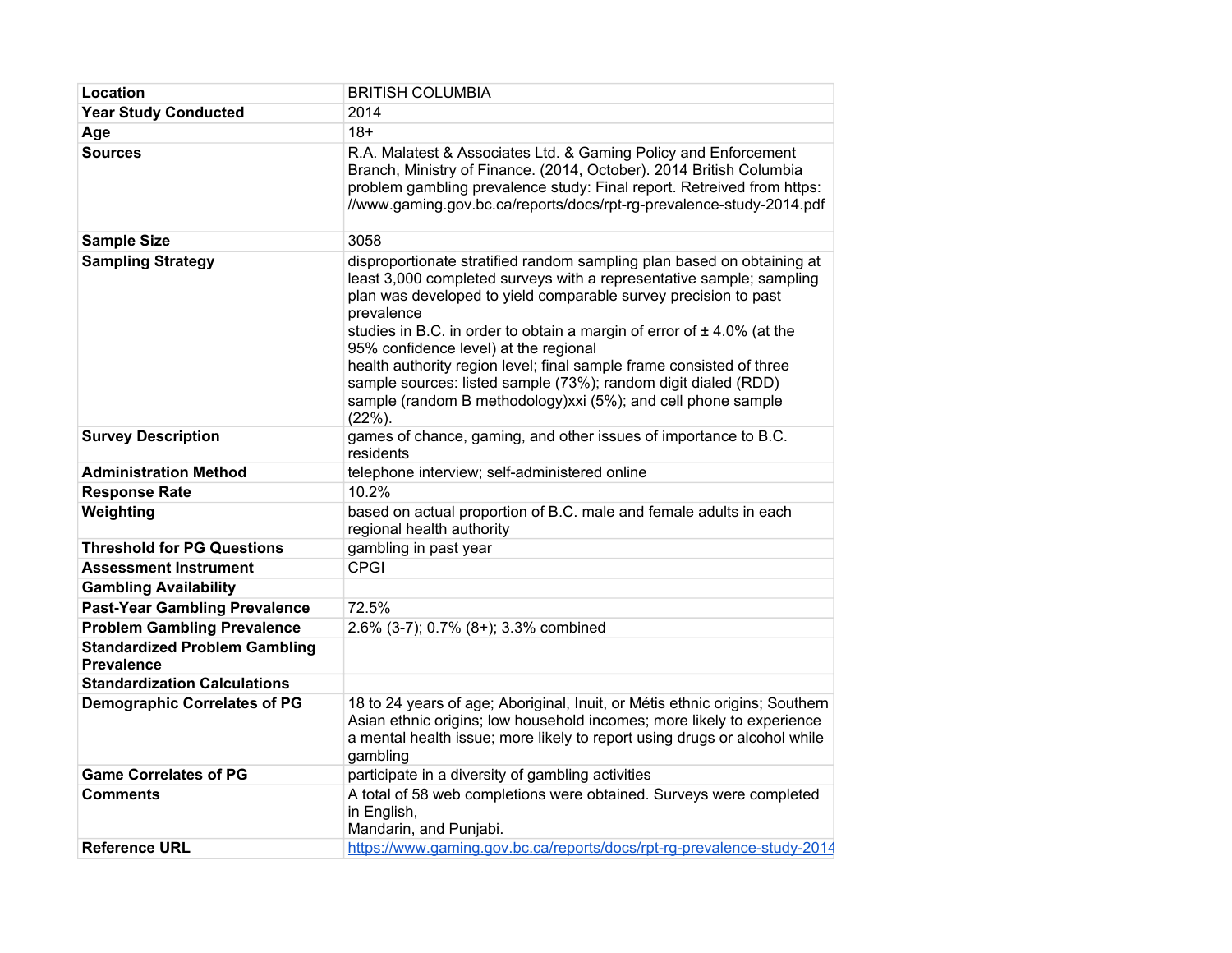| | |
|---|---|
| **Location** | BRITISH COLUMBIA |
| **Year Study Conducted** | 2014 |
| **Age** | 18+ |
| **Sources** | R.A. Malatest & Associates Ltd. & Gaming Policy and Enforcement Branch, Ministry of Finance. (2014, October). 2014 British Columbia problem gambling prevalence study: Final report. Retreived from https: //www.gaming.gov.bc.ca/reports/docs/rpt-rg-prevalence-study-2014.pdf |
| **Sample Size** | 3058 |
| **Sampling Strategy** | disproportionate stratified random sampling plan based on obtaining at least 3,000 completed surveys with a representative sample; sampling plan was developed to yield comparable survey precision to past prevalence studies in B.C. in order to obtain a margin of error of ± 4.0% (at the 95% confidence level) at the regional health authority region level; final sample frame consisted of three sample sources: listed sample (73%); random digit dialed (RDD) sample (random B methodology)xxi (5%); and cell phone sample (22%). |
| **Survey Description** | games of chance, gaming, and other issues of importance to B.C. residents |
| **Administration Method** | telephone interview; self-administered online |
| **Response Rate** | 10.2% |
| **Weighting** | based on actual proportion of B.C. male and female adults in each regional health authority |
| **Threshold for PG Questions** | gambling in past year |
| **Assessment Instrument** | CPGI |
| **Gambling Availability** | |
| **Past-Year Gambling Prevalence** | 72.5% |
| **Problem Gambling Prevalence** | 2.6% (3-7); 0.7% (8+); 3.3% combined |
| **Standardized Problem Gambling Prevalence** | |
| **Standardization Calculations** | |
| **Demographic Correlates of PG** | 18 to 24 years of age; Aboriginal, Inuit, or Métis ethnic origins; Southern Asian ethnic origins; low household incomes; more likely to experience a mental health issue; more likely to report using drugs or alcohol while gambling |
| **Game Correlates of PG** | participate in a diversity of gambling activities |
| **Comments** | A total of 58 web completions were obtained. Surveys were completed in English, Mandarin, and Punjabi. |
| **Reference URL** | https://www.gaming.gov.bc.ca/reports/docs/rpt-rg-prevalence-study-2014 |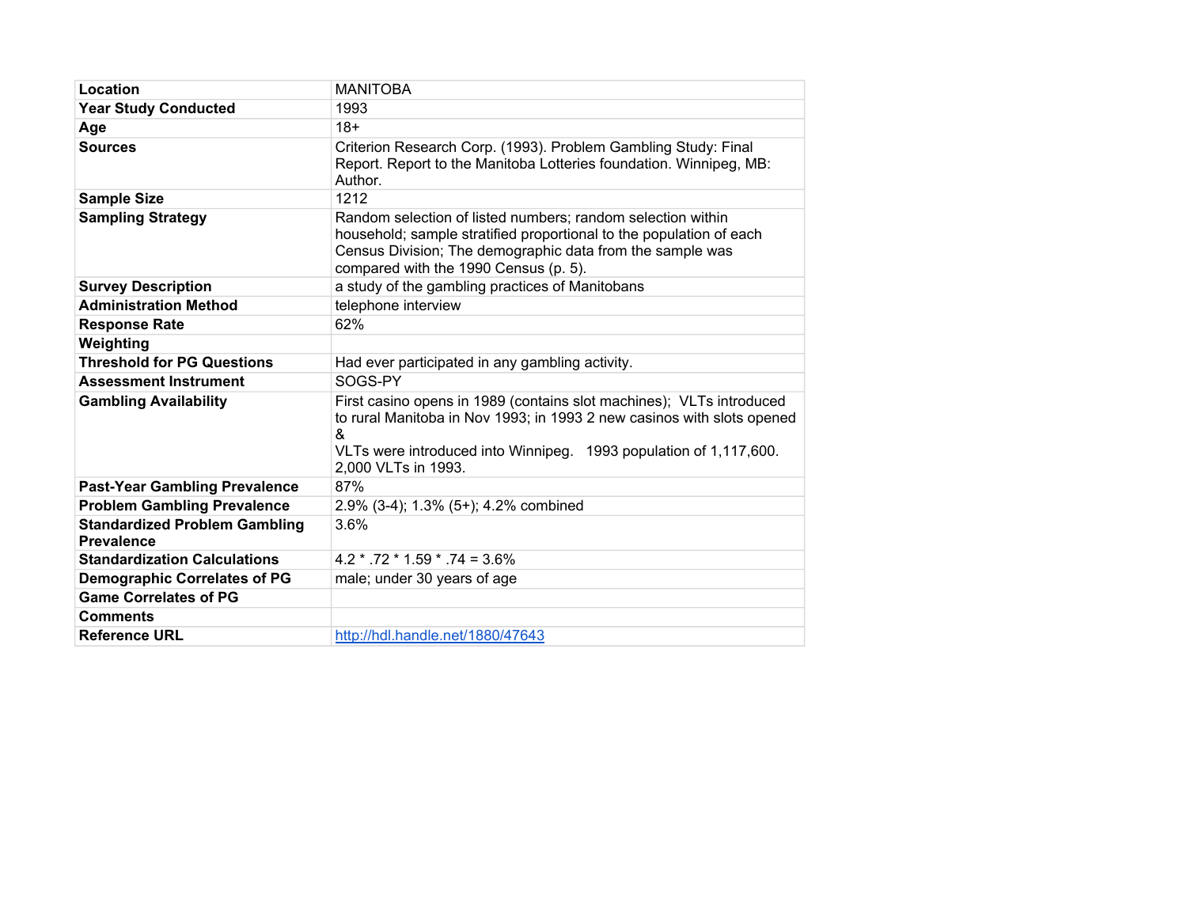| Location | MANITOBA |
| --- | --- |
| Year Study Conducted | 1993 |
| Age | 18+ |
| Sources | Criterion Research Corp. (1993). Problem Gambling Study: Final Report. Report to the Manitoba Lotteries foundation. Winnipeg, MB: Author. |
| Sample Size | 1212 |
| Sampling Strategy | Random selection of listed numbers; random selection within household; sample stratified proportional to the population of each Census Division; The demographic data from the sample was compared with the 1990 Census (p. 5). |
| Survey Description | a study of the gambling practices of Manitobans |
| Administration Method | telephone interview |
| Response Rate | 62% |
| Weighting | |
| Threshold for PG Questions | Had ever participated in any gambling activity. |
| Assessment Instrument | SOGS-PY |
| Gambling Availability | First casino opens in 1989 (contains slot machines); VLTs introduced to rural Manitoba in Nov 1993; in 1993 2 new casinos with slots opened & VLTs were introduced into Winnipeg. 1993 population of 1,117,600. 2,000 VLTs in 1993. |
| Past-Year Gambling Prevalence | 87% |
| Problem Gambling Prevalence | 2.9% (3-4); 1.3% (5+); 4.2% combined |
| Standardized Problem Gambling Prevalence | 3.6% |
| Standardization Calculations | 4.2 * .72 * 1.59 * .74 = 3.6% |
| Demographic Correlates of PG | male; under 30 years of age |
| Game Correlates of PG | |
| Comments | |
| Reference URL | [http://hdl.handle.net/1880/47643](http://hdl.handle.net/1880/47643) |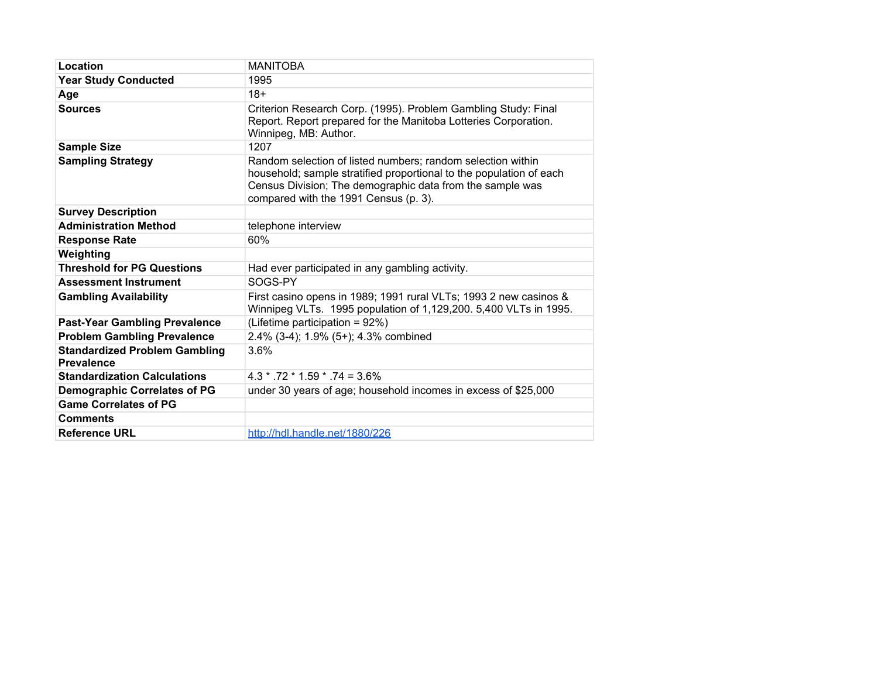| | |
|---|---|
| **Location** | MANITOBA |
| **Year Study Conducted** | 1995 |
| **Age** | 18+ |
| **Sources** | Criterion Research Corp. (1995). Problem Gambling Study: Final Report. Report prepared for the Manitoba Lotteries Corporation. Winnipeg, MB: Author. |
| **Sample Size** | 1207 |
| **Sampling Strategy** | Random selection of listed numbers; random selection within household; sample stratified proportional to the population of each Census Division; The demographic data from the sample was compared with the 1991 Census (p. 3). |
| **Survey Description** | |
| **Administration Method** | telephone interview |
| **Response Rate** | 60% |
| **Weighting** | |
| **Threshold for PG Questions** | Had ever participated in any gambling activity. |
| **Assessment Instrument** | SOGS-PY |
| **Gambling Availability** | First casino opens in 1989; 1991 rural VLTs; 1993 2 new casinos & Winnipeg VLTs. 1995 population of 1,129,200. 5,400 VLTs in 1995. |
| **Past-Year Gambling Prevalence** | (Lifetime participation = 92%) |
| **Problem Gambling Prevalence** | 2.4% (3-4); 1.9% (5+); 4.3% combined |
| **Standardized Problem Gambling Prevalence** | 3.6% |
| **Standardization Calculations** | 4.3 * .72 * 1.59 * .74 = 3.6% |
| **Demographic Correlates of PG** | under 30 years of age; household incomes in excess of $25,000 |
| **Game Correlates of PG** | |
| **Comments** | |
| **Reference URL** | http://hdl.handle.net/1880/226 |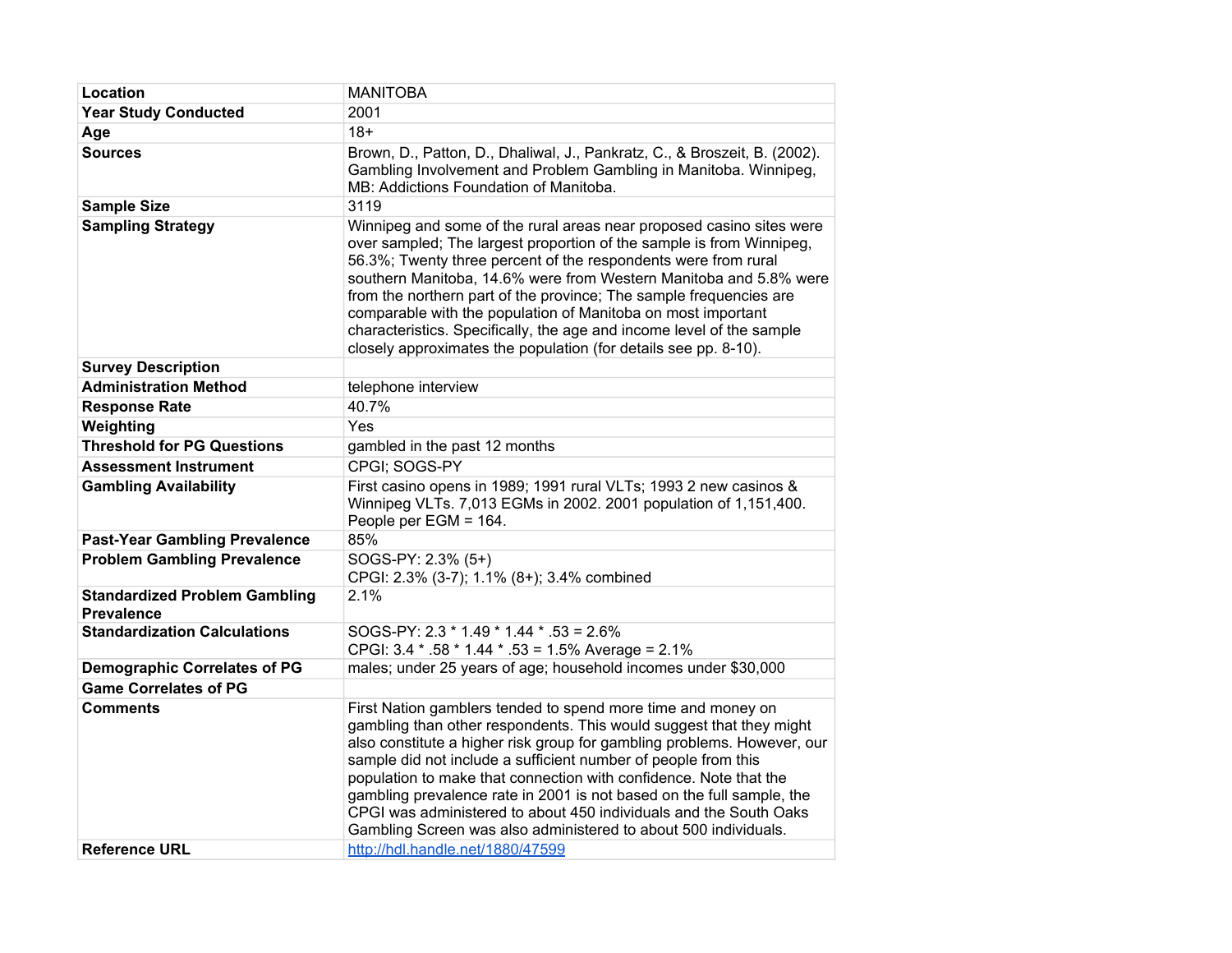| Location | MANITOBA |
|---|---|
| Year Study Conducted | 2001 |
| Age | 18+ |
| Sources | Brown, D., Patton, D., Dhaliwal, J., Pankratz, C., & Broszeit, B. (2002). Gambling Involvement and Problem Gambling in Manitoba. Winnipeg, MB: Addictions Foundation of Manitoba. |
| Sample Size | 3119 |
| Sampling Strategy | Winnipeg and some of the rural areas near proposed casino sites were over sampled; The largest proportion of the sample is from Winnipeg, 56.3%; Twenty three percent of the respondents were from rural southern Manitoba, 14.6% were from Western Manitoba and 5.8% were from the northern part of the province; The sample frequencies are comparable with the population of Manitoba on most important characteristics. Specifically, the age and income level of the sample closely approximates the population (for details see pp. 8-10). |
| Survey Description | |
| Administration Method | telephone interview |
| Response Rate | 40.7% |
| Weighting | Yes |
| Threshold for PG Questions | gambled in the past 12 months |
| Assessment Instrument | CPGI; SOGS-PY |
| Gambling Availability | First casino opens in 1989; 1991 rural VLTs; 1993 2 new casinos & Winnipeg VLTs. 7,013 EGMs in 2002. 2001 population of 1,151,400. People per EGM = 164. |
| Past-Year Gambling Prevalence | 85% |
| Problem Gambling Prevalence | SOGS-PY: 2.3% (5+)<br>CPGI: 2.3% (3-7); 1.1% (8+); 3.4% combined |
| Standardized Problem Gambling Prevalence | 2.1% |
| Standardization Calculations | SOGS-PY: 2.3 * 1.49 * 1.44 * .53 = 2.6%<br>CPGI: 3.4 * .58 * 1.44 * .53 = 1.5% Average = 2.1% |
| Demographic Correlates of PG | males; under 25 years of age; household incomes under $30,000 |
| Game Correlates of PG | |
| Comments | First Nation gamblers tended to spend more time and money on gambling than other respondents. This would suggest that they might also constitute a higher risk group for gambling problems. However, our sample did not include a sufficient number of people from this population to make that connection with confidence. Note that the gambling prevalence rate in 2001 is not based on the full sample, the CPGI was administered to about 450 individuals and the South Oaks Gambling Screen was also administered to about 500 individuals. |
| Reference URL | http://hdl.handle.net/1880/47599 |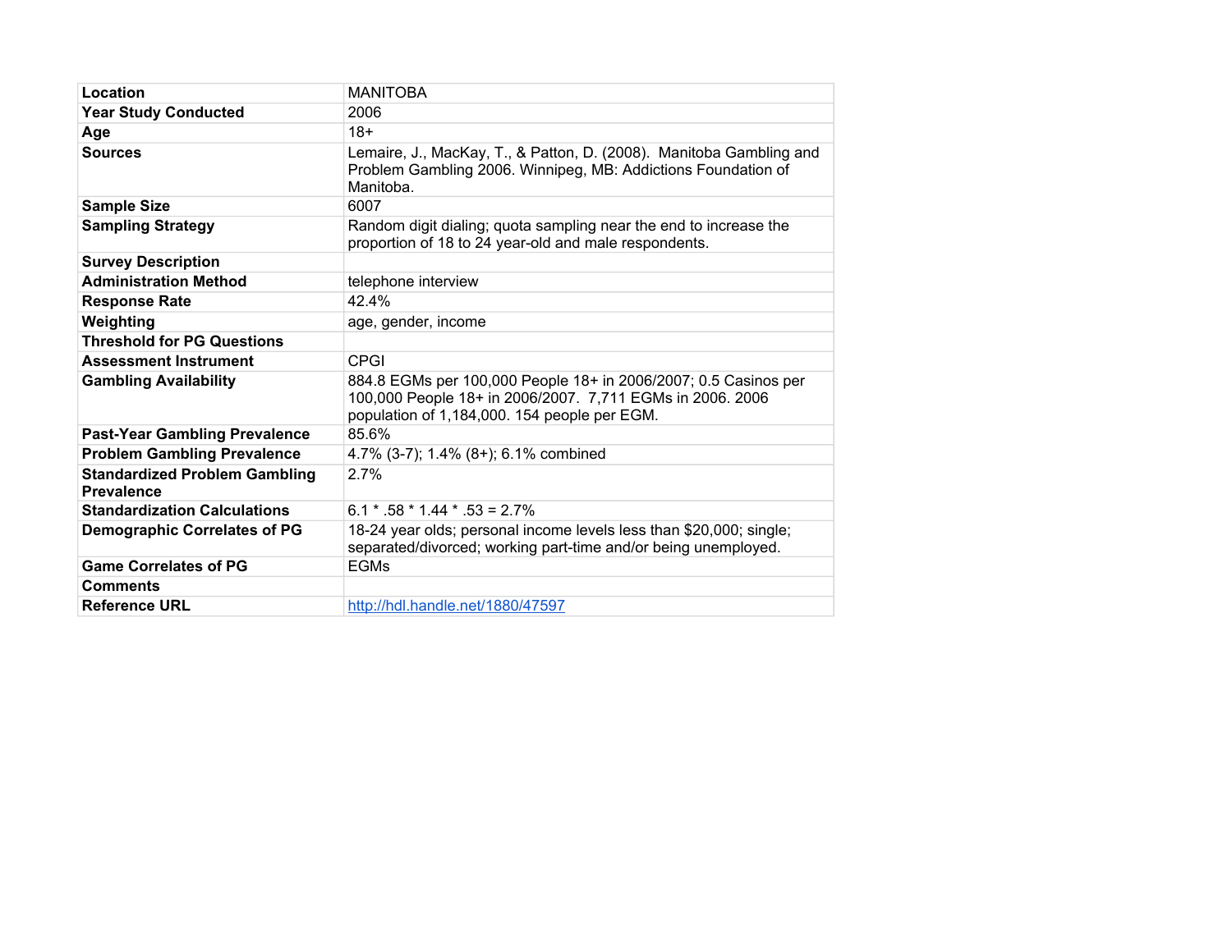| | |
|---|---|
| **Location** | MANITOBA |
| **Year Study Conducted** | 2006 |
| **Age** | 18+ |
| **Sources** | Lemaire, J., MacKay, T., & Patton, D. (2008). Manitoba Gambling and Problem Gambling 2006. Winnipeg, MB: Addictions Foundation of Manitoba. |
| **Sample Size** | 6007 |
| **Sampling Strategy** | Random digit dialing; quota sampling near the end to increase the proportion of 18 to 24 year-old and male respondents. |
| **Survey Description** | |
| **Administration Method** | telephone interview |
| **Response Rate** | 42.4% |
| **Weighting** | age, gender, income |
| **Threshold for PG Questions** | |
| **Assessment Instrument** | CPGI |
| **Gambling Availability** | 884.8 EGMs per 100,000 People 18+ in 2006/2007; 0.5 Casinos per 100,000 People 18+ in 2006/2007. 7,711 EGMs in 2006. 2006 population of 1,184,000. 154 people per EGM. |
| **Past-Year Gambling Prevalence** | 85.6% |
| **Problem Gambling Prevalence** | 4.7% (3-7); 1.4% (8+); 6.1% combined |
| **Standardized Problem Gambling Prevalence** | 2.7% |
| **Standardization Calculations** | 6.1 * .58 * 1.44 * .53 = 2.7% |
| **Demographic Correlates of PG** | 18-24 year olds; personal income levels less than $20,000; single; separated/divorced; working part-time and/or being unemployed. |
| **Game Correlates of PG** | EGMs |
| **Comments** | |
| **Reference URL** | [http://hdl.handle.net/1880/47597](http://hdl.handle.net/1880/47597) |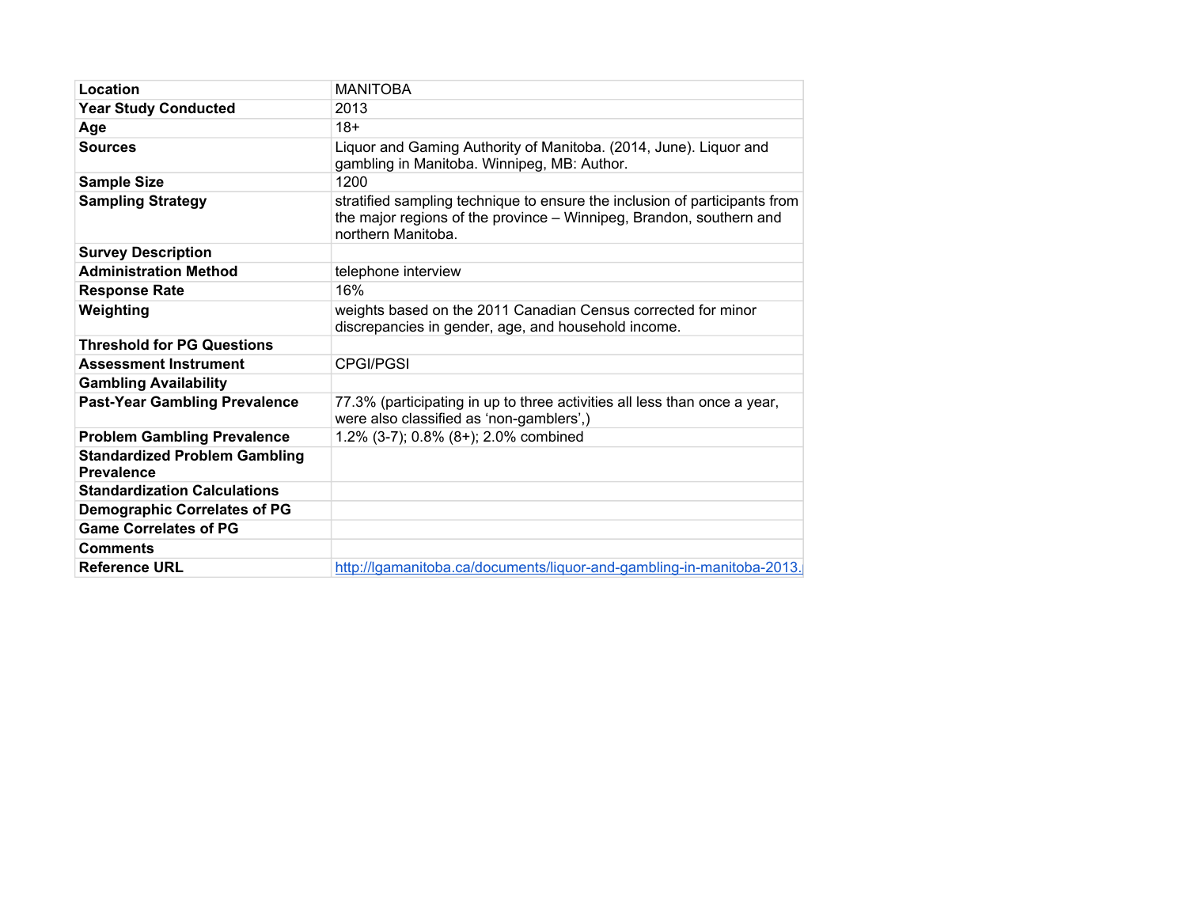| | |
|---|---|
| **Location** | MANITOBA |
| **Year Study Conducted** | 2013 |
| **Age** | 18+ |
| **Sources** | Liquor and Gaming Authority of Manitoba. (2014, June). Liquor and gambling in Manitoba. Winnipeg, MB: Author. |
| **Sample Size** | 1200 |
| **Sampling Strategy** | stratified sampling technique to ensure the inclusion of participants from the major regions of the province – Winnipeg, Brandon, southern and northern Manitoba. |
| **Survey Description** | |
| **Administration Method** | telephone interview |
| **Response Rate** | 16% |
| **Weighting** | weights based on the 2011 Canadian Census corrected for minor discrepancies in gender, age, and household income. |
| **Threshold for PG Questions** | |
| **Assessment Instrument** | CPGI/PGSI |
| **Gambling Availability** | |
| **Past-Year Gambling Prevalence** | 77.3% (participating in up to three activities all less than once a year, were also classified as 'non-gamblers',) |
| **Problem Gambling Prevalence** | 1.2% (3-7); 0.8% (8+); 2.0% combined |
| **Standardized Problem Gambling Prevalence** | |
| **Standardization Calculations** | |
| **Demographic Correlates of PG** | |
| **Game Correlates of PG** | |
| **Comments** | |
| **Reference URL** | http://lgamanitoba.ca/documents/liquor-and-gambling-in-manitoba-2013. |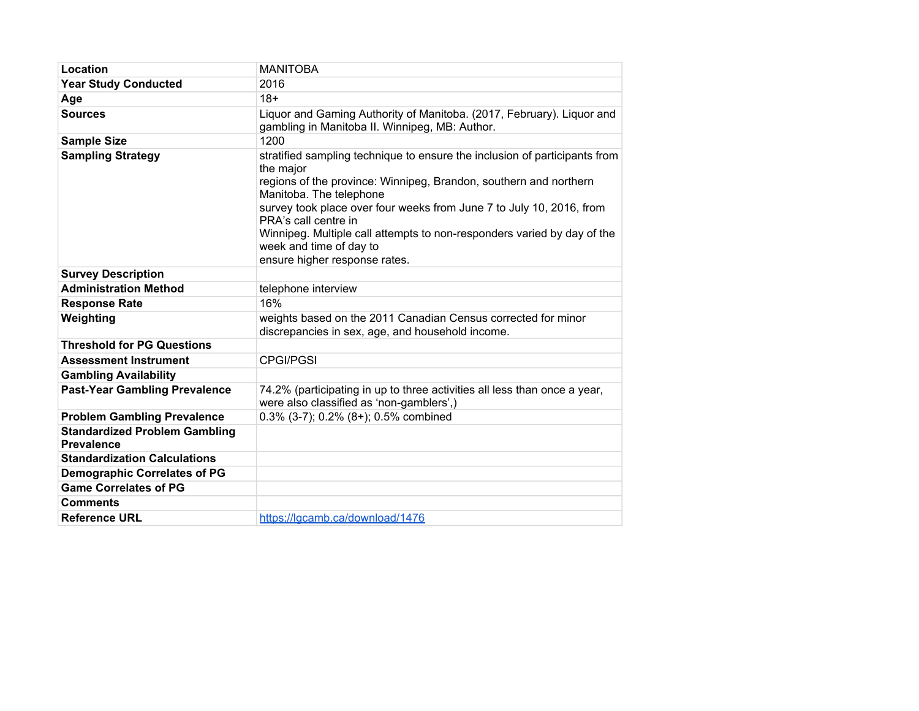| | |
|---|---|
| **Location** | MANITOBA |
| **Year Study Conducted** | 2016 |
| **Age** | 18+ |
| **Sources** | Liquor and Gaming Authority of Manitoba. (2017, February). Liquor and gambling in Manitoba II. Winnipeg, MB: Author. |
| **Sample Size** | 1200 |
| **Sampling Strategy** | stratified sampling technique to ensure the inclusion of participants from the major regions of the province: Winnipeg, Brandon, southern and northern Manitoba. The telephone survey took place over four weeks from June 7 to July 10, 2016, from PRA's call centre in Winnipeg. Multiple call attempts to non-responders varied by day of the week and time of day to ensure higher response rates. |
| **Survey Description** | |
| **Administration Method** | telephone interview |
| **Response Rate** | 16% |
| **Weighting** | weights based on the 2011 Canadian Census corrected for minor discrepancies in sex, age, and household income. |
| **Threshold for PG Questions** | |
| **Assessment Instrument** | CPGI/PGSI |
| **Gambling Availability** | |
| **Past-Year Gambling Prevalence** | 74.2% (participating in up to three activities all less than once a year, were also classified as 'non-gamblers',) |
| **Problem Gambling Prevalence** | 0.3% (3-7); 0.2% (8+); 0.5% combined |
| **Standardized Problem Gambling Prevalence** | |
| **Standardization Calculations** | |
| **Demographic Correlates of PG** | |
| **Game Correlates of PG** | |
| **Comments** | |
| **Reference URL** | [https://lgcamb.ca/download/1476](https://lgcamb.ca/download/1476) |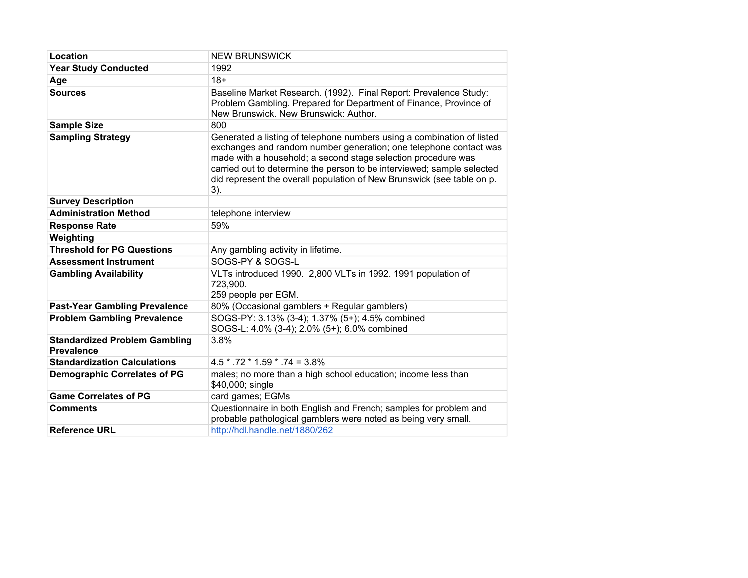| | |
|---|---|
| **Location** | NEW BRUNSWICK |
| **Year Study Conducted** | 1992 |
| **Age** | 18+ |
| **Sources** | Baseline Market Research. (1992). Final Report: Prevalence Study: Problem Gambling. Prepared for Department of Finance, Province of New Brunswick. New Brunswick: Author. |
| **Sample Size** | 800 |
| **Sampling Strategy** | Generated a listing of telephone numbers using a combination of listed exchanges and random number generation; one telephone contact was made with a household; a second stage selection procedure was carried out to determine the person to be interviewed; sample selected did represent the overall population of New Brunswick (see table on p. 3). |
| **Survey Description** | |
| **Administration Method** | telephone interview |
| **Response Rate** | 59% |
| **Weighting** | |
| **Threshold for PG Questions** | Any gambling activity in lifetime. |
| **Assessment Instrument** | SOGS-PY & SOGS-L |
| **Gambling Availability** | VLTs introduced 1990. 2,800 VLTs in 1992. 1991 population of 723,900.<br>259 people per EGM. |
| **Past-Year Gambling Prevalence** | 80% (Occasional gamblers + Regular gamblers) |
| **Problem Gambling Prevalence** | SOGS-PY: 3.13% (3-4); 1.37% (5+); 4.5% combined<br>SOGS-L: 4.0% (3-4); 2.0% (5+); 6.0% combined |
| **Standardized Problem Gambling Prevalence** | 3.8% |
| **Standardization Calculations** | 4.5 * .72 * 1.59 * .74 = 3.8% |
| **Demographic Correlates of PG** | males; no more than a high school education; income less than $40,000; single |
| **Game Correlates of PG** | card games; EGMs |
| **Comments** | Questionnaire in both English and French; samples for problem and probable pathological gamblers were noted as being very small. |
| **Reference URL** | http://hdl.handle.net/1880/262 |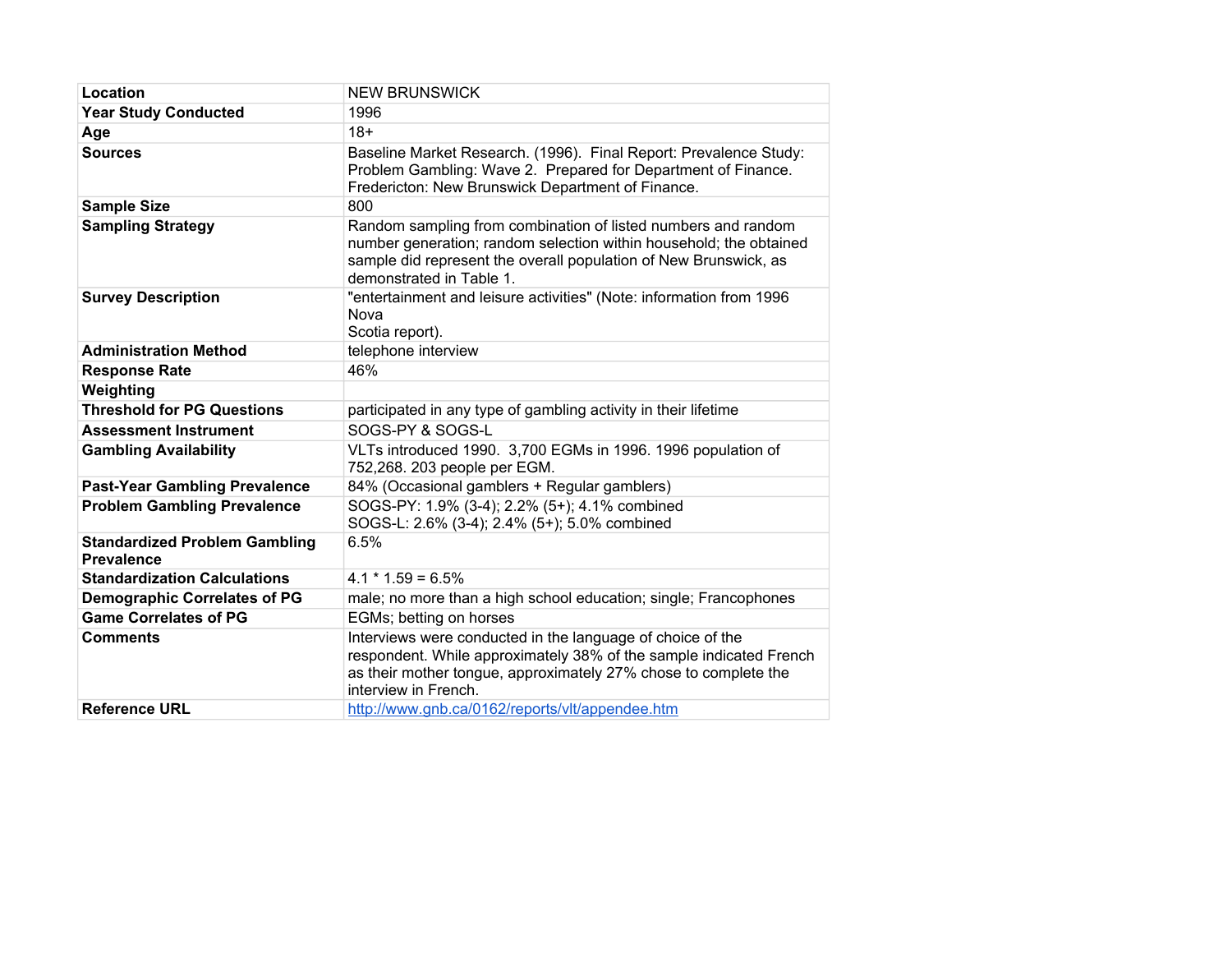| Location | NEW BRUNSWICK |
|---|---|
| Year Study Conducted | 1996 |
| Age | 18+ |
| Sources | Baseline Market Research. (1996). Final Report: Prevalence Study: Problem Gambling: Wave 2. Prepared for Department of Finance. Fredericton: New Brunswick Department of Finance. |
| Sample Size | 800 |
| Sampling Strategy | Random sampling from combination of listed numbers and random number generation; random selection within household; the obtained sample did represent the overall population of New Brunswick, as demonstrated in Table 1. |
| Survey Description | "entertainment and leisure activities" (Note: information from 1996 Nova Scotia report). |
| Administration Method | telephone interview |
| Response Rate | 46% |
| Weighting | |
| Threshold for PG Questions | participated in any type of gambling activity in their lifetime |
| Assessment Instrument | SOGS-PY & SOGS-L |
| Gambling Availability | VLTs introduced 1990. 3,700 EGMs in 1996. 1996 population of 752,268. 203 people per EGM. |
| Past-Year Gambling Prevalence | 84% (Occasional gamblers + Regular gamblers) |
| Problem Gambling Prevalence | SOGS-PY: 1.9% (3-4); 2.2% (5+); 4.1% combined<br>SOGS-L: 2.6% (3-4); 2.4% (5+); 5.0% combined |
| Standardized Problem Gambling Prevalence | 6.5% |
| Standardization Calculations | 4.1 * 1.59 = 6.5% |
| Demographic Correlates of PG | male; no more than a high school education; single; Francophones |
| Game Correlates of PG | EGMs; betting on horses |
| Comments | Interviews were conducted in the language of choice of the respondent. While approximately 38% of the sample indicated French as their mother tongue, approximately 27% chose to complete the interview in French. |
| Reference URL | http://www.gnb.ca/0162/reports/vlt/appendee.htm |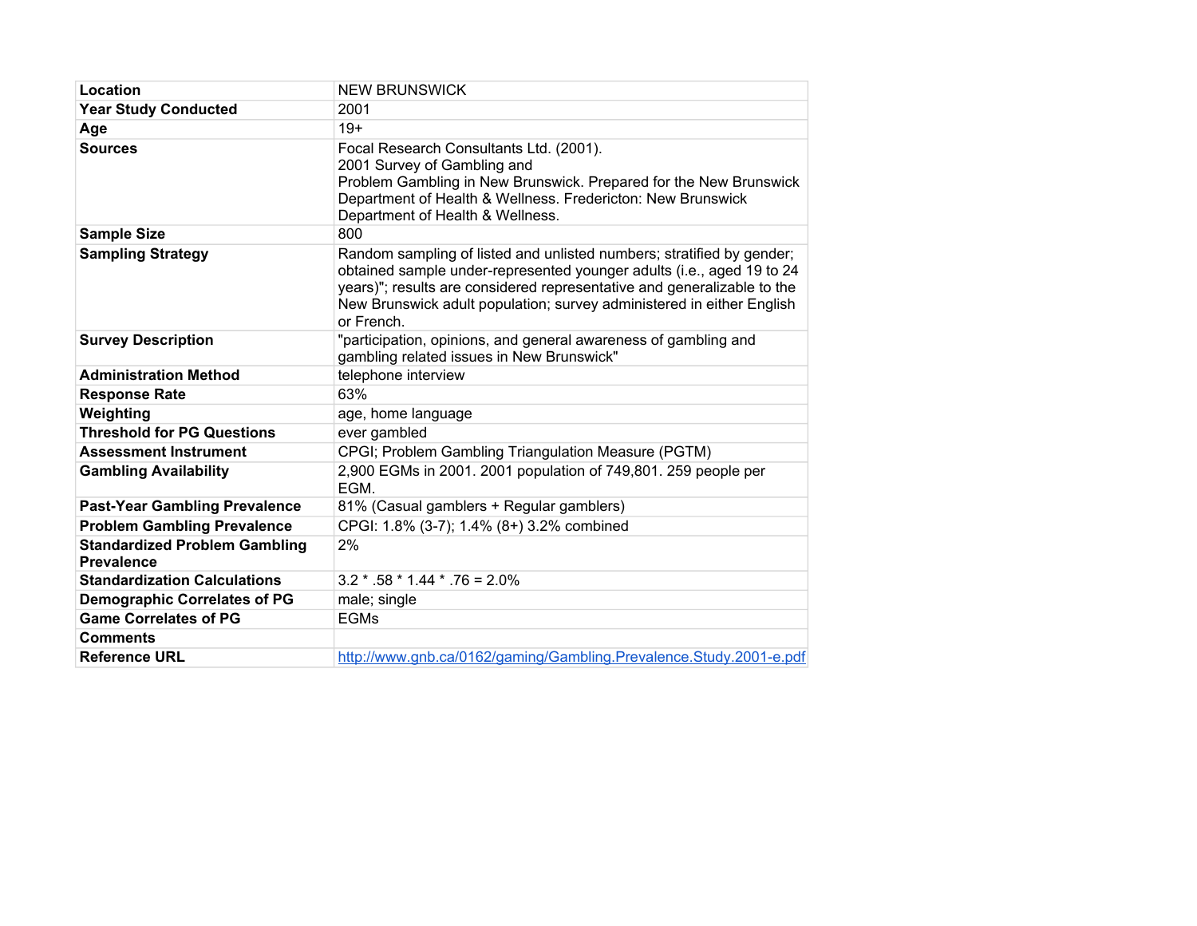| | |
|---|---|
| **Location** | NEW BRUNSWICK |
| **Year Study Conducted** | 2001 |
| **Age** | 19+ |
| **Sources** | Focal Research Consultants Ltd. (2001). 2001 Survey of Gambling and Problem Gambling in New Brunswick. Prepared for the New Brunswick Department of Health & Wellness. Fredericton: New Brunswick Department of Health & Wellness. |
| **Sample Size** | 800 |
| **Sampling Strategy** | Random sampling of listed and unlisted numbers; stratified by gender; obtained sample under-represented younger adults (i.e., aged 19 to 24 years)"; results are considered representative and generalizable to the New Brunswick adult population; survey administered in either English or French. |
| **Survey Description** | "participation, opinions, and general awareness of gambling and gambling related issues in New Brunswick" |
| **Administration Method** | telephone interview |
| **Response Rate** | 63% |
| **Weighting** | age, home language |
| **Threshold for PG Questions** | ever gambled |
| **Assessment Instrument** | CPGI; Problem Gambling Triangulation Measure (PGTM) |
| **Gambling Availability** | 2,900 EGMs in 2001. 2001 population of 749,801. 259 people per EGM. |
| **Past-Year Gambling Prevalence** | 81% (Casual gamblers + Regular gamblers) |
| **Problem Gambling Prevalence** | CPGI: 1.8% (3-7); 1.4% (8+) 3.2% combined |
| **Standardized Problem Gambling Prevalence** | 2% |
| **Standardization Calculations** | 3.2 * .58 * 1.44 * .76 = 2.0% |
| **Demographic Correlates of PG** | male; single |
| **Game Correlates of PG** | EGMs |
| **Comments** | |
| **Reference URL** | http://www.gnb.ca/0162/gaming/Gambling.Prevalence.Study.2001-e.pdf |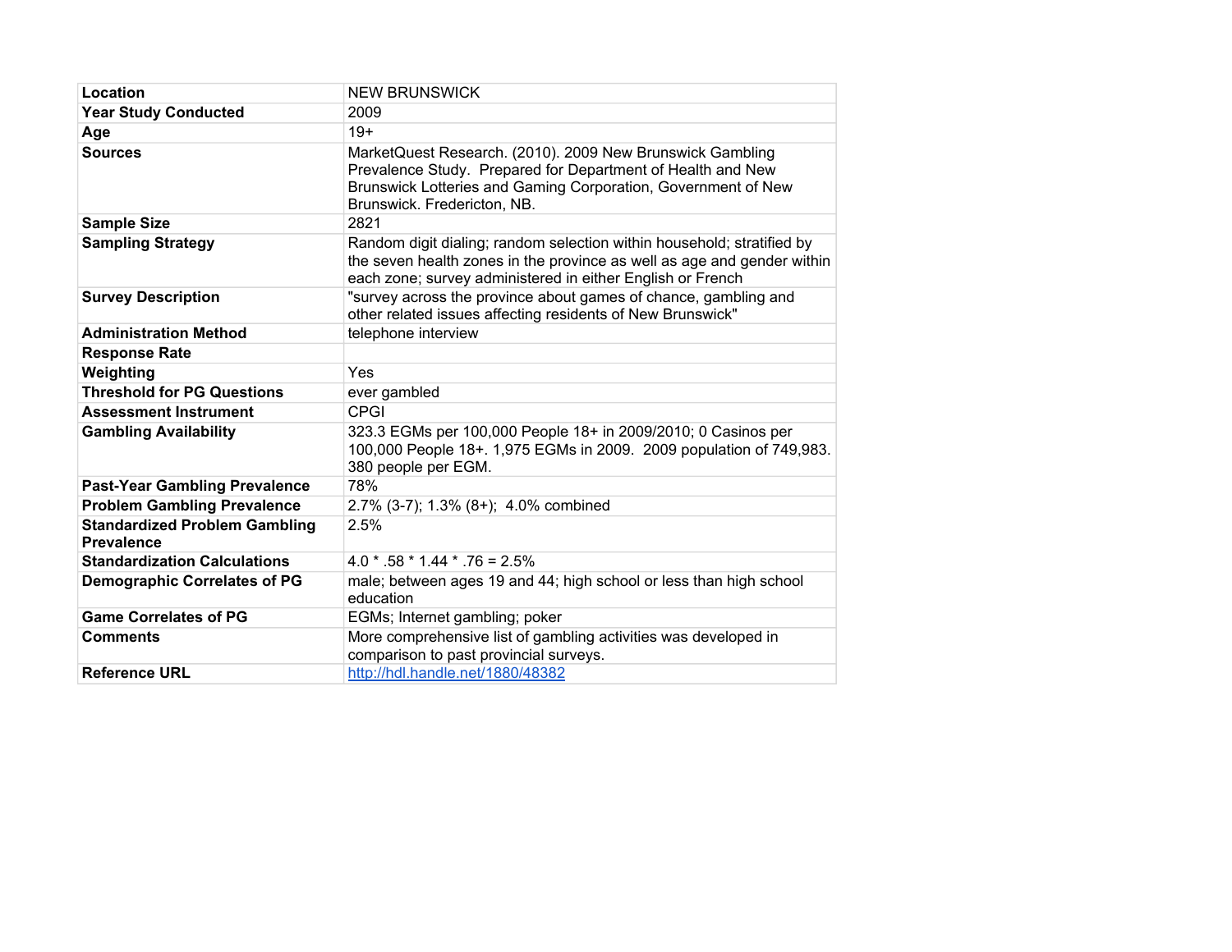| Location | NEW BRUNSWICK |
|---|---|
| Year Study Conducted | 2009 |
| Age | 19+ |
| Sources | MarketQuest Research. (2010). 2009 New Brunswick Gambling Prevalence Study. Prepared for Department of Health and New Brunswick Lotteries and Gaming Corporation, Government of New Brunswick. Fredericton, NB. |
| Sample Size | 2821 |
| Sampling Strategy | Random digit dialing; random selection within household; stratified by the seven health zones in the province as well as age and gender within each zone; survey administered in either English or French |
| Survey Description | "survey across the province about games of chance, gambling and other related issues affecting residents of New Brunswick" |
| Administration Method | telephone interview |
| Response Rate | |
| Weighting | Yes |
| Threshold for PG Questions | ever gambled |
| Assessment Instrument | CPGI |
| Gambling Availability | 323.3 EGMs per 100,000 People 18+ in 2009/2010; 0 Casinos per 100,000 People 18+. 1,975 EGMs in 2009. 2009 population of 749,983. 380 people per EGM. |
| Past-Year Gambling Prevalence | 78% |
| Problem Gambling Prevalence | 2.7% (3-7); 1.3% (8+); 4.0% combined |
| Standardized Problem Gambling Prevalence | 2.5% |
| Standardization Calculations | 4.0 * .58 * 1.44 * .76 = 2.5% |
| Demographic Correlates of PG | male; between ages 19 and 44; high school or less than high school education |
| Game Correlates of PG | EGMs; Internet gambling; poker |
| Comments | More comprehensive list of gambling activities was developed in comparison to past provincial surveys. |
| Reference URL | http://hdl.handle.net/1880/48382 |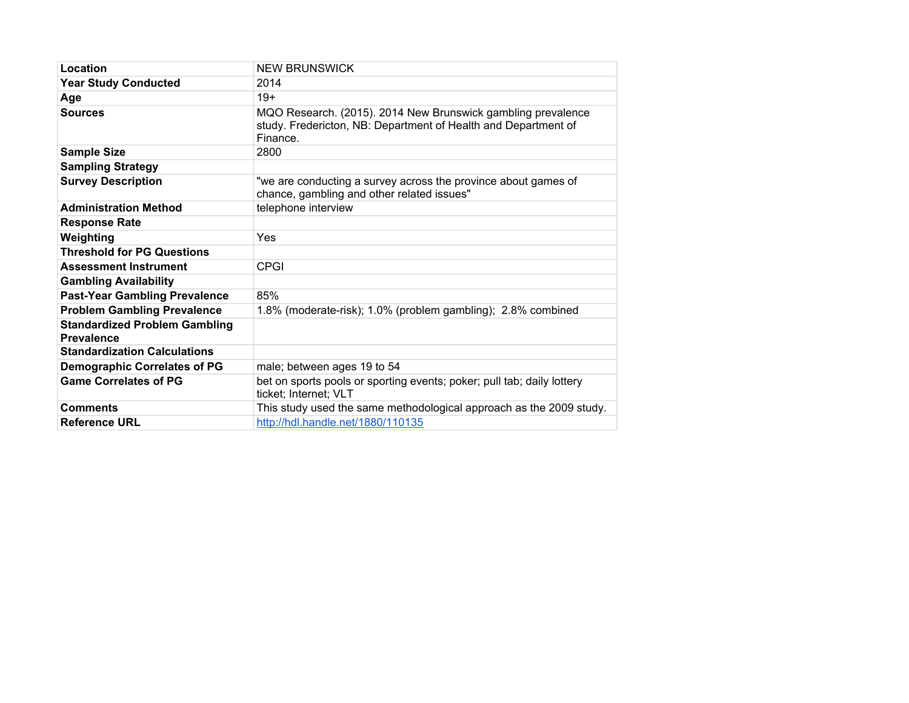| Location | NEW BRUNSWICK |
| --- | --- |
| Year Study Conducted | 2014 |
| Age | 19+ |
| Sources | MQO Research. (2015). 2014 New Brunswick gambling prevalence study. Fredericton, NB: Department of Health and Department of Finance. |
| Sample Size | 2800 |
| Sampling Strategy | |
| Survey Description | "we are conducting a survey across the province about games of chance, gambling and other related issues" |
| Administration Method | telephone interview |
| Response Rate | |
| Weighting | Yes |
| Threshold for PG Questions | |
| Assessment Instrument | CPGI |
| Gambling Availability | |
| Past-Year Gambling Prevalence | 85% |
| Problem Gambling Prevalence | 1.8% (moderate-risk); 1.0% (problem gambling); 2.8% combined |
| Standardized Problem Gambling Prevalence | |
| Standardization Calculations | |
| Demographic Correlates of PG | male; between ages 19 to 54 |
| Game Correlates of PG | bet on sports pools or sporting events; poker; pull tab; daily lottery ticket; Internet; VLT |
| Comments | This study used the same methodological approach as the 2009 study. |
| Reference URL | http://hdl.handle.net/1880/110135 |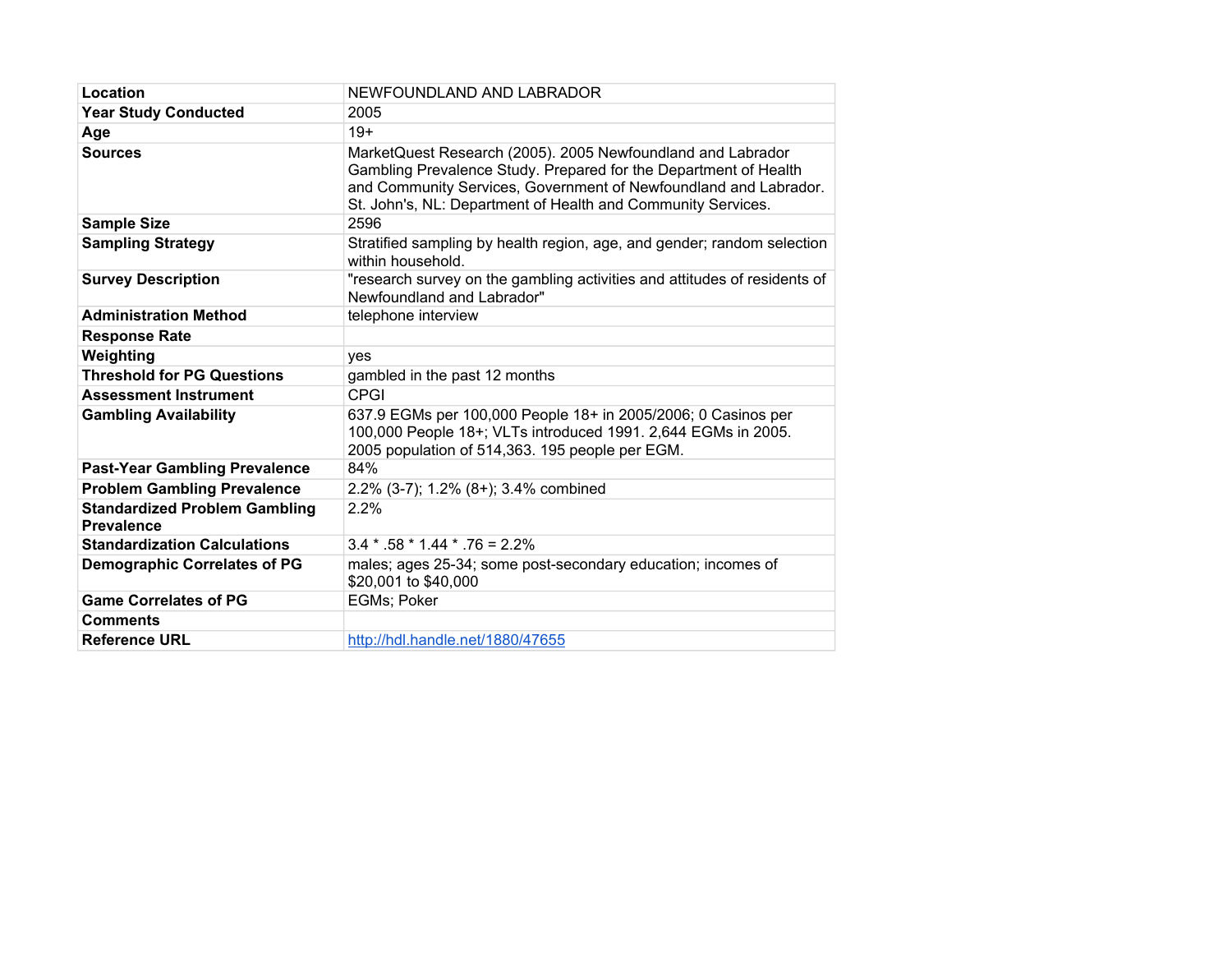| Location | NEWFOUNDLAND AND LABRADOR |
|---|---|
| Year Study Conducted | 2005 |
| Age | 19+ |
| Sources | MarketQuest Research (2005). 2005 Newfoundland and Labrador Gambling Prevalence Study. Prepared for the Department of Health and Community Services, Government of Newfoundland and Labrador. St. John's, NL: Department of Health and Community Services. |
| Sample Size | 2596 |
| Sampling Strategy | Stratified sampling by health region, age, and gender; random selection within household. |
| Survey Description | "research survey on the gambling activities and attitudes of residents of Newfoundland and Labrador" |
| Administration Method | telephone interview |
| Response Rate | |
| Weighting | yes |
| Threshold for PG Questions | gambled in the past 12 months |
| Assessment Instrument | CPGI |
| Gambling Availability | 637.9 EGMs per 100,000 People 18+ in 2005/2006; 0 Casinos per 100,000 People 18+; VLTs introduced 1991. 2,644 EGMs in 2005. 2005 population of 514,363. 195 people per EGM. |
| Past-Year Gambling Prevalence | 84% |
| Problem Gambling Prevalence | 2.2% (3-7); 1.2% (8+); 3.4% combined |
| Standardized Problem Gambling Prevalence | 2.2% |
| Standardization Calculations | 3.4 * .58 * 1.44 * .76 = 2.2% |
| Demographic Correlates of PG | males; ages 25-34; some post-secondary education; incomes of $20,001 to $40,000 |
| Game Correlates of PG | EGMs; Poker |
| Comments | |
| Reference URL | http://hdl.handle.net/1880/47655 |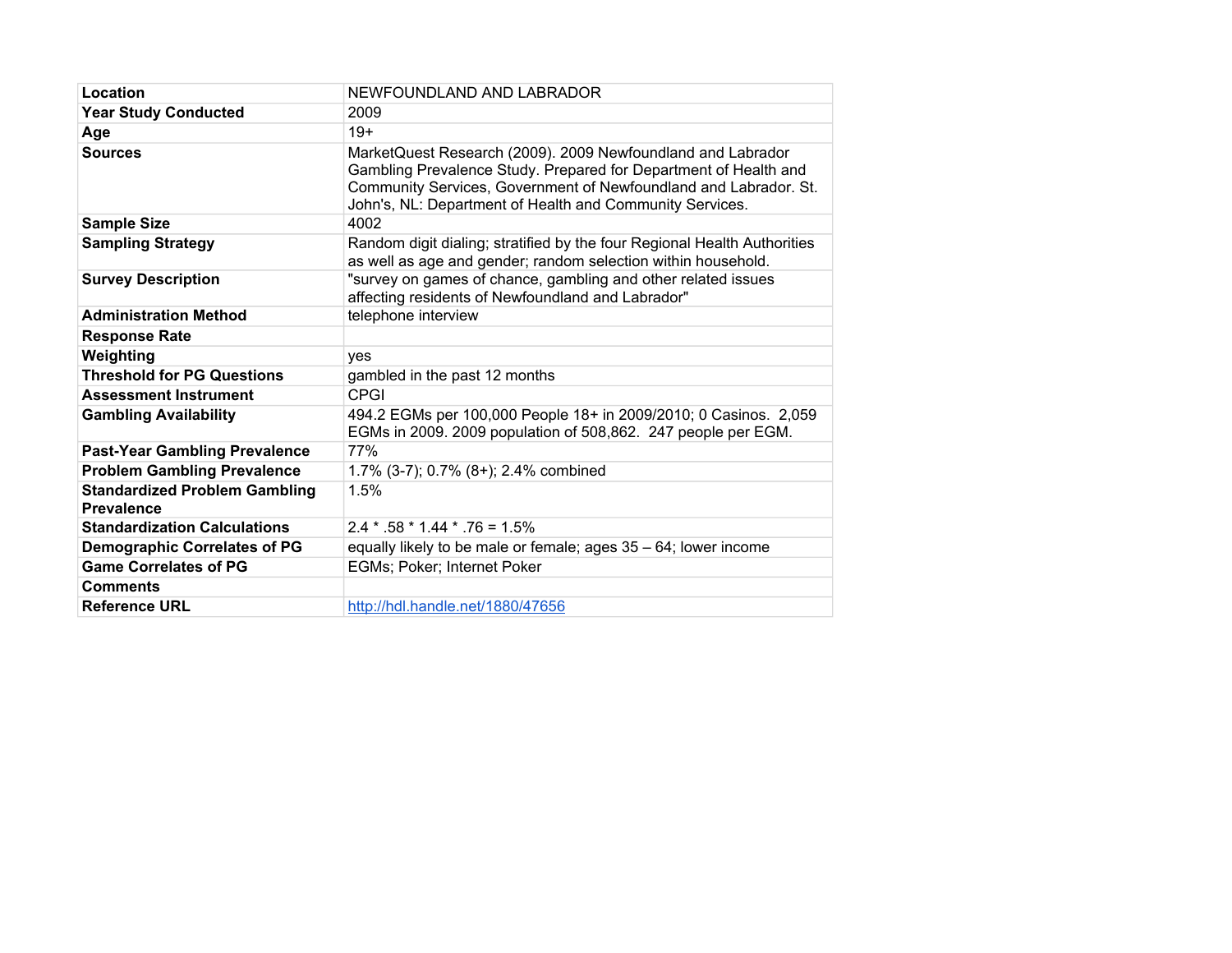| | |
|---|---|
| **Location** | NEWFOUNDLAND AND LABRADOR |
| **Year Study Conducted** | 2009 |
| **Age** | 19+ |
| **Sources** | MarketQuest Research (2009). 2009 Newfoundland and Labrador Gambling Prevalence Study. Prepared for Department of Health and Community Services, Government of Newfoundland and Labrador. St. John's, NL: Department of Health and Community Services. |
| **Sample Size** | 4002 |
| **Sampling Strategy** | Random digit dialing; stratified by the four Regional Health Authorities as well as age and gender; random selection within household. |
| **Survey Description** | "survey on games of chance, gambling and other related issues affecting residents of Newfoundland and Labrador" |
| **Administration Method** | telephone interview |
| **Response Rate** | |
| **Weighting** | yes |
| **Threshold for PG Questions** | gambled in the past 12 months |
| **Assessment Instrument** | CPGI |
| **Gambling Availability** | 494.2 EGMs per 100,000 People 18+ in 2009/2010; 0 Casinos. 2,059 EGMs in 2009. 2009 population of 508,862. 247 people per EGM. |
| **Past-Year Gambling Prevalence** | 77% |
| **Problem Gambling Prevalence** | 1.7% (3-7); 0.7% (8+); 2.4% combined |
| **Standardized Problem Gambling Prevalence** | 1.5% |
| **Standardization Calculations** | 2.4 * .58 * 1.44 * .76 = 1.5% |
| **Demographic Correlates of PG** | equally likely to be male or female; ages 35 – 64; lower income |
| **Game Correlates of PG** | EGMs; Poker; Internet Poker |
| **Comments** | |
| **Reference URL** | http://hdl.handle.net/1880/47656 |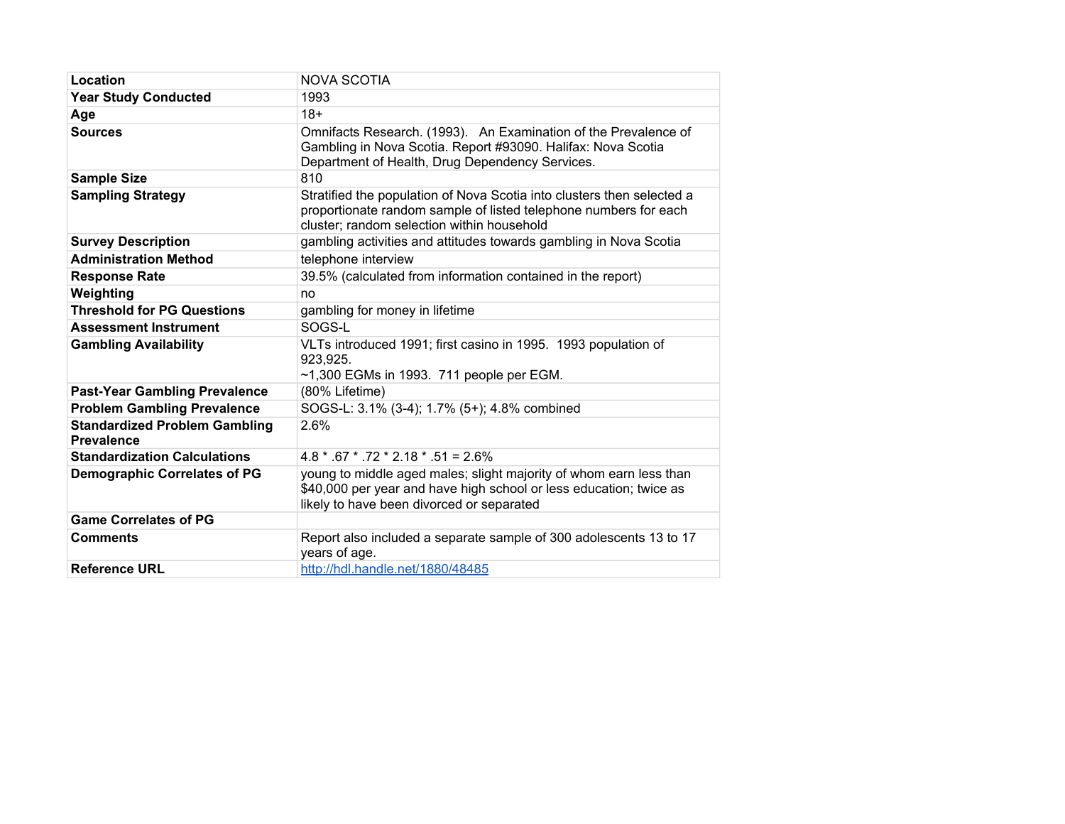| Location | NOVA SCOTIA |
|---|---|
| Year Study Conducted | 1993 |
| Age | 18+ |
| Sources | Omnifacts Research. (1993). An Examination of the Prevalence of Gambling in Nova Scotia. Report #93090. Halifax: Nova Scotia Department of Health, Drug Dependency Services. |
| Sample Size | 810 |
| Sampling Strategy | Stratified the population of Nova Scotia into clusters then selected a proportionate random sample of listed telephone numbers for each cluster; random selection within household |
| Survey Description | gambling activities and attitudes towards gambling in Nova Scotia |
| Administration Method | telephone interview |
| Response Rate | 39.5% (calculated from information contained in the report) |
| Weighting | no |
| Threshold for PG Questions | gambling for money in lifetime |
| Assessment Instrument | SOGS-L |
| Gambling Availability | VLTs introduced 1991; first casino in 1995. 1993 population of 923,925.<br>~1,300 EGMs in 1993. 711 people per EGM. |
| Past-Year Gambling Prevalence | (80% Lifetime) |
| Problem Gambling Prevalence | SOGS-L: 3.1% (3-4); 1.7% (5+); 4.8% combined |
| Standardized Problem Gambling Prevalence | 2.6% |
| Standardization Calculations | 4.8 * .67 * .72 * 2.18 * .51 = 2.6% |
| Demographic Correlates of PG | young to middle aged males; slight majority of whom earn less than $40,000 per year and have high school or less education; twice as likely to have been divorced or separated |
| Game Correlates of PG | |
| Comments | Report also included a separate sample of 300 adolescents 13 to 17 years of age. |
| Reference URL | [http://hdl.handle.net/1880/48485](http://hdl.handle.net/1880/48485) |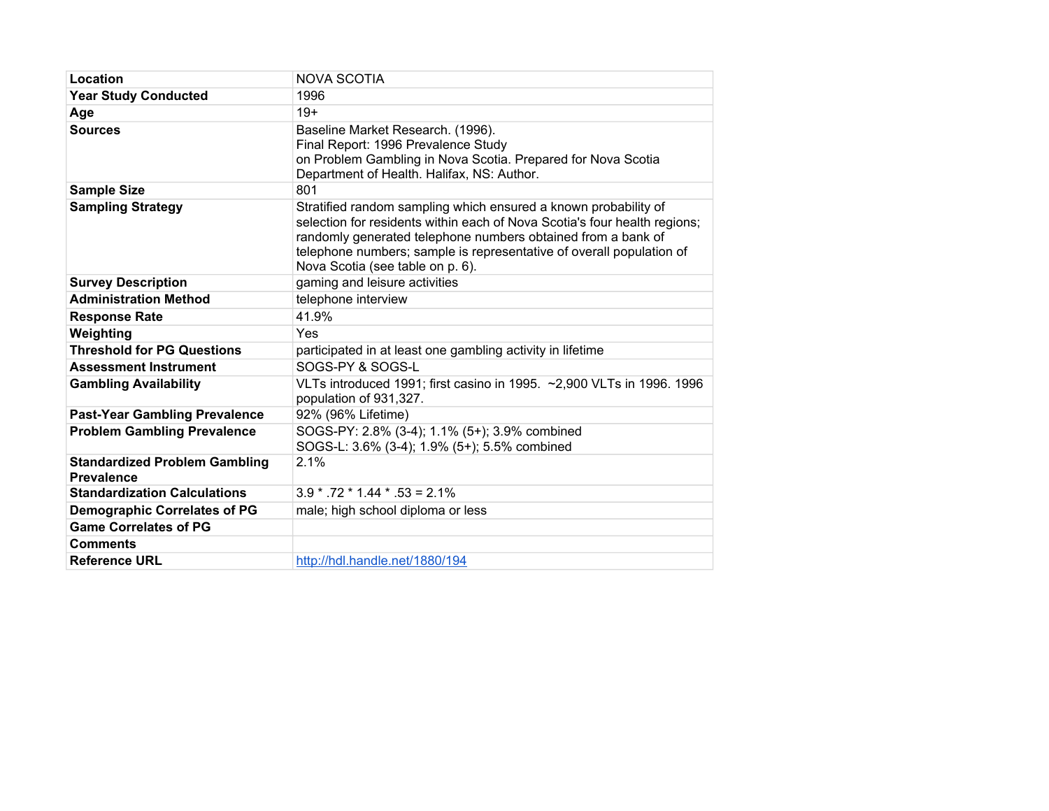| | |
|---|---|
| **Location** | NOVA SCOTIA |
| **Year Study Conducted** | 1996 |
| **Age** | 19+ |
| **Sources** | Baseline Market Research. (1996).<br>Final Report: 1996 Prevalence Study<br>on Problem Gambling in Nova Scotia. Prepared for Nova Scotia Department of Health. Halifax, NS: Author. |
| **Sample Size** | 801 |
| **Sampling Strategy** | Stratified random sampling which ensured a known probability of selection for residents within each of Nova Scotia's four health regions; randomly generated telephone numbers obtained from a bank of telephone numbers; sample is representative of overall population of Nova Scotia (see table on p. 6). |
| **Survey Description** | gaming and leisure activities |
| **Administration Method** | telephone interview |
| **Response Rate** | 41.9% |
| **Weighting** | Yes |
| **Threshold for PG Questions** | participated in at least one gambling activity in lifetime |
| **Assessment Instrument** | SOGS-PY & SOGS-L |
| **Gambling Availability** | VLTs introduced 1991; first casino in 1995. ~2,900 VLTs in 1996. 1996 population of 931,327. |
| **Past-Year Gambling Prevalence** | 92% (96% Lifetime) |
| **Problem Gambling Prevalence** | SOGS-PY: 2.8% (3-4); 1.1% (5+); 3.9% combined<br>SOGS-L: 3.6% (3-4); 1.9% (5+); 5.5% combined |
| **Standardized Problem Gambling Prevalence** | 2.1% |
| **Standardization Calculations** | 3.9 * .72 * 1.44 * .53 = 2.1% |
| **Demographic Correlates of PG** | male; high school diploma or less |
| **Game Correlates of PG** | |
| **Comments** | |
| **Reference URL** | http://hdl.handle.net/1880/194 |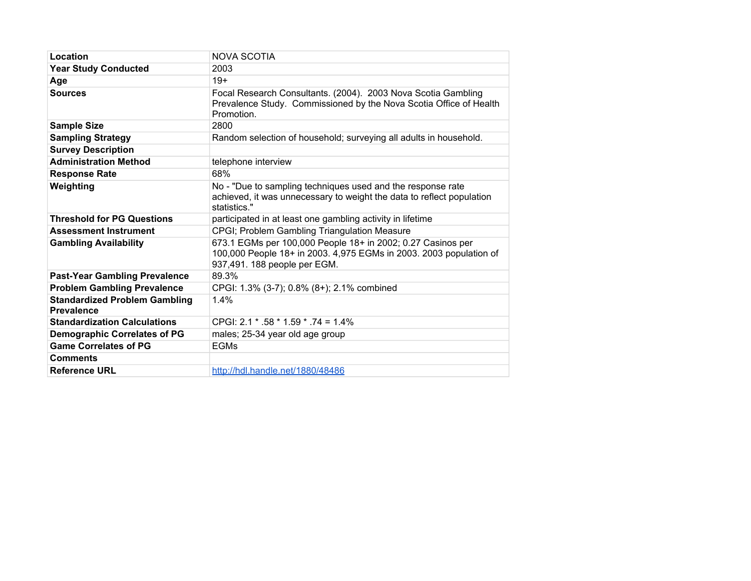| | |
|---|---|
| **Location** | NOVA SCOTIA |
| **Year Study Conducted** | 2003 |
| **Age** | 19+ |
| **Sources** | Focal Research Consultants. (2004). 2003 Nova Scotia Gambling Prevalence Study. Commissioned by the Nova Scotia Office of Health Promotion. |
| **Sample Size** | 2800 |
| **Sampling Strategy** | Random selection of household; surveying all adults in household. |
| **Survey Description** | |
| **Administration Method** | telephone interview |
| **Response Rate** | 68% |
| **Weighting** | No - "Due to sampling techniques used and the response rate achieved, it was unnecessary to weight the data to reflect population statistics." |
| **Threshold for PG Questions** | participated in at least one gambling activity in lifetime |
| **Assessment Instrument** | CPGI; Problem Gambling Triangulation Measure |
| **Gambling Availability** | 673.1 EGMs per 100,000 People 18+ in 2002; 0.27 Casinos per 100,000 People 18+ in 2003. 4,975 EGMs in 2003. 2003 population of 937,491. 188 people per EGM. |
| **Past-Year Gambling Prevalence** | 89.3% |
| **Problem Gambling Prevalence** | CPGI: 1.3% (3-7); 0.8% (8+); 2.1% combined |
| **Standardized Problem Gambling Prevalence** | 1.4% |
| **Standardization Calculations** | CPGI: 2.1 * .58 * 1.59 * .74 = 1.4% |
| **Demographic Correlates of PG** | males; 25-34 year old age group |
| **Game Correlates of PG** | EGMs |
| **Comments** | |
| **Reference URL** | [http://hdl.handle.net/1880/48486](http://hdl.handle.net/1880/48486) |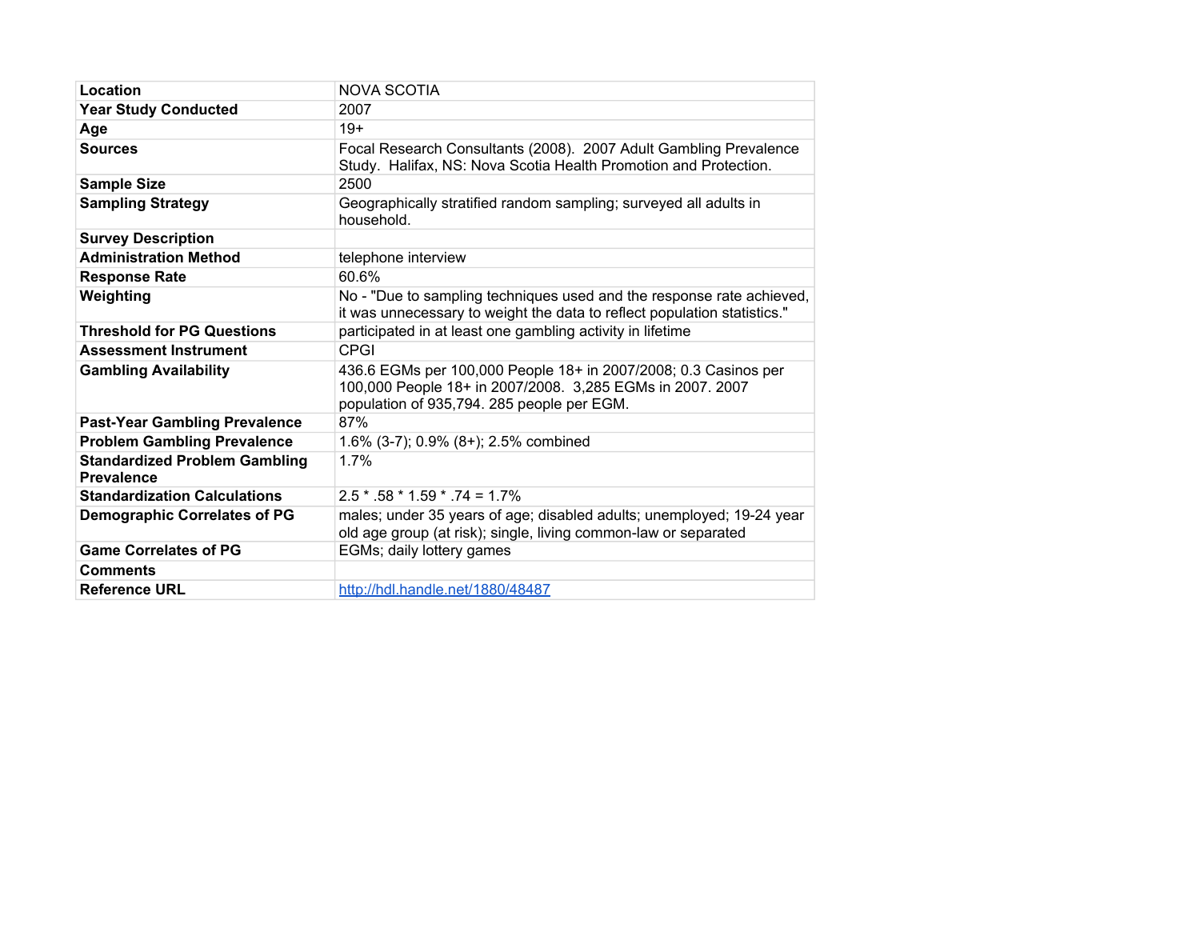| | |
|---|---|
| **Location** | NOVA SCOTIA |
| **Year Study Conducted** | 2007 |
| **Age** | 19+ |
| **Sources** | Focal Research Consultants (2008). 2007 Adult Gambling Prevalence Study. Halifax, NS: Nova Scotia Health Promotion and Protection. |
| **Sample Size** | 2500 |
| **Sampling Strategy** | Geographically stratified random sampling; surveyed all adults in household. |
| **Survey Description** | |
| **Administration Method** | telephone interview |
| **Response Rate** | 60.6% |
| **Weighting** | No - "Due to sampling techniques used and the response rate achieved, it was unnecessary to weight the data to reflect population statistics." |
| **Threshold for PG Questions** | participated in at least one gambling activity in lifetime |
| **Assessment Instrument** | CPGI |
| **Gambling Availability** | 436.6 EGMs per 100,000 People 18+ in 2007/2008; 0.3 Casinos per 100,000 People 18+ in 2007/2008. 3,285 EGMs in 2007. 2007 population of 935,794. 285 people per EGM. |
| **Past-Year Gambling Prevalence** | 87% |
| **Problem Gambling Prevalence** | 1.6% (3-7); 0.9% (8+); 2.5% combined |
| **Standardized Problem Gambling Prevalence** | 1.7% |
| **Standardization Calculations** | 2.5 * .58 * 1.59 * .74 = 1.7% |
| **Demographic Correlates of PG** | males; under 35 years of age; disabled adults; unemployed; 19-24 year old age group (at risk); single, living common-law or separated |
| **Game Correlates of PG** | EGMs; daily lottery games |
| **Comments** | |
| **Reference URL** | http://hdl.handle.net/1880/48487 |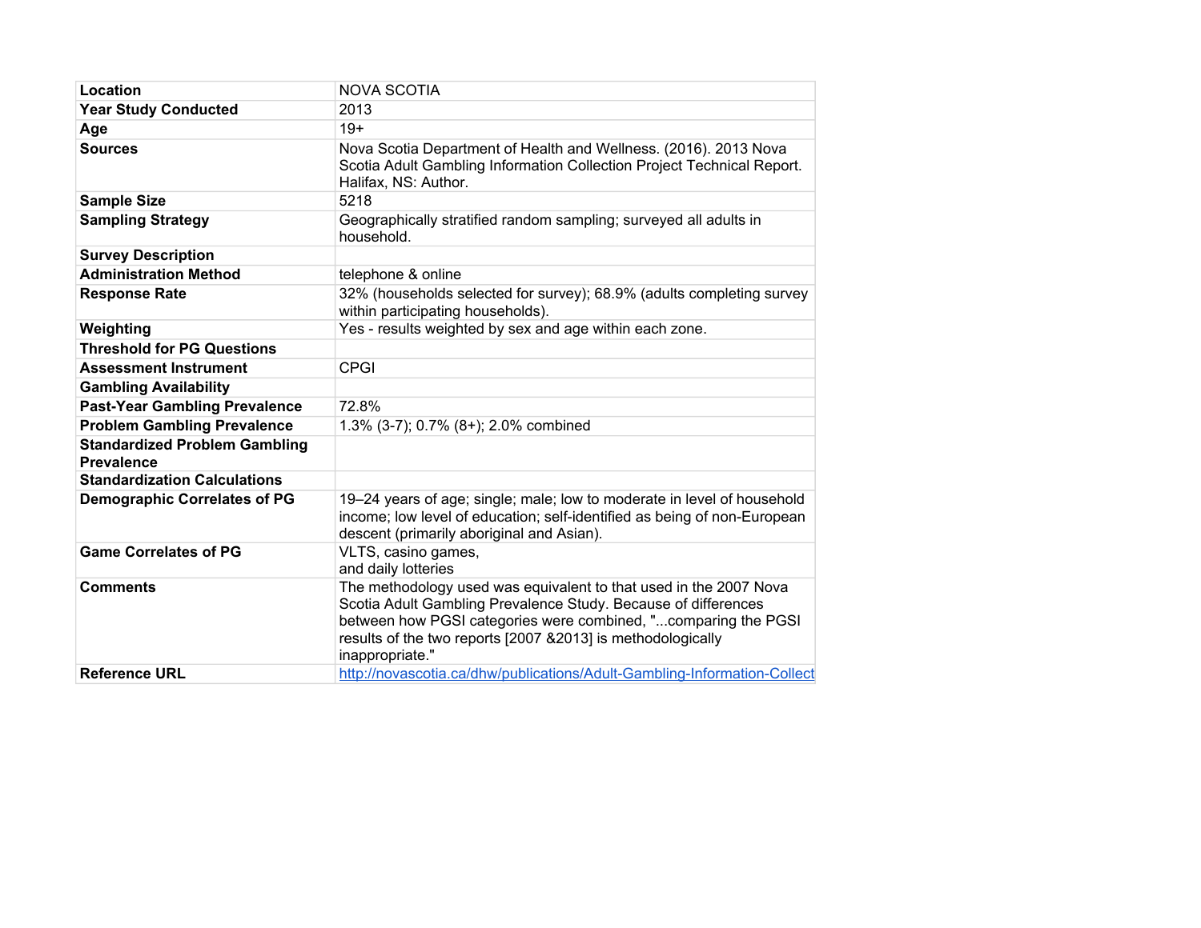| Location | NOVA SCOTIA |
|---|---|
| Year Study Conducted | 2013 |
| Age | 19+ |
| Sources | Nova Scotia Department of Health and Wellness. (2016). 2013 Nova Scotia Adult Gambling Information Collection Project Technical Report. Halifax, NS: Author. |
| Sample Size | 5218 |
| Sampling Strategy | Geographically stratified random sampling; surveyed all adults in household. |
| Survey Description | |
| Administration Method | telephone & online |
| Response Rate | 32% (households selected for survey); 68.9% (adults completing survey within participating households). |
| Weighting | Yes - results weighted by sex and age within each zone. |
| Threshold for PG Questions | |
| Assessment Instrument | CPGI |
| Gambling Availability | |
| Past-Year Gambling Prevalence | 72.8% |
| Problem Gambling Prevalence | 1.3% (3-7); 0.7% (8+); 2.0% combined |
| Standardized Problem Gambling Prevalence | |
| Standardization Calculations | |
| Demographic Correlates of PG | 19–24 years of age; single; male; low to moderate in level of household income; low level of education; self-identified as being of non-European descent (primarily aboriginal and Asian). |
| Game Correlates of PG | VLTS, casino games, and daily lotteries |
| Comments | The methodology used was equivalent to that used in the 2007 Nova Scotia Adult Gambling Prevalence Study. Because of differences between how PGSI categories were combined, "...comparing the PGSI results of the two reports [2007 &2013] is methodologically inappropriate." |
| Reference URL | http://novascotia.ca/dhw/publications/Adult-Gambling-Information-Collect |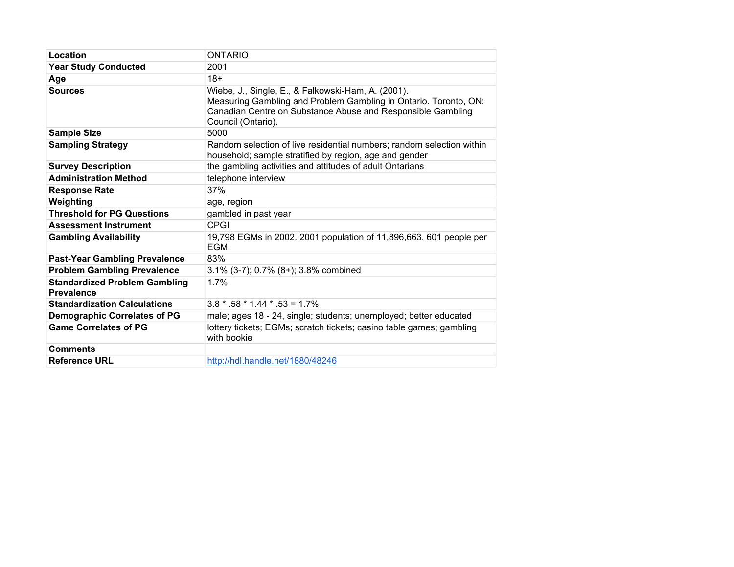| Location | ONTARIO |
|---|---|
| Year Study Conducted | 2001 |
| Age | 18+ |
| Sources | Wiebe, J., Single, E., & Falkowski-Ham, A. (2001). Measuring Gambling and Problem Gambling in Ontario. Toronto, ON: Canadian Centre on Substance Abuse and Responsible Gambling Council (Ontario). |
| Sample Size | 5000 |
| Sampling Strategy | Random selection of live residential numbers; random selection within household; sample stratified by region, age and gender |
| Survey Description | the gambling activities and attitudes of adult Ontarians |
| Administration Method | telephone interview |
| Response Rate | 37% |
| Weighting | age, region |
| Threshold for PG Questions | gambled in past year |
| Assessment Instrument | CPGI |
| Gambling Availability | 19,798 EGMs in 2002. 2001 population of 11,896,663. 601 people per EGM. |
| Past-Year Gambling Prevalence | 83% |
| Problem Gambling Prevalence | 3.1% (3-7); 0.7% (8+); 3.8% combined |
| Standardized Problem Gambling Prevalence | 1.7% |
| Standardization Calculations | 3.8 * .58 * 1.44 * .53 = 1.7% |
| Demographic Correlates of PG | male; ages 18 - 24, single; students; unemployed; better educated |
| Game Correlates of PG | lottery tickets; EGMs; scratch tickets; casino table games; gambling with bookie |
| Comments | |
| Reference URL | http://hdl.handle.net/1880/48246 |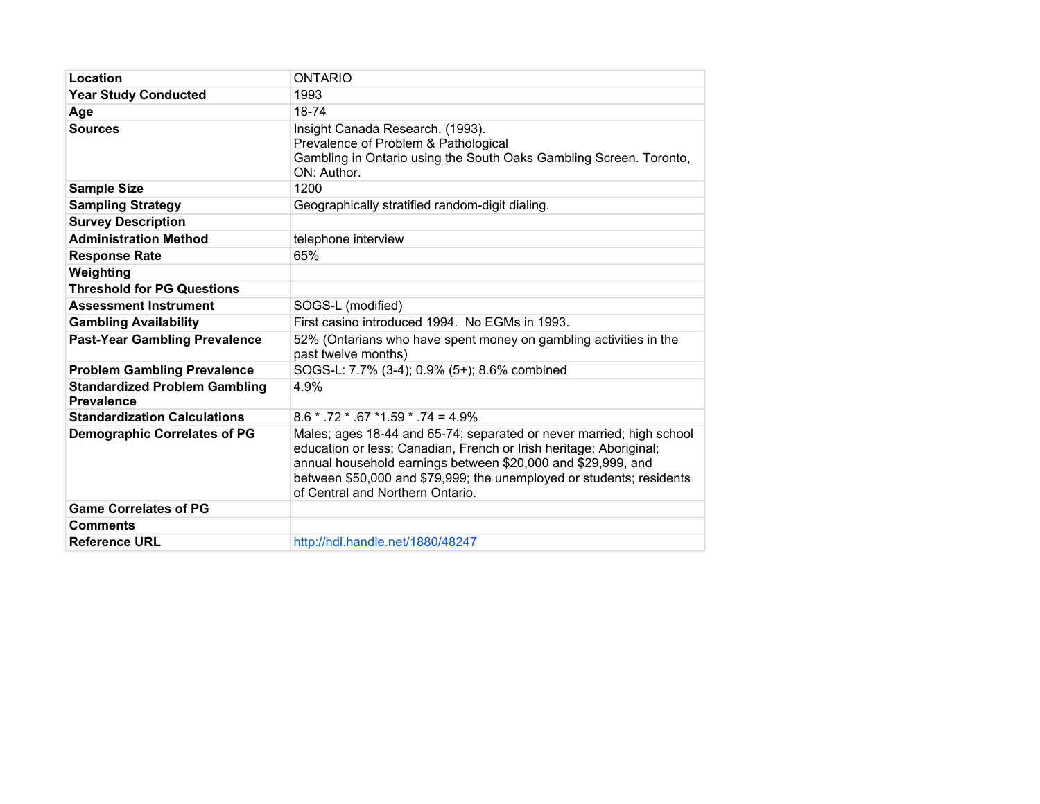| Location | ONTARIO |
|---|---|
| Year Study Conducted | 1993 |
| Age | 18-74 |
| Sources | Insight Canada Research. (1993). Prevalence of Problem & Pathological Gambling in Ontario using the South Oaks Gambling Screen. Toronto, ON: Author. |
| Sample Size | 1200 |
| Sampling Strategy | Geographically stratified random-digit dialing. |
| Survey Description | |
| Administration Method | telephone interview |
| Response Rate | 65% |
| Weighting | |
| Threshold for PG Questions | |
| Assessment Instrument | SOGS-L (modified) |
| Gambling Availability | First casino introduced 1994. No EGMs in 1993. |
| Past-Year Gambling Prevalence | 52% (Ontarians who have spent money on gambling activities in the past twelve months) |
| Problem Gambling Prevalence | SOGS-L: 7.7% (3-4); 0.9% (5+); 8.6% combined |
| Standardized Problem Gambling Prevalence | 4.9% |
| Standardization Calculations | 8.6 * .72 * .67 *1.59 * .74 = 4.9% |
| Demographic Correlates of PG | Males; ages 18-44 and 65-74; separated or never married; high school education or less; Canadian, French or Irish heritage; Aboriginal; annual household earnings between $20,000 and $29,999, and between $50,000 and $79,999; the unemployed or students; residents of Central and Northern Ontario. |
| Game Correlates of PG | |
| Comments | |
| Reference URL | http://hdl.handle.net/1880/48247 |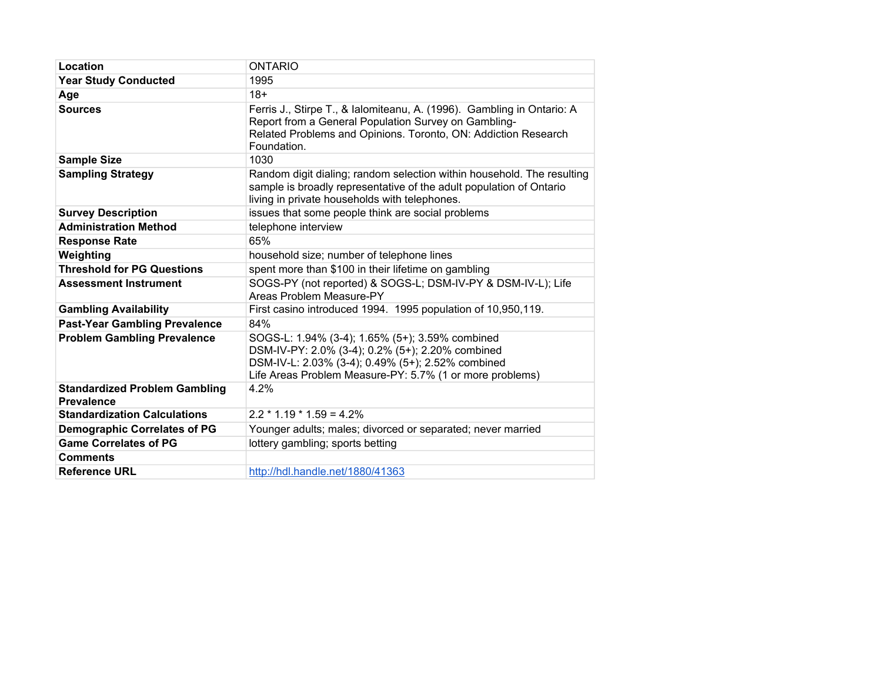| Location | ONTARIO |
| --- | --- |
| Year Study Conducted | 1995 |
| Age | 18+ |
| Sources | Ferris J., Stirpe T., & Ialomiteanu, A. (1996). Gambling in Ontario: A Report from a General Population Survey on Gambling-Related Problems and Opinions. Toronto, ON: Addiction Research Foundation. |
| Sample Size | 1030 |
| Sampling Strategy | Random digit dialing; random selection within household. The resulting sample is broadly representative of the adult population of Ontario living in private households with telephones. |
| Survey Description | issues that some people think are social problems |
| Administration Method | telephone interview |
| Response Rate | 65% |
| Weighting | household size; number of telephone lines |
| Threshold for PG Questions | spent more than $100 in their lifetime on gambling |
| Assessment Instrument | SOGS-PY (not reported) & SOGS-L; DSM-IV-PY & DSM-IV-L); Life Areas Problem Measure-PY |
| Gambling Availability | First casino introduced 1994. 1995 population of 10,950,119. |
| Past-Year Gambling Prevalence | 84% |
| Problem Gambling Prevalence | SOGS-L: 1.94% (3-4); 1.65% (5+); 3.59% combined<br>DSM-IV-PY: 2.0% (3-4); 0.2% (5+); 2.20% combined<br>DSM-IV-L: 2.03% (3-4); 0.49% (5+); 2.52% combined<br>Life Areas Problem Measure-PY: 5.7% (1 or more problems) |
| Standardized Problem Gambling Prevalence | 4.2% |
| Standardization Calculations | 2.2 * 1.19 * 1.59 = 4.2% |
| Demographic Correlates of PG | Younger adults; males; divorced or separated; never married |
| Game Correlates of PG | lottery gambling; sports betting |
| Comments | |
| Reference URL | http://hdl.handle.net/1880/41363 |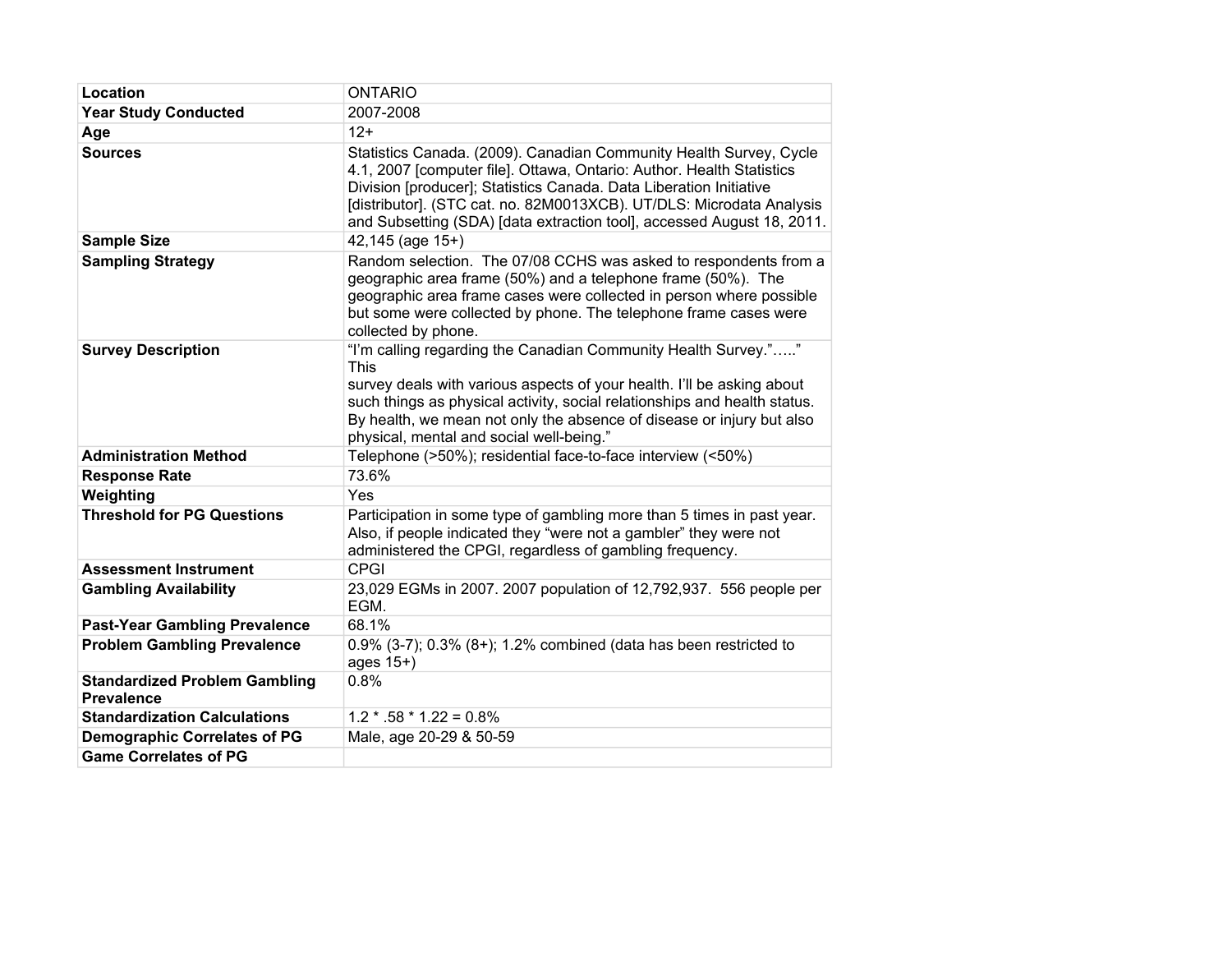| Location | ONTARIO |
|---|---|
| Year Study Conducted | 2007-2008 |
| Age | 12+ |
| Sources | Statistics Canada. (2009). Canadian Community Health Survey, Cycle 4.1, 2007 [computer file]. Ottawa, Ontario: Author. Health Statistics Division [producer]; Statistics Canada. Data Liberation Initiative [distributor]. (STC cat. no. 82M0013XCB). UT/DLS: Microdata Analysis and Subsetting (SDA) [data extraction tool], accessed August 18, 2011. |
| Sample Size | 42,145 (age 15+) |
| Sampling Strategy | Random selection. The 07/08 CCHS was asked to respondents from a geographic area frame (50%) and a telephone frame (50%). The geographic area frame cases were collected in person where possible but some were collected by phone. The telephone frame cases were collected by phone. |
| Survey Description | "I'm calling regarding the Canadian Community Health Survey."….." This survey deals with various aspects of your health. I'll be asking about such things as physical activity, social relationships and health status. By health, we mean not only the absence of disease or injury but also physical, mental and social well-being." |
| Administration Method | Telephone (>50%); residential face-to-face interview (<50%) |
| Response Rate | 73.6% |
| Weighting | Yes |
| Threshold for PG Questions | Participation in some type of gambling more than 5 times in past year. Also, if people indicated they "were not a gambler" they were not administered the CPGI, regardless of gambling frequency. |
| Assessment Instrument | CPGI |
| Gambling Availability | 23,029 EGMs in 2007. 2007 population of 12,792,937. 556 people per EGM. |
| Past-Year Gambling Prevalence | 68.1% |
| Problem Gambling Prevalence | 0.9% (3-7); 0.3% (8+); 1.2% combined (data has been restricted to ages 15+) |
| Standardized Problem Gambling Prevalence | 0.8% |
| Standardization Calculations | 1.2 * .58 * 1.22 = 0.8% |
| Demographic Correlates of PG | Male, age 20-29 & 50-59 |
| Game Correlates of PG | |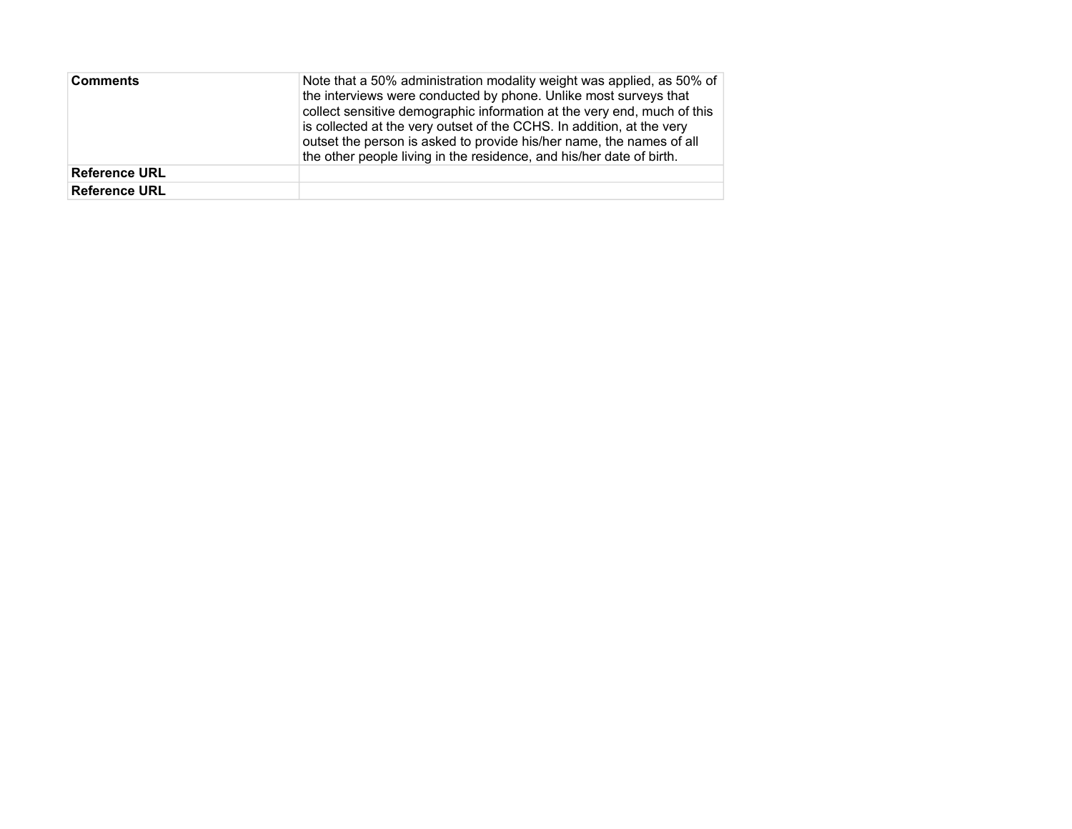| | |
|---|---|
| **Comments** | Note that a 50% administration modality weight was applied, as 50% of the interviews were conducted by phone. Unlike most surveys that collect sensitive demographic information at the very end, much of this is collected at the very outset of the CCHS. In addition, at the very outset the person is asked to provide his/her name, the names of all the other people living in the residence, and his/her date of birth. |
| **Reference URL** | |
| **Reference URL** | |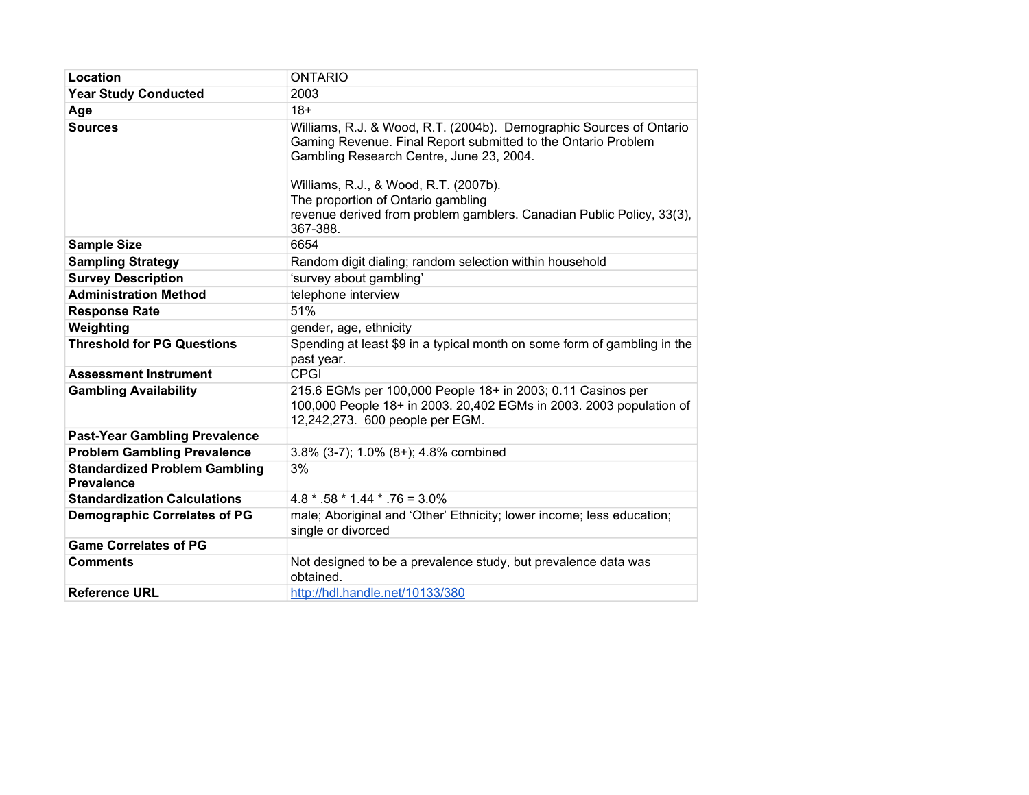| | |
|---|---|
| **Location** | ONTARIO |
| **Year Study Conducted** | 2003 |
| **Age** | 18+ |
| **Sources** | Williams, R.J. & Wood, R.T. (2004b). Demographic Sources of Ontario Gaming Revenue. Final Report submitted to the Ontario Problem Gambling Research Centre, June 23, 2004.<br><br>Williams, R.J., & Wood, R.T. (2007b).<br>The proportion of Ontario gambling<br>revenue derived from problem gamblers. Canadian Public Policy, 33(3), 367-388. |
| **Sample Size** | 6654 |
| **Sampling Strategy** | Random digit dialing; random selection within household |
| **Survey Description** | 'survey about gambling' |
| **Administration Method** | telephone interview |
| **Response Rate** | 51% |
| **Weighting** | gender, age, ethnicity |
| **Threshold for PG Questions** | Spending at least $9 in a typical month on some form of gambling in the past year. |
| **Assessment Instrument** | CPGI |
| **Gambling Availability** | 215.6 EGMs per 100,000 People 18+ in 2003; 0.11 Casinos per 100,000 People 18+ in 2003. 20,402 EGMs in 2003. 2003 population of 12,242,273. 600 people per EGM. |
| **Past-Year Gambling Prevalence** | |
| **Problem Gambling Prevalence** | 3.8% (3-7); 1.0% (8+); 4.8% combined |
| **Standardized Problem Gambling Prevalence** | 3% |
| **Standardization Calculations** | 4.8 * .58 * 1.44 * .76 = 3.0% |
| **Demographic Correlates of PG** | male; Aboriginal and 'Other' Ethnicity; lower income; less education; single or divorced |
| **Game Correlates of PG** | |
| **Comments** | Not designed to be a prevalence study, but prevalence data was obtained. |
| **Reference URL** | http://hdl.handle.net/10133/380 |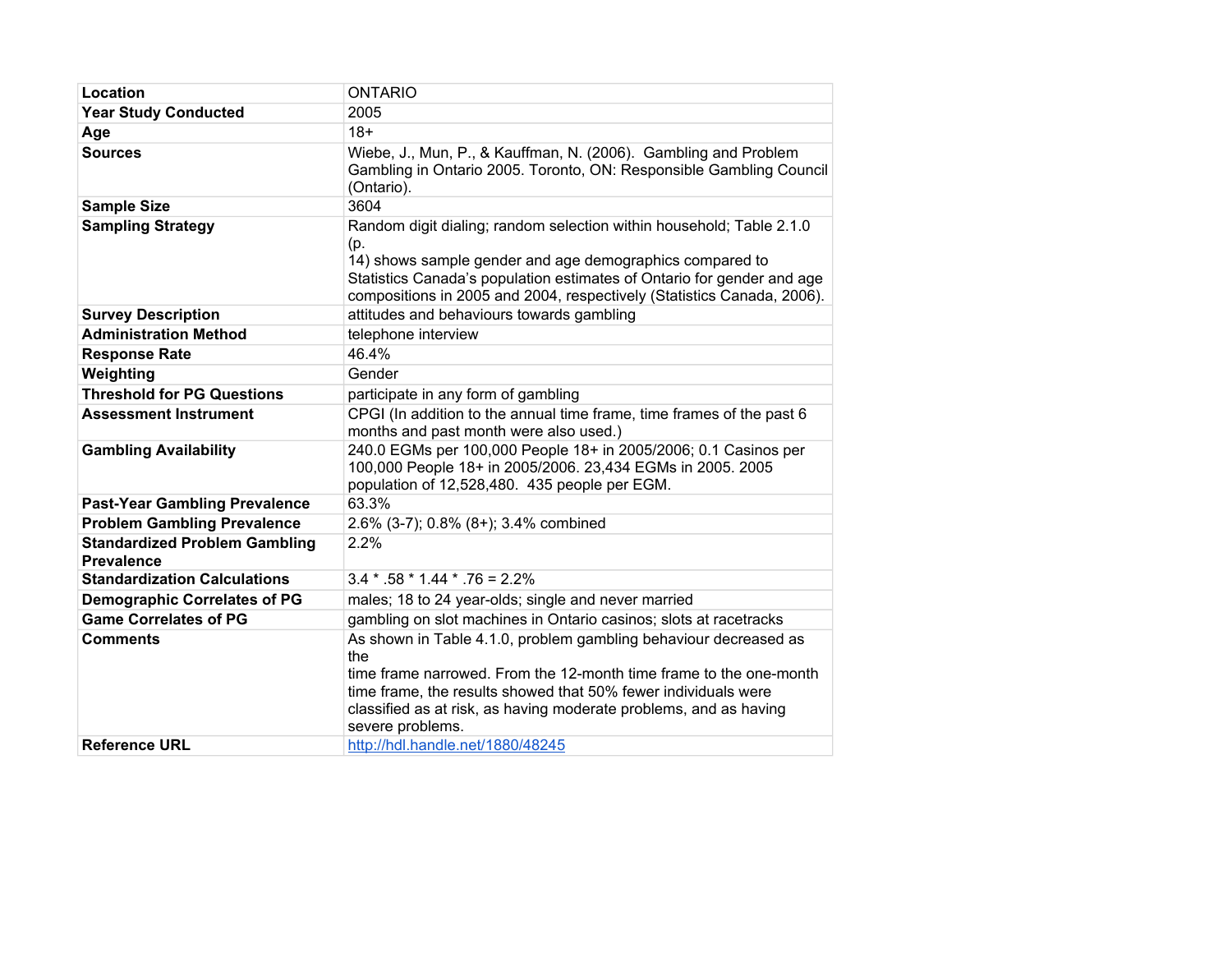| Location | ONTARIO |
| --- | --- |
| Year Study Conducted | 2005 |
| Age | 18+ |
| Sources | Wiebe, J., Mun, P., & Kauffman, N. (2006). Gambling and Problem Gambling in Ontario 2005. Toronto, ON: Responsible Gambling Council (Ontario). |
| Sample Size | 3604 |
| Sampling Strategy | Random digit dialing; random selection within household; Table 2.1.0 (p. 14) shows sample gender and age demographics compared to Statistics Canada's population estimates of Ontario for gender and age compositions in 2005 and 2004, respectively (Statistics Canada, 2006). |
| Survey Description | attitudes and behaviours towards gambling |
| Administration Method | telephone interview |
| Response Rate | 46.4% |
| Weighting | Gender |
| Threshold for PG Questions | participate in any form of gambling |
| Assessment Instrument | CPGI (In addition to the annual time frame, time frames of the past 6 months and past month were also used.) |
| Gambling Availability | 240.0 EGMs per 100,000 People 18+ in 2005/2006; 0.1 Casinos per 100,000 People 18+ in 2005/2006. 23,434 EGMs in 2005. 2005 population of 12,528,480. 435 people per EGM. |
| Past-Year Gambling Prevalence | 63.3% |
| Problem Gambling Prevalence | 2.6% (3-7); 0.8% (8+); 3.4% combined |
| Standardized Problem Gambling Prevalence | 2.2% |
| Standardization Calculations | 3.4 * .58 * 1.44 * .76 = 2.2% |
| Demographic Correlates of PG | males; 18 to 24 year-olds; single and never married |
| Game Correlates of PG | gambling on slot machines in Ontario casinos; slots at racetracks |
| Comments | As shown in Table 4.1.0, problem gambling behaviour decreased as the time frame narrowed. From the 12-month time frame to the one-month time frame, the results showed that 50% fewer individuals were classified as at risk, as having moderate problems, and as having severe problems. |
| Reference URL | http://hdl.handle.net/1880/48245 |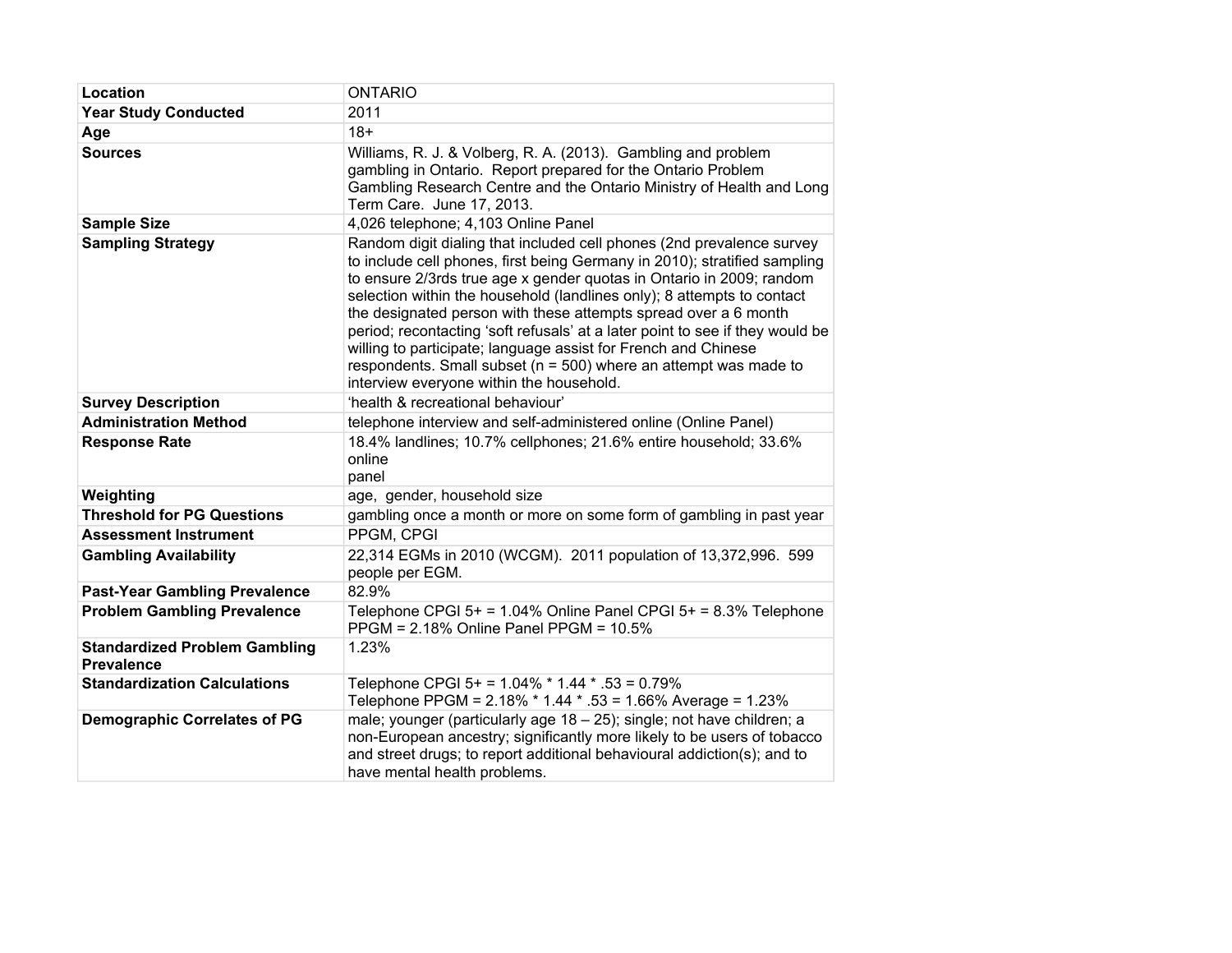| Location | ONTARIO |
|---|---|
| **Year Study Conducted** | 2011 |
| **Age** | 18+ |
| **Sources** | Williams, R. J. & Volberg, R. A. (2013). Gambling and problem gambling in Ontario. Report prepared for the Ontario Problem Gambling Research Centre and the Ontario Ministry of Health and Long Term Care. June 17, 2013. |
| **Sample Size** | 4,026 telephone; 4,103 Online Panel |
| **Sampling Strategy** | Random digit dialing that included cell phones (2nd prevalence survey to include cell phones, first being Germany in 2010); stratified sampling to ensure 2/3rds true age x gender quotas in Ontario in 2009; random selection within the household (landlines only); 8 attempts to contact the designated person with these attempts spread over a 6 month period; recontacting 'soft refusals' at a later point to see if they would be willing to participate; language assist for French and Chinese respondents. Small subset (n = 500) where an attempt was made to interview everyone within the household. |
| **Survey Description** | 'health & recreational behaviour' |
| **Administration Method** | telephone interview and self-administered online (Online Panel) |
| **Response Rate** | 18.4% landlines; 10.7% cellphones; 21.6% entire household; 33.6% online panel |
| **Weighting** | age, gender, household size |
| **Threshold for PG Questions** | gambling once a month or more on some form of gambling in past year |
| **Assessment Instrument** | PPGM, CPGI |
| **Gambling Availability** | 22,314 EGMs in 2010 (WCGM). 2011 population of 13,372,996. 599 people per EGM. |
| **Past-Year Gambling Prevalence** | 82.9% |
| **Problem Gambling Prevalence** | Telephone CPGI 5+ = 1.04% Online Panel CPGI 5+ = 8.3% Telephone PPGM = 2.18% Online Panel PPGM = 10.5% |
| **Standardized Problem Gambling Prevalence** | 1.23% |
| **Standardization Calculations** | Telephone CPGI 5+ = 1.04% * 1.44 * .53 = 0.79%<br>Telephone PPGM = 2.18% * 1.44 * .53 = 1.66% Average = 1.23% |
| **Demographic Correlates of PG** | male; younger (particularly age 18 – 25); single; not have children; a non-European ancestry; significantly more likely to be users of tobacco and street drugs; to report additional behavioural addiction(s); and to have mental health problems. |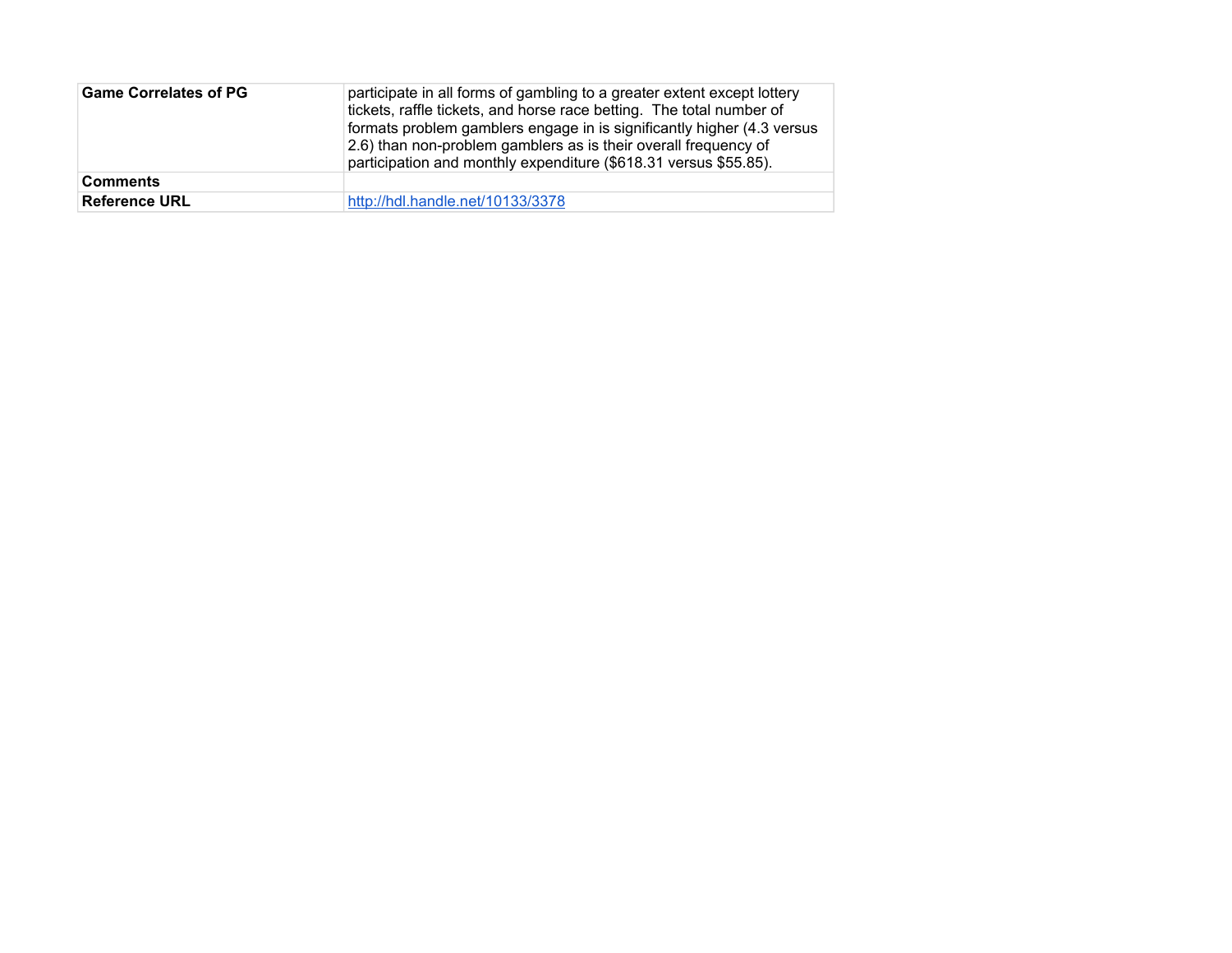| | |
|---|---|
| **Game Correlates of PG** | participate in all forms of gambling to a greater extent except lottery tickets, raffle tickets, and horse race betting. The total number of formats problem gamblers engage in is significantly higher (4.3 versus 2.6) than non-problem gamblers as is their overall frequency of participation and monthly expenditure ($618.31 versus $55.85). |
| **Comments** | |
| **Reference URL** | http://hdl.handle.net/10133/3378 |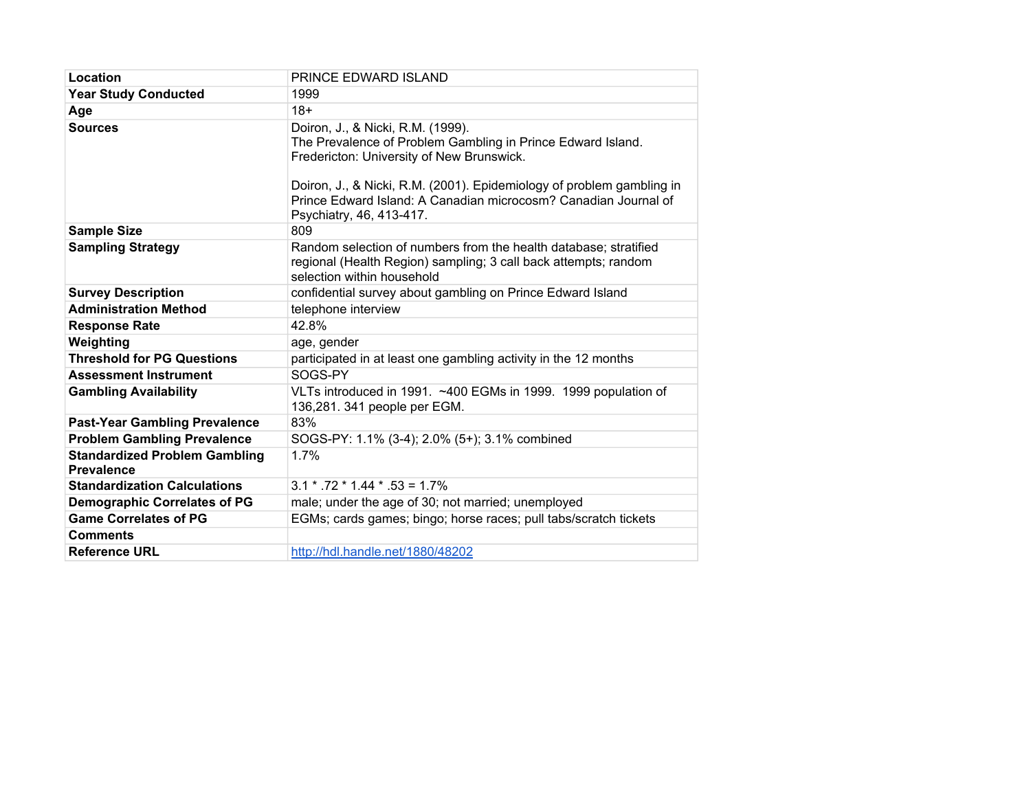| Location | PRINCE EDWARD ISLAND |
|---|---|
| **Year Study Conducted** | 1999 |
| **Age** | 18+ |
| **Sources** | Doiron, J., & Nicki, R.M. (1999). The Prevalence of Problem Gambling in Prince Edward Island. Fredericton: University of New Brunswick.<br><br>Doiron, J., & Nicki, R.M. (2001). Epidemiology of problem gambling in Prince Edward Island: A Canadian microcosm? Canadian Journal of Psychiatry, 46, 413-417. |
| **Sample Size** | 809 |
| **Sampling Strategy** | Random selection of numbers from the health database; stratified regional (Health Region) sampling; 3 call back attempts; random selection within household |
| **Survey Description** | confidential survey about gambling on Prince Edward Island |
| **Administration Method** | telephone interview |
| **Response Rate** | 42.8% |
| **Weighting** | age, gender |
| **Threshold for PG Questions** | participated in at least one gambling activity in the 12 months |
| **Assessment Instrument** | SOGS-PY |
| **Gambling Availability** | VLTs introduced in 1991. ~400 EGMs in 1999. 1999 population of 136,281. 341 people per EGM. |
| **Past-Year Gambling Prevalence** | 83% |
| **Problem Gambling Prevalence** | SOGS-PY: 1.1% (3-4); 2.0% (5+); 3.1% combined |
| **Standardized Problem Gambling Prevalence** | 1.7% |
| **Standardization Calculations** | 3.1 * .72 * 1.44 * .53 = 1.7% |
| **Demographic Correlates of PG** | male; under the age of 30; not married; unemployed |
| **Game Correlates of PG** | EGMs; cards games; bingo; horse races; pull tabs/scratch tickets |
| **Comments** | |
| **Reference URL** | http://hdl.handle.net/1880/48202 |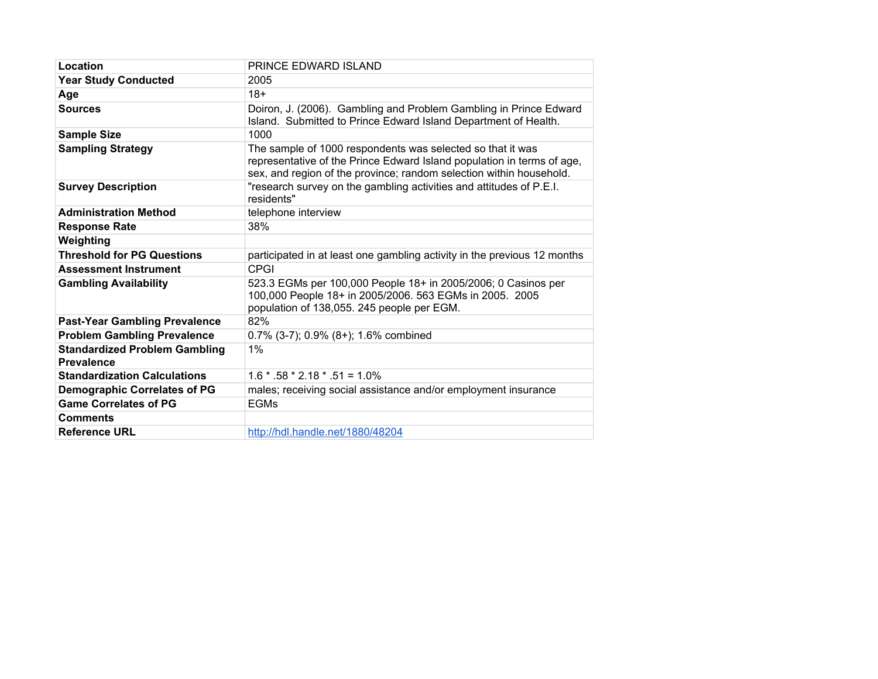| Location | PRINCE EDWARD ISLAND |
|---|---|
| **Year Study Conducted** | 2005 |
| **Age** | 18+ |
| **Sources** | Doiron, J. (2006). Gambling and Problem Gambling in Prince Edward Island. Submitted to Prince Edward Island Department of Health. |
| **Sample Size** | 1000 |
| **Sampling Strategy** | The sample of 1000 respondents was selected so that it was representative of the Prince Edward Island population in terms of age, sex, and region of the province; random selection within household. |
| **Survey Description** | "research survey on the gambling activities and attitudes of P.E.I. residents" |
| **Administration Method** | telephone interview |
| **Response Rate** | 38% |
| **Weighting** | |
| **Threshold for PG Questions** | participated in at least one gambling activity in the previous 12 months |
| **Assessment Instrument** | CPGI |
| **Gambling Availability** | 523.3 EGMs per 100,000 People 18+ in 2005/2006; 0 Casinos per 100,000 People 18+ in 2005/2006. 563 EGMs in 2005. 2005 population of 138,055. 245 people per EGM. |
| **Past-Year Gambling Prevalence** | 82% |
| **Problem Gambling Prevalence** | 0.7% (3-7); 0.9% (8+); 1.6% combined |
| **Standardized Problem Gambling Prevalence** | 1% |
| **Standardization Calculations** | 1.6 * .58 * 2.18 * .51 = 1.0% |
| **Demographic Correlates of PG** | males; receiving social assistance and/or employment insurance |
| **Game Correlates of PG** | EGMs |
| **Comments** | |
| **Reference URL** | http://hdl.handle.net/1880/48204 |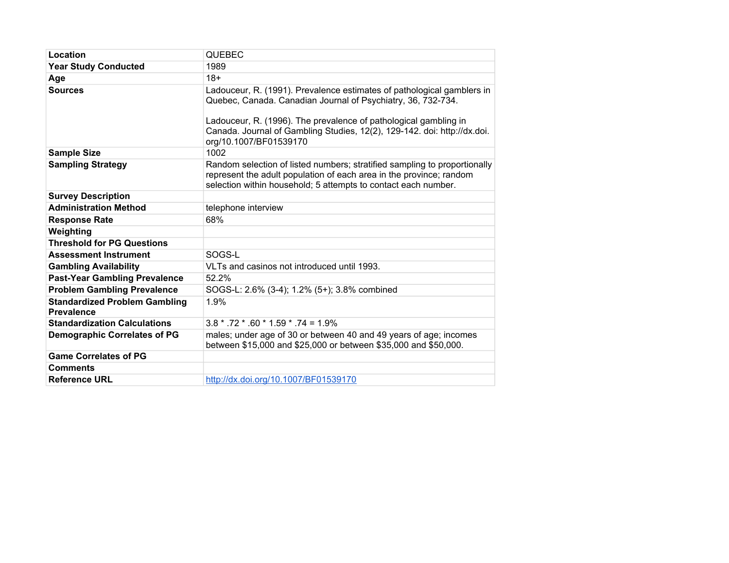| **Location** | QUEBEC |
|---|---|
| **Year Study Conducted** | 1989 |
| **Age** | 18+ |
| **Sources** | Ladouceur, R. (1991). Prevalence estimates of pathological gamblers in Quebec, Canada. Canadian Journal of Psychiatry, 36, 732-734.<br><br>Ladouceur, R. (1996). The prevalence of pathological gambling in Canada. Journal of Gambling Studies, 12(2), 129-142. doi: http://dx.doi.org/10.1007/BF01539170 |
| **Sample Size** | 1002 |
| **Sampling Strategy** | Random selection of listed numbers; stratified sampling to proportionally represent the adult population of each area in the province; random selection within household; 5 attempts to contact each number. |
| **Survey Description** | |
| **Administration Method** | telephone interview |
| **Response Rate** | 68% |
| **Weighting** | |
| **Threshold for PG Questions** | |
| **Assessment Instrument** | SOGS-L |
| **Gambling Availability** | VLTs and casinos not introduced until 1993. |
| **Past-Year Gambling Prevalence** | 52.2% |
| **Problem Gambling Prevalence** | SOGS-L: 2.6% (3-4); 1.2% (5+); 3.8% combined |
| **Standardized Problem Gambling Prevalence** | 1.9% |
| **Standardization Calculations** | 3.8 * .72 * .60 * 1.59 * .74 = 1.9% |
| **Demographic Correlates of PG** | males; under age of 30 or between 40 and 49 years of age; incomes between $15,000 and $25,000 or between $35,000 and $50,000. |
| **Game Correlates of PG** | |
| **Comments** | |
| **Reference URL** | [http://dx.doi.org/10.1007/BF01539170](http://dx.doi.org/10.1007/BF01539170) |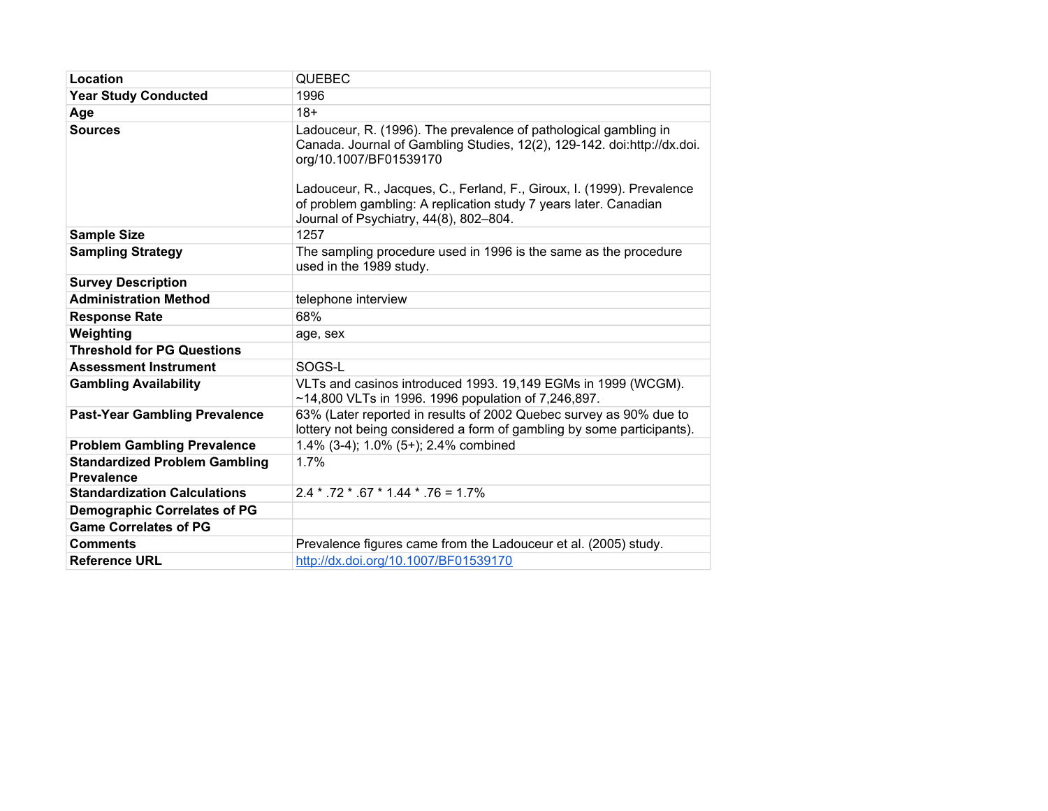| | |
|---|---|
| **Location** | QUEBEC |
| **Year Study Conducted** | 1996 |
| **Age** | 18+ |
| **Sources** | Ladouceur, R. (1996). The prevalence of pathological gambling in Canada. Journal of Gambling Studies, 12(2), 129-142. doi:http://dx.doi.org/10.1007/BF01539170<br><br>Ladouceur, R., Jacques, C., Ferland, F., Giroux, I. (1999). Prevalence of problem gambling: A replication study 7 years later. Canadian Journal of Psychiatry, 44(8), 802–804. |
| **Sample Size** | 1257 |
| **Sampling Strategy** | The sampling procedure used in 1996 is the same as the procedure used in the 1989 study. |
| **Survey Description** | |
| **Administration Method** | telephone interview |
| **Response Rate** | 68% |
| **Weighting** | age, sex |
| **Threshold for PG Questions** | |
| **Assessment Instrument** | SOGS-L |
| **Gambling Availability** | VLTs and casinos introduced 1993. 19,149 EGMs in 1999 (WCGM). ~14,800 VLTs in 1996. 1996 population of 7,246,897. |
| **Past-Year Gambling Prevalence** | 63% (Later reported in results of 2002 Quebec survey as 90% due to lottery not being considered a form of gambling by some participants). |
| **Problem Gambling Prevalence** | 1.4% (3-4); 1.0% (5+); 2.4% combined |
| **Standardized Problem Gambling Prevalence** | 1.7% |
| **Standardization Calculations** | 2.4 * .72 * .67 * 1.44 * .76 = 1.7% |
| **Demographic Correlates of PG** | |
| **Game Correlates of PG** | |
| **Comments** | Prevalence figures came from the Ladouceur et al. (2005) study. |
| **Reference URL** | [http://dx.doi.org/10.1007/BF01539170](http://dx.doi.org/10.1007/BF01539170) |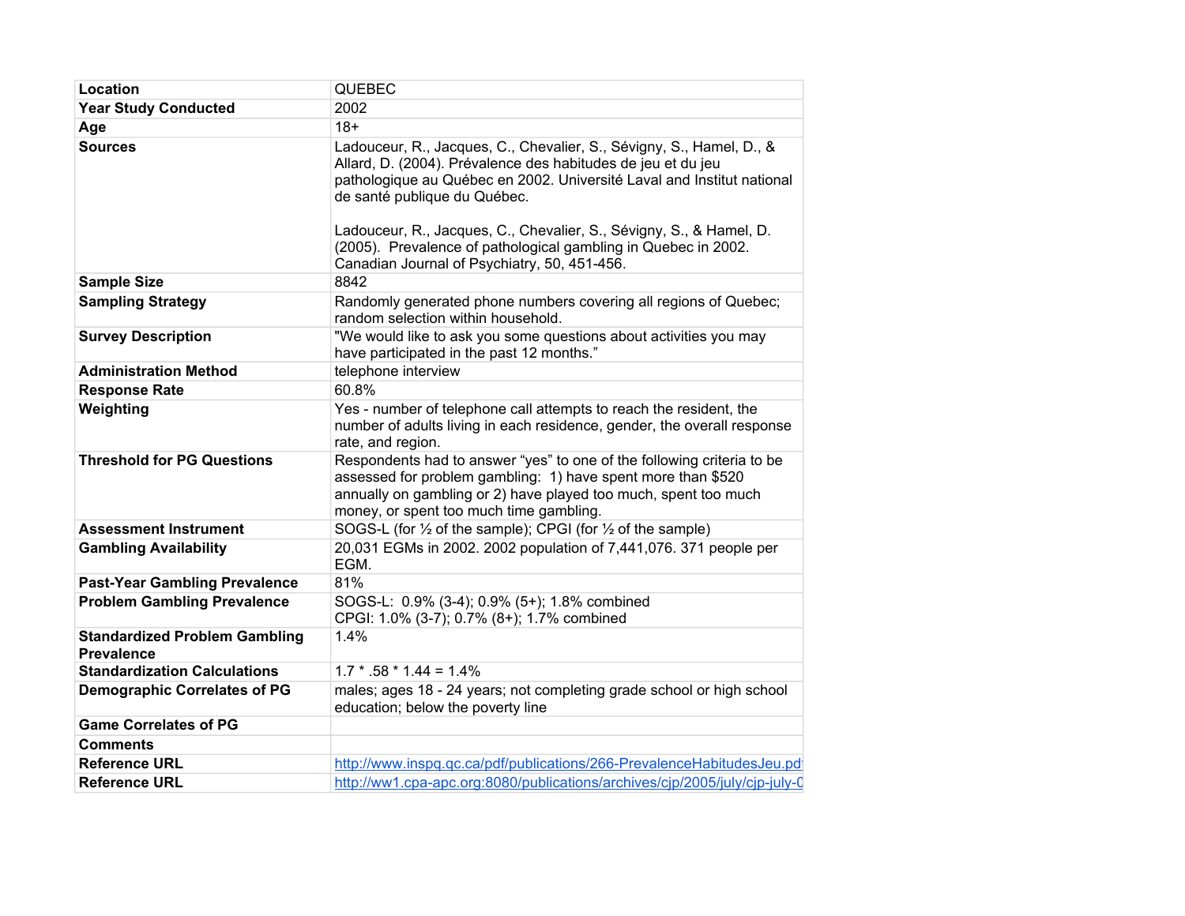| Location | QUEBEC |
|---|---|
| Year Study Conducted | 2002 |
| Age | 18+ |
| Sources | Ladouceur, R., Jacques, C., Chevalier, S., Sévigny, S., Hamel, D., & Allard, D. (2004). Prévalence des habitudes de jeu et du jeu pathologique au Québec en 2002. Université Laval and Institut national de santé publique du Québec.<br><br>Ladouceur, R., Jacques, C., Chevalier, S., Sévigny, S., & Hamel, D. (2005). Prevalence of pathological gambling in Quebec in 2002. Canadian Journal of Psychiatry, 50, 451-456. |
| Sample Size | 8842 |
| Sampling Strategy | Randomly generated phone numbers covering all regions of Quebec; random selection within household. |
| Survey Description | "We would like to ask you some questions about activities you may have participated in the past 12 months." |
| Administration Method | telephone interview |
| Response Rate | 60.8% |
| Weighting | Yes - number of telephone call attempts to reach the resident, the number of adults living in each residence, gender, the overall response rate, and region. |
| Threshold for PG Questions | Respondents had to answer "yes" to one of the following criteria to be assessed for problem gambling: 1) have spent more than $520 annually on gambling or 2) have played too much, spent too much money, or spent too much time gambling. |
| Assessment Instrument | SOGS-L (for ½ of the sample); CPGI (for ½ of the sample) |
| Gambling Availability | 20,031 EGMs in 2002. 2002 population of 7,441,076. 371 people per EGM. |
| Past-Year Gambling Prevalence | 81% |
| Problem Gambling Prevalence | SOGS-L: 0.9% (3-4); 0.9% (5+); 1.8% combined<br>CPGI: 1.0% (3-7); 0.7% (8+); 1.7% combined |
| Standardized Problem Gambling Prevalence | 1.4% |
| Standardization Calculations | 1.7 * .58 * 1.44 = 1.4% |
| Demographic Correlates of PG | males; ages 18 - 24 years; not completing grade school or high school education; below the poverty line |
| Game Correlates of PG | |
| Comments | |
| Reference URL | http://www.inspq.qc.ca/pdf/publications/266-PrevalenceHabitudesJeu.pdf |
| Reference URL | http://ww1.cpa-apc.org:8080/publications/archives/cjp/2005/july/cjp-july-0 |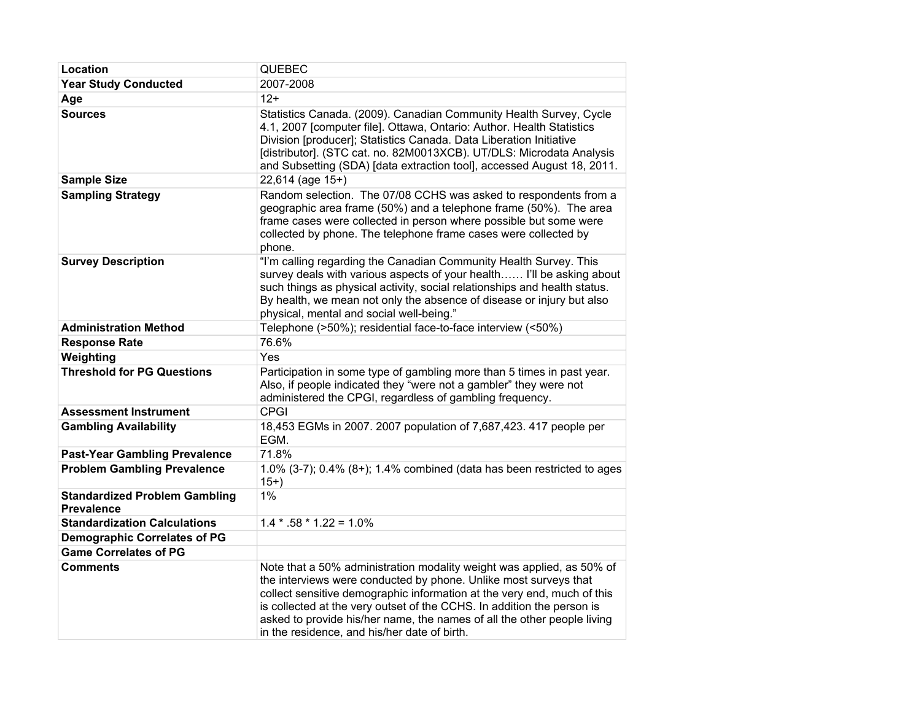| Location | QUEBEC |
|---|---|
| **Year Study Conducted** | 2007-2008 |
| **Age** | 12+ |
| **Sources** | Statistics Canada. (2009). Canadian Community Health Survey, Cycle 4.1, 2007 [computer file]. Ottawa, Ontario: Author. Health Statistics Division [producer]; Statistics Canada. Data Liberation Initiative [distributor]. (STC cat. no. 82M0013XCB). UT/DLS: Microdata Analysis and Subsetting (SDA) [data extraction tool], accessed August 18, 2011. |
| **Sample Size** | 22,614 (age 15+) |
| **Sampling Strategy** | Random selection. The 07/08 CCHS was asked to respondents from a geographic area frame (50%) and a telephone frame (50%). The area frame cases were collected in person where possible but some were collected by phone. The telephone frame cases were collected by phone. |
| **Survey Description** | "I'm calling regarding the Canadian Community Health Survey. This survey deals with various aspects of your health…… I'll be asking about such things as physical activity, social relationships and health status. By health, we mean not only the absence of disease or injury but also physical, mental and social well-being." |
| **Administration Method** | Telephone (>50%); residential face-to-face interview (<50%) |
| **Response Rate** | 76.6% |
| **Weighting** | Yes |
| **Threshold for PG Questions** | Participation in some type of gambling more than 5 times in past year. Also, if people indicated they "were not a gambler" they were not administered the CPGI, regardless of gambling frequency. |
| **Assessment Instrument** | CPGI |
| **Gambling Availability** | 18,453 EGMs in 2007. 2007 population of 7,687,423. 417 people per EGM. |
| **Past-Year Gambling Prevalence** | 71.8% |
| **Problem Gambling Prevalence** | 1.0% (3-7); 0.4% (8+); 1.4% combined (data has been restricted to ages 15+) |
| **Standardized Problem Gambling Prevalence** | 1% |
| **Standardization Calculations** | 1.4 * .58 * 1.22 = 1.0% |
| **Demographic Correlates of PG** | |
| **Game Correlates of PG** | |
| **Comments** | Note that a 50% administration modality weight was applied, as 50% of the interviews were conducted by phone. Unlike most surveys that collect sensitive demographic information at the very end, much of this is collected at the very outset of the CCHS. In addition the person is asked to provide his/her name, the names of all the other people living in the residence, and his/her date of birth. |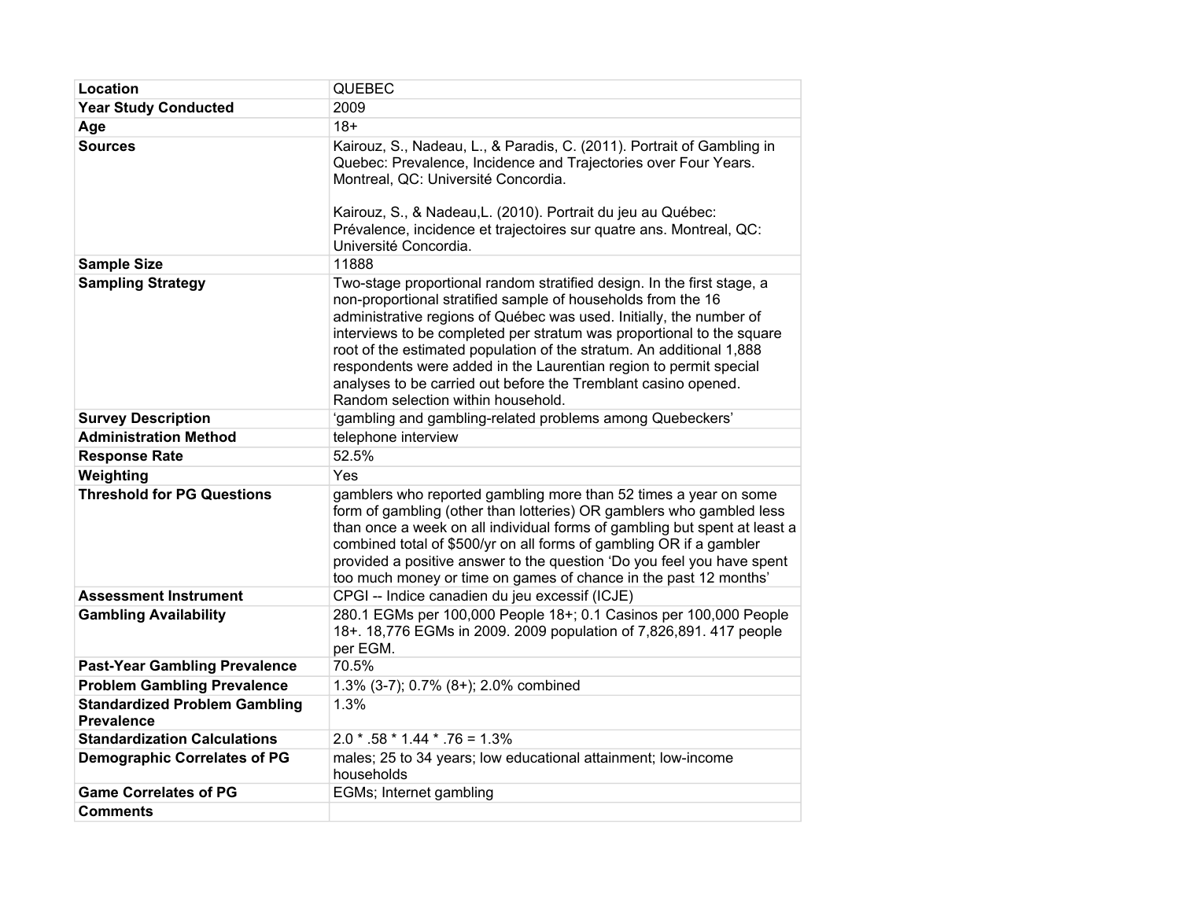| Location | QUEBEC |
|---|---|
| Year Study Conducted | 2009 |
| Age | 18+ |
| Sources | Kairouz, S., Nadeau, L., & Paradis, C. (2011). Portrait of Gambling in Quebec: Prevalence, Incidence and Trajectories over Four Years. Montreal, QC: Université Concordia.<br><br>Kairouz, S., & Nadeau,L. (2010). Portrait du jeu au Québec: Prévalence, incidence et trajectoires sur quatre ans. Montreal, QC: Université Concordia. |
| Sample Size | 11888 |
| Sampling Strategy | Two-stage proportional random stratified design. In the first stage, a non-proportional stratified sample of households from the 16 administrative regions of Québec was used. Initially, the number of interviews to be completed per stratum was proportional to the square root of the estimated population of the stratum. An additional 1,888 respondents were added in the Laurentian region to permit special analyses to be carried out before the Tremblant casino opened. Random selection within household. |
| Survey Description | 'gambling and gambling-related problems among Quebeckers' |
| Administration Method | telephone interview |
| Response Rate | 52.5% |
| Weighting | Yes |
| Threshold for PG Questions | gamblers who reported gambling more than 52 times a year on some form of gambling (other than lotteries) OR gamblers who gambled less than once a week on all individual forms of gambling but spent at least a combined total of $500/yr on all forms of gambling OR if a gambler provided a positive answer to the question 'Do you feel you have spent too much money or time on games of chance in the past 12 months' |
| Assessment Instrument | CPGI -- Indice canadien du jeu excessif (ICJE) |
| Gambling Availability | 280.1 EGMs per 100,000 People 18+; 0.1 Casinos per 100,000 People 18+. 18,776 EGMs in 2009. 2009 population of 7,826,891. 417 people per EGM. |
| Past-Year Gambling Prevalence | 70.5% |
| Problem Gambling Prevalence | 1.3% (3-7); 0.7% (8+); 2.0% combined |
| Standardized Problem Gambling Prevalence | 1.3% |
| Standardization Calculations | 2.0 * .58 * 1.44 * .76 = 1.3% |
| Demographic Correlates of PG | males; 25 to 34 years; low educational attainment; low-income households |
| Game Correlates of PG | EGMs; Internet gambling |
| Comments | |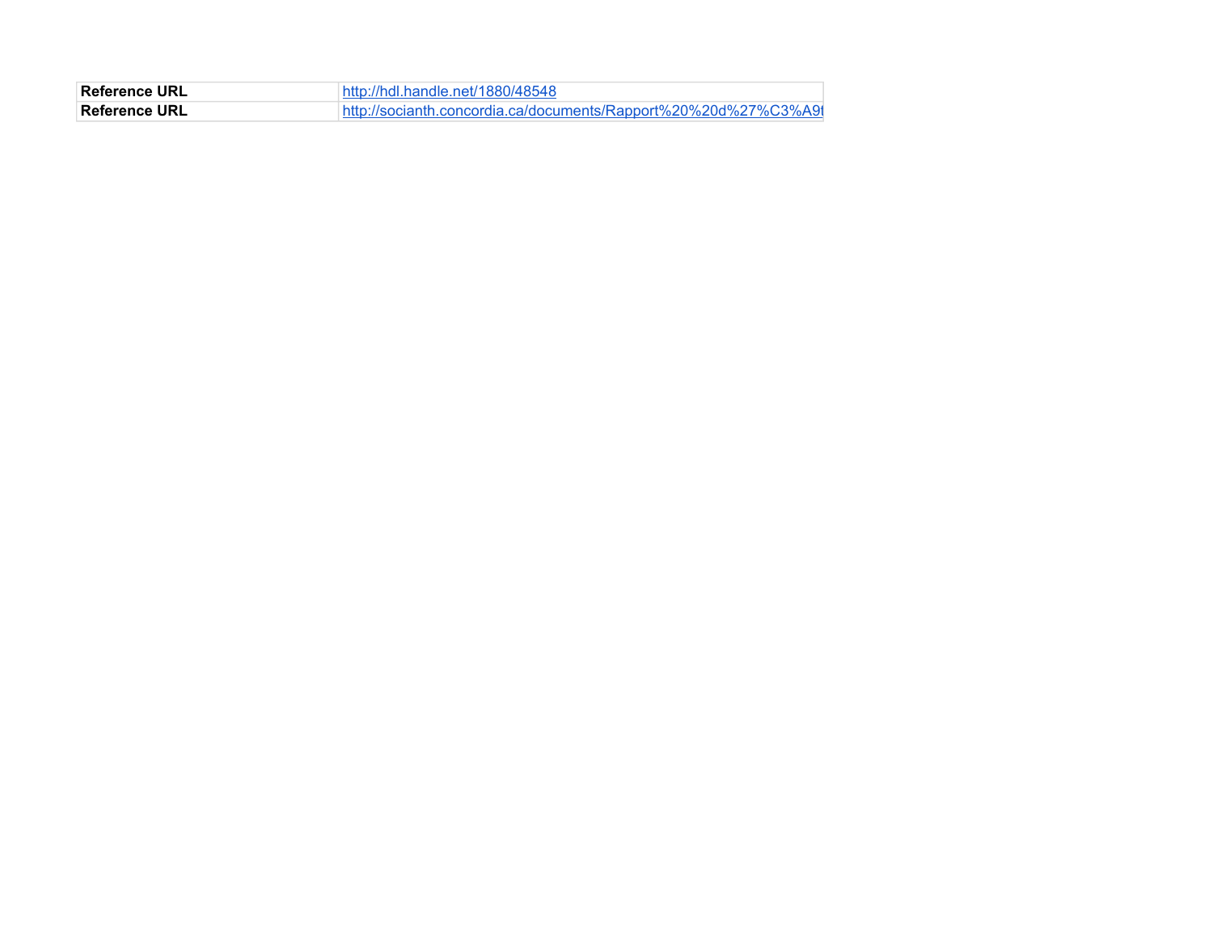| Reference URL | http://hdl.handle.net/1880/48548 |
|---|---|
| Reference URL | http://socianth.concordia.ca/documents/Rapport%20%20d%27%C3%A9t |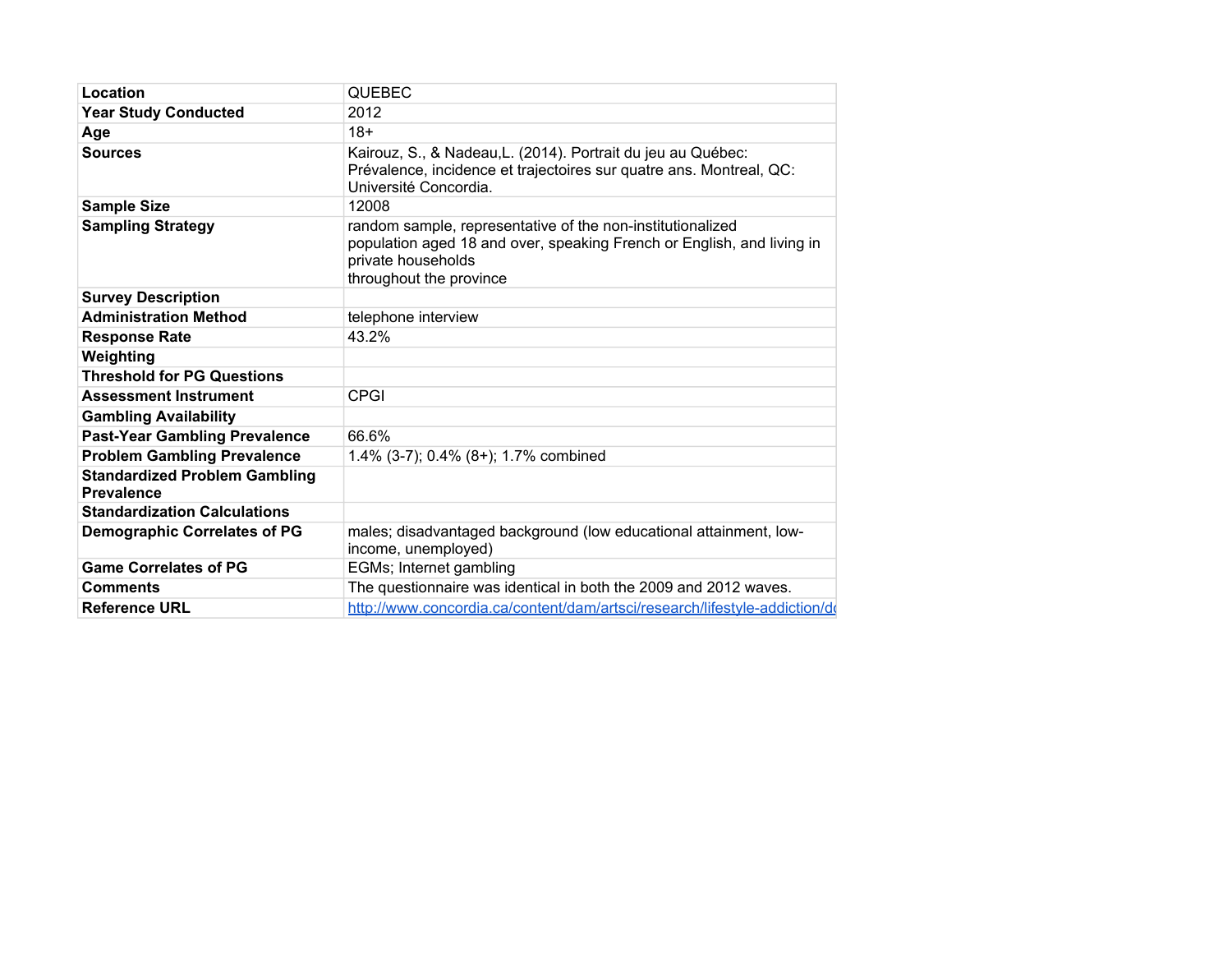| | |
|---|---|
| **Location** | QUEBEC |
| **Year Study Conducted** | 2012 |
| **Age** | 18+ |
| **Sources** | Kairouz, S., & Nadeau,L. (2014). Portrait du jeu au Québec: Prévalence, incidence et trajectoires sur quatre ans. Montreal, QC: Université Concordia. |
| **Sample Size** | 12008 |
| **Sampling Strategy** | random sample, representative of the non-institutionalized population aged 18 and over, speaking French or English, and living in private households throughout the province |
| **Survey Description** | |
| **Administration Method** | telephone interview |
| **Response Rate** | 43.2% |
| **Weighting** | |
| **Threshold for PG Questions** | |
| **Assessment Instrument** | CPGI |
| **Gambling Availability** | |
| **Past-Year Gambling Prevalence** | 66.6% |
| **Problem Gambling Prevalence** | 1.4% (3-7); 0.4% (8+); 1.7% combined |
| **Standardized Problem Gambling Prevalence** | |
| **Standardization Calculations** | |
| **Demographic Correlates of PG** | males; disadvantaged background (low educational attainment, low-income, unemployed) |
| **Game Correlates of PG** | EGMs; Internet gambling |
| **Comments** | The questionnaire was identical in both the 2009 and 2012 waves. |
| **Reference URL** | http://www.concordia.ca/content/dam/artsci/research/lifestyle-addiction/d |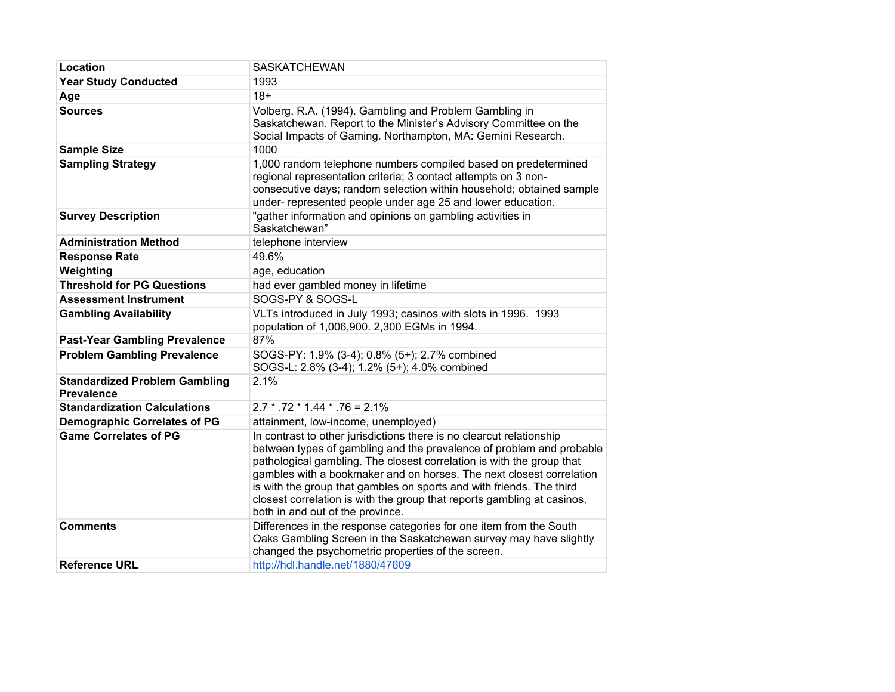| | |
|---|---|
| **Location** | SASKATCHEWAN |
| **Year Study Conducted** | 1993 |
| **Age** | 18+ |
| **Sources** | Volberg, R.A. (1994). Gambling and Problem Gambling in Saskatchewan. Report to the Minister's Advisory Committee on the Social Impacts of Gaming. Northampton, MA: Gemini Research. |
| **Sample Size** | 1000 |
| **Sampling Strategy** | 1,000 random telephone numbers compiled based on predetermined regional representation criteria; 3 contact attempts on 3 non-consecutive days; random selection within household; obtained sample under- represented people under age 25 and lower education. |
| **Survey Description** | "gather information and opinions on gambling activities in Saskatchewan" |
| **Administration Method** | telephone interview |
| **Response Rate** | 49.6% |
| **Weighting** | age, education |
| **Threshold for PG Questions** | had ever gambled money in lifetime |
| **Assessment Instrument** | SOGS-PY & SOGS-L |
| **Gambling Availability** | VLTs introduced in July 1993; casinos with slots in 1996. 1993 population of 1,006,900. 2,300 EGMs in 1994. |
| **Past-Year Gambling Prevalence** | 87% |
| **Problem Gambling Prevalence** | SOGS-PY: 1.9% (3-4); 0.8% (5+); 2.7% combined<br>SOGS-L: 2.8% (3-4); 1.2% (5+); 4.0% combined |
| **Standardized Problem Gambling Prevalence** | 2.1% |
| **Standardization Calculations** | 2.7 * .72 * 1.44 * .76 = 2.1% |
| **Demographic Correlates of PG** | attainment, low-income, unemployed) |
| **Game Correlates of PG** | In contrast to other jurisdictions there is no clearcut relationship between types of gambling and the prevalence of problem and probable pathological gambling. The closest correlation is with the group that gambles with a bookmaker and on horses. The next closest correlation is with the group that gambles on sports and with friends. The third closest correlation is with the group that reports gambling at casinos, both in and out of the province. |
| **Comments** | Differences in the response categories for one item from the South Oaks Gambling Screen in the Saskatchewan survey may have slightly changed the psychometric properties of the screen. |
| **Reference URL** | http://hdl.handle.net/1880/47609 |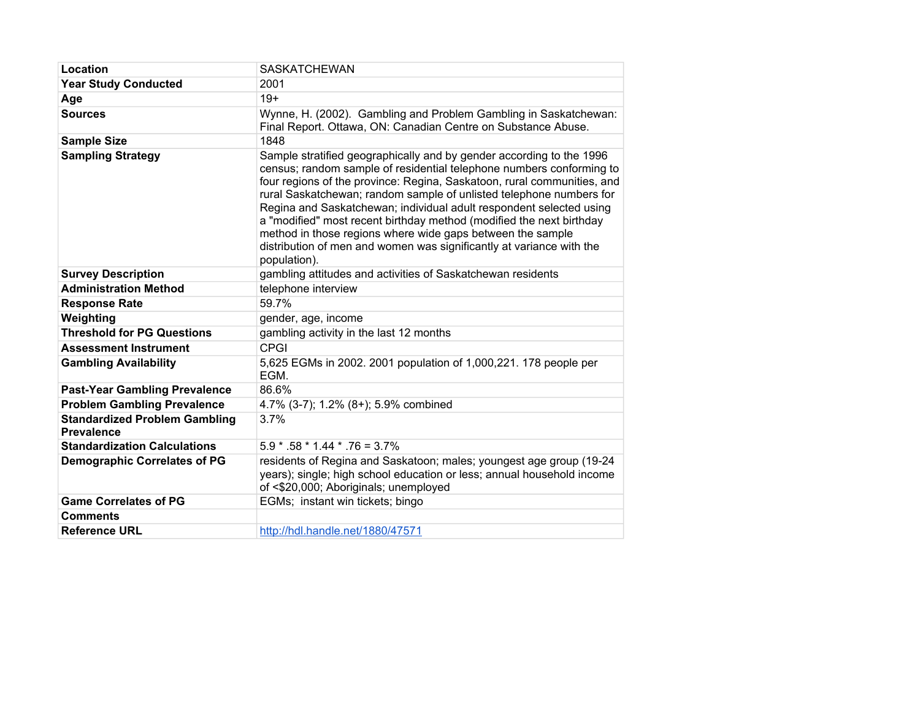| | |
|---|---|
| **Location** | SASKATCHEWAN |
| **Year Study Conducted** | 2001 |
| **Age** | 19+ |
| **Sources** | Wynne, H. (2002). Gambling and Problem Gambling in Saskatchewan: Final Report. Ottawa, ON: Canadian Centre on Substance Abuse. |
| **Sample Size** | 1848 |
| **Sampling Strategy** | Sample stratified geographically and by gender according to the 1996 census; random sample of residential telephone numbers conforming to four regions of the province: Regina, Saskatoon, rural communities, and rural Saskatchewan; random sample of unlisted telephone numbers for Regina and Saskatchewan; individual adult respondent selected using a "modified" most recent birthday method (modified the next birthday method in those regions where wide gaps between the sample distribution of men and women was significantly at variance with the population). |
| **Survey Description** | gambling attitudes and activities of Saskatchewan residents |
| **Administration Method** | telephone interview |
| **Response Rate** | 59.7% |
| **Weighting** | gender, age, income |
| **Threshold for PG Questions** | gambling activity in the last 12 months |
| **Assessment Instrument** | CPGI |
| **Gambling Availability** | 5,625 EGMs in 2002. 2001 population of 1,000,221. 178 people per EGM. |
| **Past-Year Gambling Prevalence** | 86.6% |
| **Problem Gambling Prevalence** | 4.7% (3-7); 1.2% (8+); 5.9% combined |
| **Standardized Problem Gambling Prevalence** | 3.7% |
| **Standardization Calculations** | 5.9 * .58 * 1.44 * .76 = 3.7% |
| **Demographic Correlates of PG** | residents of Regina and Saskatoon; males; youngest age group (19-24 years); single; high school education or less; annual household income of <$20,000; Aboriginals; unemployed |
| **Game Correlates of PG** | EGMs; instant win tickets; bingo |
| **Comments** | |
| **Reference URL** | http://hdl.handle.net/1880/47571 |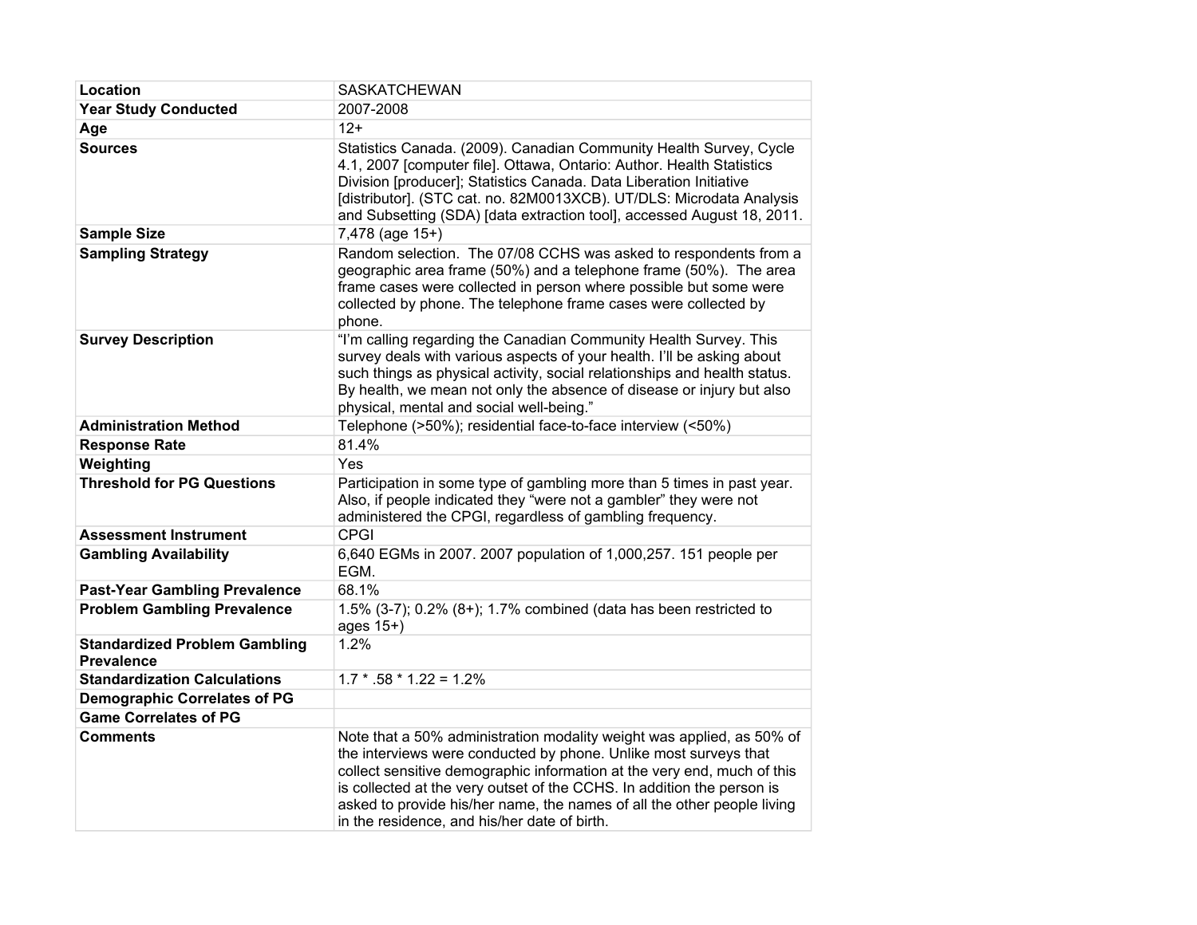| | |
|---|---|
| **Location** | SASKATCHEWAN |
| **Year Study Conducted** | 2007-2008 |
| **Age** | 12+ |
| **Sources** | Statistics Canada. (2009). Canadian Community Health Survey, Cycle 4.1, 2007 [computer file]. Ottawa, Ontario: Author. Health Statistics Division [producer]; Statistics Canada. Data Liberation Initiative [distributor]. (STC cat. no. 82M0013XCB). UT/DLS: Microdata Analysis and Subsetting (SDA) [data extraction tool], accessed August 18, 2011. |
| **Sample Size** | 7,478 (age 15+) |
| **Sampling Strategy** | Random selection. The 07/08 CCHS was asked to respondents from a geographic area frame (50%) and a telephone frame (50%). The area frame cases were collected in person where possible but some were collected by phone. The telephone frame cases were collected by phone. |
| **Survey Description** | "I'm calling regarding the Canadian Community Health Survey. This survey deals with various aspects of your health. I'll be asking about such things as physical activity, social relationships and health status. By health, we mean not only the absence of disease or injury but also physical, mental and social well-being." |
| **Administration Method** | Telephone (>50%); residential face-to-face interview (<50%) |
| **Response Rate** | 81.4% |
| **Weighting** | Yes |
| **Threshold for PG Questions** | Participation in some type of gambling more than 5 times in past year. Also, if people indicated they "were not a gambler" they were not administered the CPGI, regardless of gambling frequency. |
| **Assessment Instrument** | CPGI |
| **Gambling Availability** | 6,640 EGMs in 2007. 2007 population of 1,000,257. 151 people per EGM. |
| **Past-Year Gambling Prevalence** | 68.1% |
| **Problem Gambling Prevalence** | 1.5% (3-7); 0.2% (8+); 1.7% combined (data has been restricted to ages 15+) |
| **Standardized Problem Gambling Prevalence** | 1.2% |
| **Standardization Calculations** | 1.7 * .58 * 1.22 = 1.2% |
| **Demographic Correlates of PG** | |
| **Game Correlates of PG** | |
| **Comments** | Note that a 50% administration modality weight was applied, as 50% of the interviews were conducted by phone. Unlike most surveys that collect sensitive demographic information at the very end, much of this is collected at the very outset of the CCHS. In addition the person is asked to provide his/her name, the names of all the other people living in the residence, and his/her date of birth. |